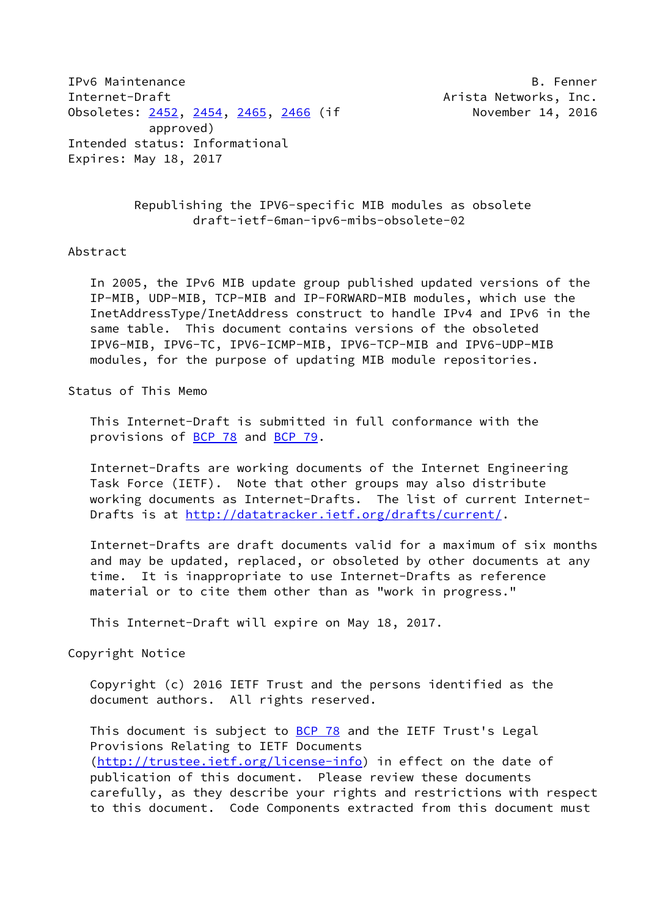IPv6 Maintenance                                               B. Fenner
Internet-Draft                                     Arista Networks, Inc.
Obsoletes: 2452, 2454, 2465, 2466 (if                  November 14, 2016
approved)
Intended status: Informational
Expires: May 18, 2017

# Republishing the IPV6-specific MIB modules as obsolete
draft-ietf-6man-ipv6-mibs-obsolete-02

## Abstract

In 2005, the IPv6 MIB update group published updated versions of the IP-MIB, UDP-MIB, TCP-MIB and IP-FORWARD-MIB modules, which use the InetAddressType/InetAddress construct to handle IPv4 and IPv6 in the same table. This document contains versions of the obsoleted IPV6-MIB, IPV6-TC, IPV6-ICMP-MIB, IPV6-TCP-MIB and IPV6-UDP-MIB modules, for the purpose of updating MIB module repositories.

## Status of This Memo

This Internet-Draft is submitted in full conformance with the provisions of BCP 78 and BCP 79.

Internet-Drafts are working documents of the Internet Engineering Task Force (IETF). Note that other groups may also distribute working documents as Internet-Drafts. The list of current Internet-Drafts is at http://datatracker.ietf.org/drafts/current/.

Internet-Drafts are draft documents valid for a maximum of six months and may be updated, replaced, or obsoleted by other documents at any time. It is inappropriate to use Internet-Drafts as reference material or to cite them other than as "work in progress."

This Internet-Draft will expire on May 18, 2017.

## Copyright Notice

Copyright (c) 2016 IETF Trust and the persons identified as the document authors. All rights reserved.

This document is subject to BCP 78 and the IETF Trust's Legal Provisions Relating to IETF Documents (http://trustee.ietf.org/license-info) in effect on the date of publication of this document. Please review these documents carefully, as they describe your rights and restrictions with respect to this document. Code Components extracted from this document must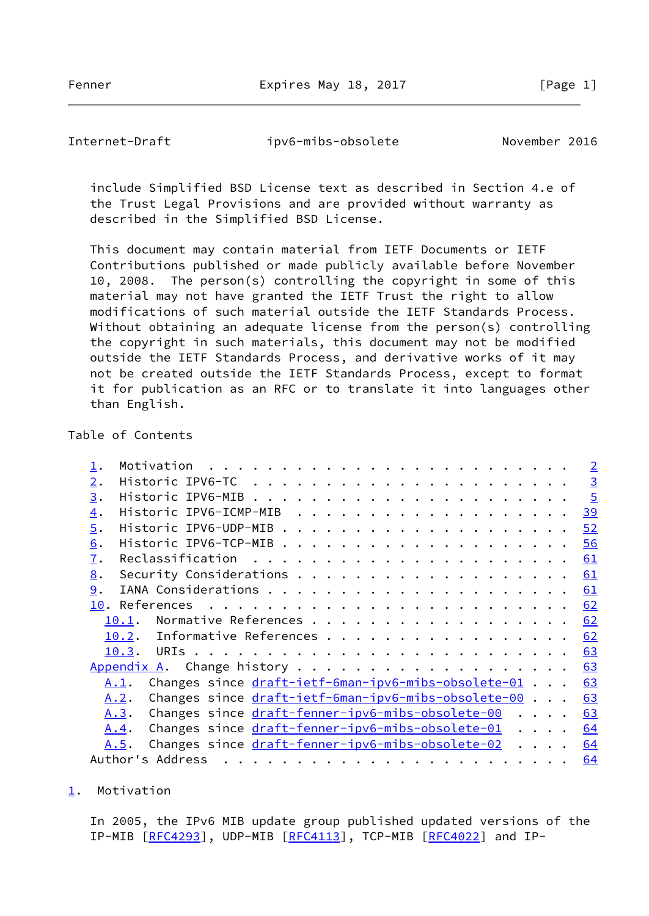include Simplified BSD License text as described in Section 4.e of the Trust Legal Provisions and are provided without warranty as described in the Simplified BSD License.

This document may contain material from IETF Documents or IETF Contributions published or made publicly available before November 10, 2008. The person(s) controlling the copyright in some of this material may not have granted the IETF Trust the right to allow modifications of such material outside the IETF Standards Process. Without obtaining an adequate license from the person(s) controlling the copyright in such materials, this document may not be modified outside the IETF Standards Process, and derivative works of it may not be created outside the IETF Standards Process, except to format it for publication as an RFC or to translate it into languages other than English.

Table of Contents

```
   1.  Motivation  . . . . . . . . . . . . . . . . . . . . . . . . .   2
   2.  Historic IPV6-TC  . . . . . . . . . . . . . . . . . . . . . .   3
   3.  Historic IPV6-MIB . . . . . . . . . . . . . . . . . . . . . .   5
   4.  Historic IPV6-ICMP-MIB  . . . . . . . . . . . . . . . . . . .  39
   5.  Historic IPV6-UDP-MIB . . . . . . . . . . . . . . . . . . . .  52
   6.  Historic IPV6-TCP-MIB . . . . . . . . . . . . . . . . . . . .  56
   7.  Reclassification  . . . . . . . . . . . . . . . . . . . . . .  61
   8.  Security Considerations . . . . . . . . . . . . . . . . . . .  61
   9.  IANA Considerations . . . . . . . . . . . . . . . . . . . . .  61
   10. References  . . . . . . . . . . . . . . . . . . . . . . . . .  62
     10.1.  Normative References . . . . . . . . . . . . . . . . . .  62
     10.2.  Informative References . . . . . . . . . . . . . . . . .  62
     10.3.  URIs . . . . . . . . . . . . . . . . . . . . . . . . . .  63
   Appendix A.  Change history . . . . . . . . . . . . . . . . . . .  63
     A.1.  Changes since draft-ietf-6man-ipv6-mibs-obsolete-01 . . .  63
     A.2.  Changes since draft-ietf-6man-ipv6-mibs-obsolete-00 . . .  63
     A.3.  Changes since draft-fenner-ipv6-mibs-obsolete-00  . . . .  63
     A.4.  Changes since draft-fenner-ipv6-mibs-obsolete-01  . . . .  64
     A.5.  Changes since draft-fenner-ipv6-mibs-obsolete-02  . . . .  64
   Author's Address  . . . . . . . . . . . . . . . . . . . . . . . .  64
```

## 1. Motivation

In 2005, the IPv6 MIB update group published updated versions of the IP-MIB [RFC4293], UDP-MIB [RFC4113], TCP-MIB [RFC4022] and IP-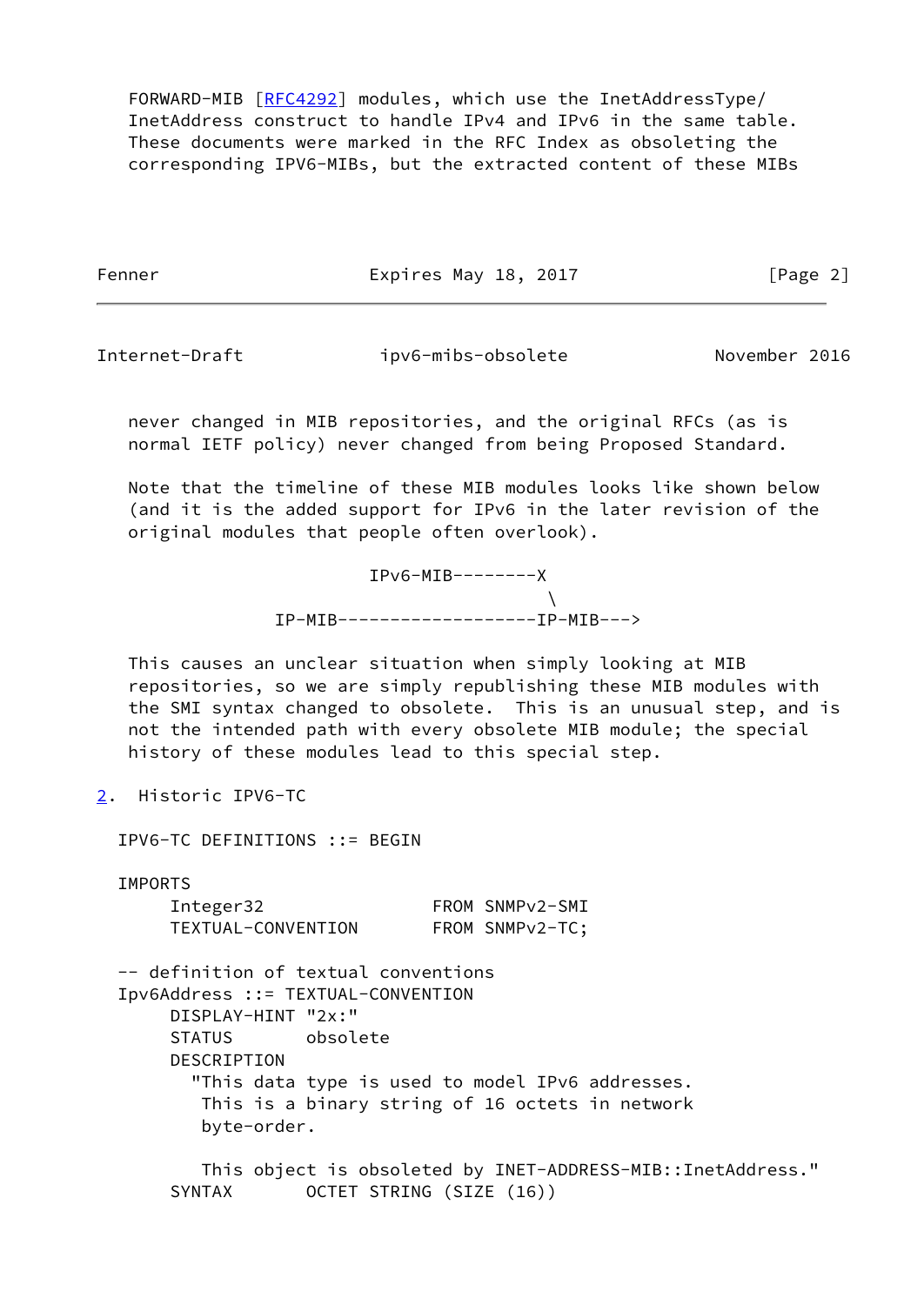FORWARD-MIB [RFC4292] modules, which use the InetAddressType/InetAddress construct to handle IPv4 and IPv6 in the same table. These documents were marked in the RFC Index as obsoleting the corresponding IPV6-MIBs, but the extracted content of these MIBs never changed in MIB repositories, and the original RFCs (as is normal IETF policy) never changed from being Proposed Standard.

Note that the timeline of these MIB modules looks like shown below (and it is the added support for IPv6 in the later revision of the original modules that people often overlook).

```
                     IPv6-MIB--------X
                                      \
              IP-MIB------------------IP-MIB--->
```

This causes an unclear situation when simply looking at MIB repositories, so we are simply republishing these MIB modules with the SMI syntax changed to obsolete. This is an unusual step, and is not the intended path with every obsolete MIB module; the special history of these modules lead to this special step.

## 2. Historic IPV6-TC

```
IPV6-TC DEFINITIONS ::= BEGIN

IMPORTS
     Integer32                 FROM SNMPv2-SMI
     TEXTUAL-CONVENTION        FROM SNMPv2-TC;

-- definition of textual conventions
Ipv6Address ::= TEXTUAL-CONVENTION
     DISPLAY-HINT "2x:"
     STATUS       obsolete
     DESCRIPTION
       "This data type is used to model IPv6 addresses.
        This is a binary string of 16 octets in network
        byte-order.

        This object is obsoleted by INET-ADDRESS-MIB::InetAddress."
     SYNTAX       OCTET STRING (SIZE (16))
```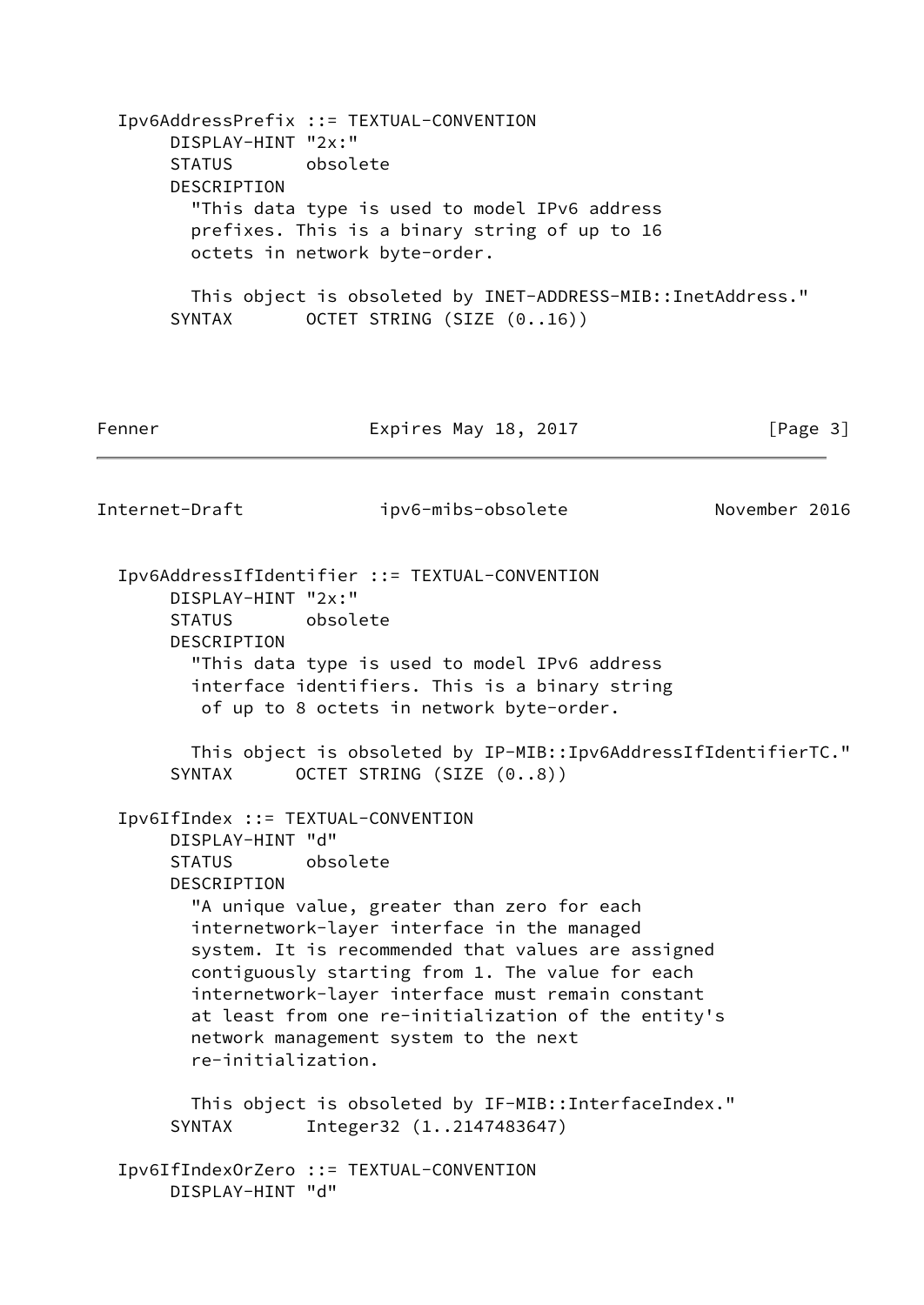```
  Ipv6AddressPrefix ::= TEXTUAL-CONVENTION
       DISPLAY-HINT "2x:"
       STATUS       obsolete
       DESCRIPTION
         "This data type is used to model IPv6 address
         prefixes. This is a binary string of up to 16
         octets in network byte-order.

         This object is obsoleted by INET-ADDRESS-MIB::InetAddress."
       SYNTAX       OCTET STRING (SIZE (0..16))
```

```
  Ipv6AddressIfIdentifier ::= TEXTUAL-CONVENTION
       DISPLAY-HINT "2x:"
       STATUS       obsolete
       DESCRIPTION
         "This data type is used to model IPv6 address
         interface identifiers. This is a binary string
          of up to 8 octets in network byte-order.

         This object is obsoleted by IP-MIB::Ipv6AddressIfIdentifierTC."
       SYNTAX      OCTET STRING (SIZE (0..8))

  Ipv6IfIndex ::= TEXTUAL-CONVENTION
       DISPLAY-HINT "d"
       STATUS       obsolete
       DESCRIPTION
         "A unique value, greater than zero for each
         internetwork-layer interface in the managed
         system. It is recommended that values are assigned
         contiguously starting from 1. The value for each
         internetwork-layer interface must remain constant
         at least from one re-initialization of the entity's
         network management system to the next
         re-initialization.

         This object is obsoleted by IF-MIB::InterfaceIndex."
       SYNTAX       Integer32 (1..2147483647)

  Ipv6IfIndexOrZero ::= TEXTUAL-CONVENTION
       DISPLAY-HINT "d"
```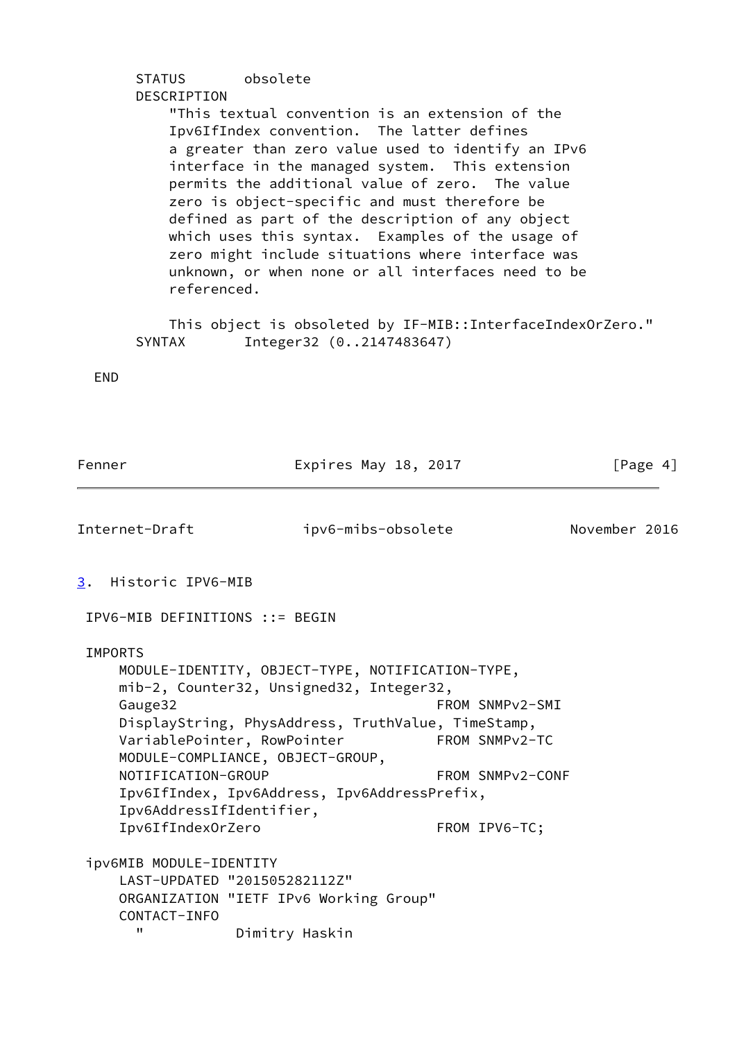```
       STATUS       obsolete
       DESCRIPTION
           "This textual convention is an extension of the
           Ipv6IfIndex convention.  The latter defines
           a greater than zero value used to identify an IPv6
           interface in the managed system.  This extension
           permits the additional value of zero.  The value
           zero is object-specific and must therefore be
           defined as part of the description of any object
           which uses this syntax.  Examples of the usage of
           zero might include situations where interface was
           unknown, or when none or all interfaces need to be
           referenced.

           This object is obsoleted by IF-MIB::InterfaceIndexOrZero."
       SYNTAX       Integer32 (0..2147483647)

   END
```

## 3. Historic IPV6-MIB

```
 IPV6-MIB DEFINITIONS ::= BEGIN

 IMPORTS
     MODULE-IDENTITY, OBJECT-TYPE, NOTIFICATION-TYPE,
     mib-2, Counter32, Unsigned32, Integer32,
     Gauge32                                FROM SNMPv2-SMI
     DisplayString, PhysAddress, TruthValue, TimeStamp,
     VariablePointer, RowPointer            FROM SNMPv2-TC
     MODULE-COMPLIANCE, OBJECT-GROUP,
     NOTIFICATION-GROUP                     FROM SNMPv2-CONF
     Ipv6IfIndex, Ipv6Address, Ipv6AddressPrefix,
     Ipv6AddressIfIdentifier,
     Ipv6IfIndexOrZero                      FROM IPV6-TC;

 ipv6MIB MODULE-IDENTITY
     LAST-UPDATED "201505282112Z"
     ORGANIZATION "IETF IPv6 Working Group"
     CONTACT-INFO
       "           Dimitry Haskin
```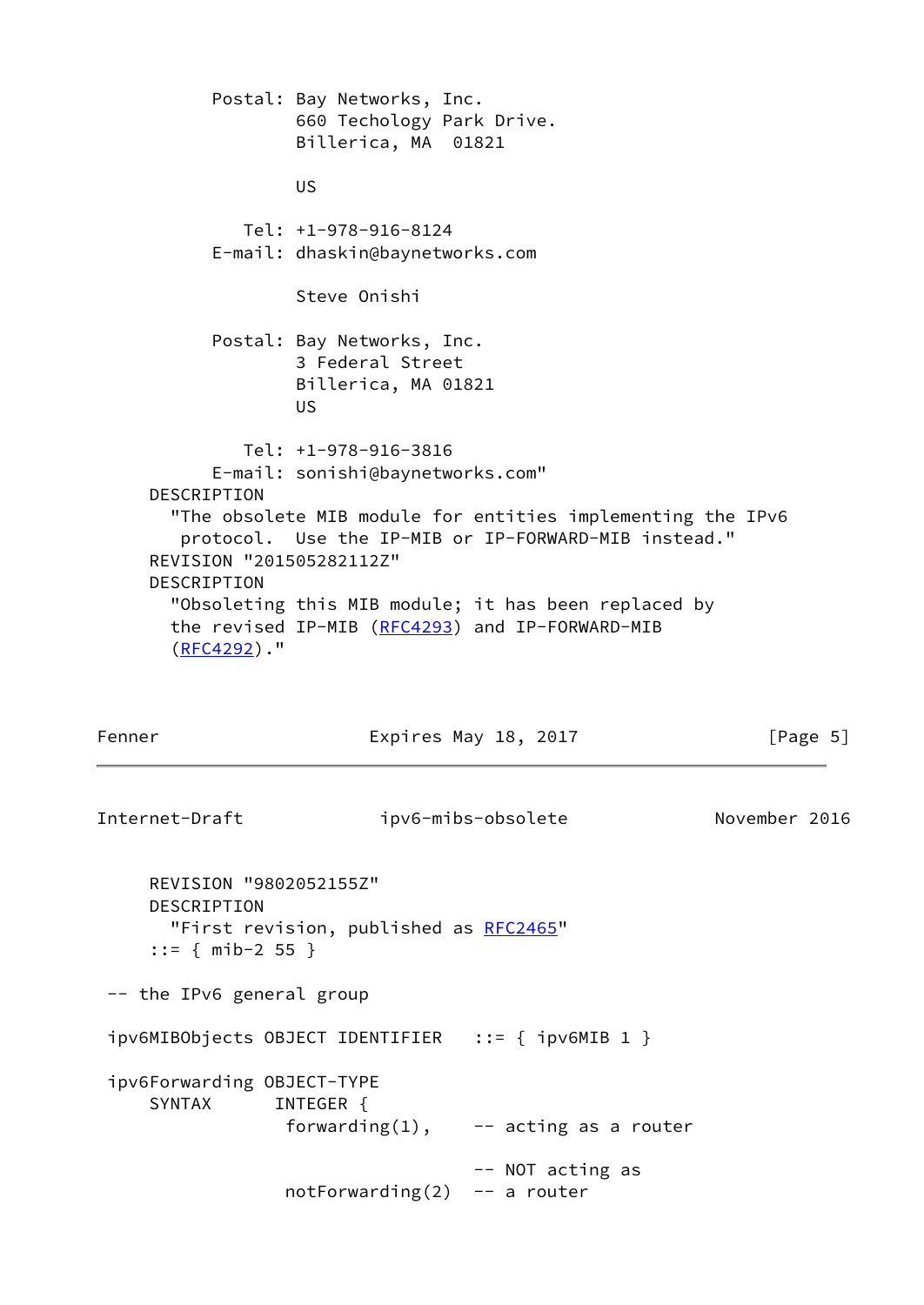```
          Postal: Bay Networks, Inc.
                  660 Techology Park Drive.
                  Billerica, MA  01821

                  US

             Tel: +1-978-916-8124
          E-mail: dhaskin@baynetworks.com

                  Steve Onishi

          Postal: Bay Networks, Inc.
                  3 Federal Street
                  Billerica, MA 01821
                  US

             Tel: +1-978-916-3816
          E-mail: sonishi@baynetworks.com"
    DESCRIPTION
      "The obsolete MIB module for entities implementing the IPv6
       protocol.  Use the IP-MIB or IP-FORWARD-MIB instead."
    REVISION "201505282112Z"
    DESCRIPTION
      "Obsoleting this MIB module; it has been replaced by
      the revised IP-MIB (RFC4293) and IP-FORWARD-MIB
      (RFC4292)."
```

```
    REVISION "9802052155Z"
    DESCRIPTION
      "First revision, published as RFC2465"
    ::= { mib-2 55 }

 -- the IPv6 general group

 ipv6MIBObjects OBJECT IDENTIFIER   ::= { ipv6MIB 1 }

 ipv6Forwarding OBJECT-TYPE
     SYNTAX      INTEGER {
                  forwarding(1),    -- acting as a router

                                    -- NOT acting as
                  notForwarding(2)  -- a router
```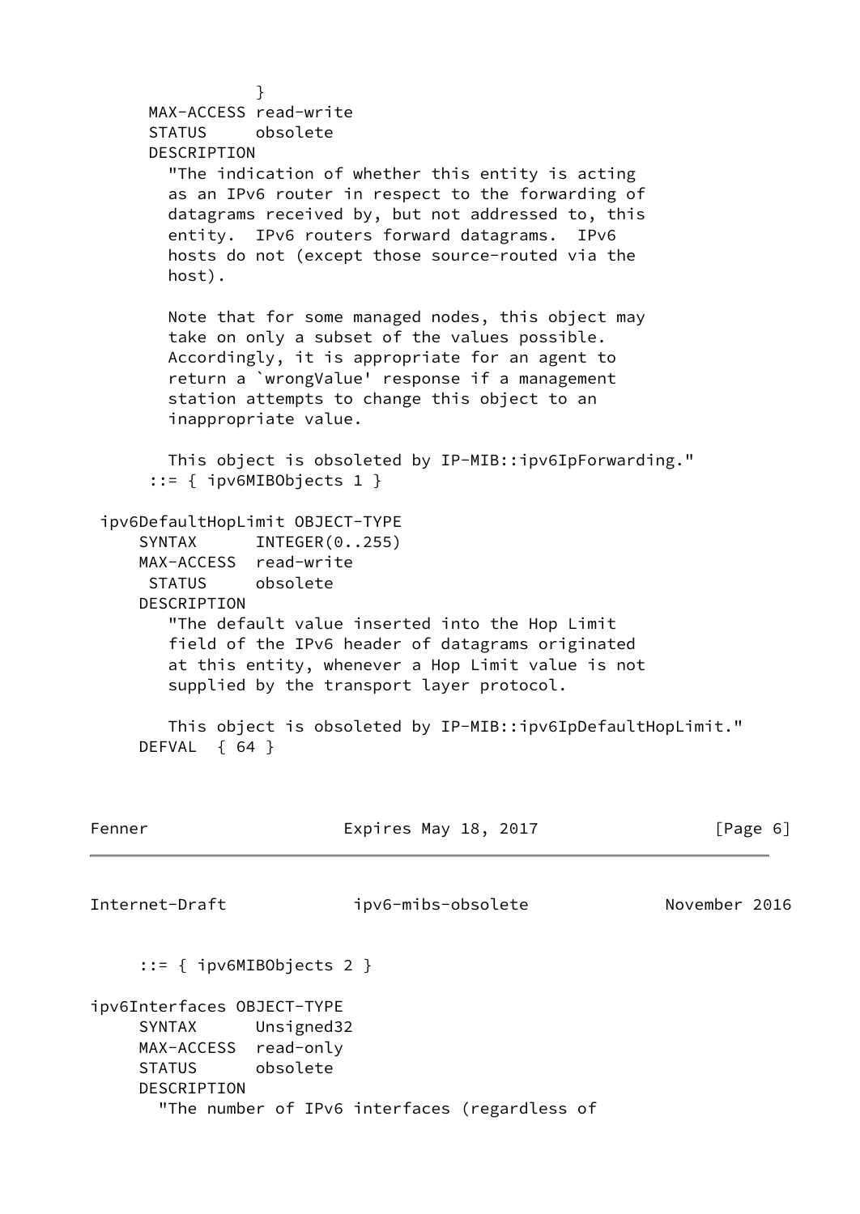```
                  }
      MAX-ACCESS read-write
      STATUS     obsolete
      DESCRIPTION
        "The indication of whether this entity is acting
        as an IPv6 router in respect to the forwarding of
        datagrams received by, but not addressed to, this
        entity.  IPv6 routers forward datagrams.  IPv6
        hosts do not (except those source-routed via the
        host).

        Note that for some managed nodes, this object may
        take on only a subset of the values possible.
        Accordingly, it is appropriate for an agent to
        return a `wrongValue' response if a management
        station attempts to change this object to an
        inappropriate value.

        This object is obsoleted by IP-MIB::ipv6IpForwarding."
      ::= { ipv6MIBObjects 1 }

 ipv6DefaultHopLimit OBJECT-TYPE
     SYNTAX      INTEGER(0..255)
     MAX-ACCESS  read-write
      STATUS     obsolete
     DESCRIPTION
        "The default value inserted into the Hop Limit
        field of the IPv6 header of datagrams originated
        at this entity, whenever a Hop Limit value is not
        supplied by the transport layer protocol.

        This object is obsoleted by IP-MIB::ipv6IpDefaultHopLimit."
     DEFVAL  { 64 }
```

```
     ::= { ipv6MIBObjects 2 }

ipv6Interfaces OBJECT-TYPE
     SYNTAX      Unsigned32
     MAX-ACCESS  read-only
     STATUS      obsolete
     DESCRIPTION
       "The number of IPv6 interfaces (regardless of
```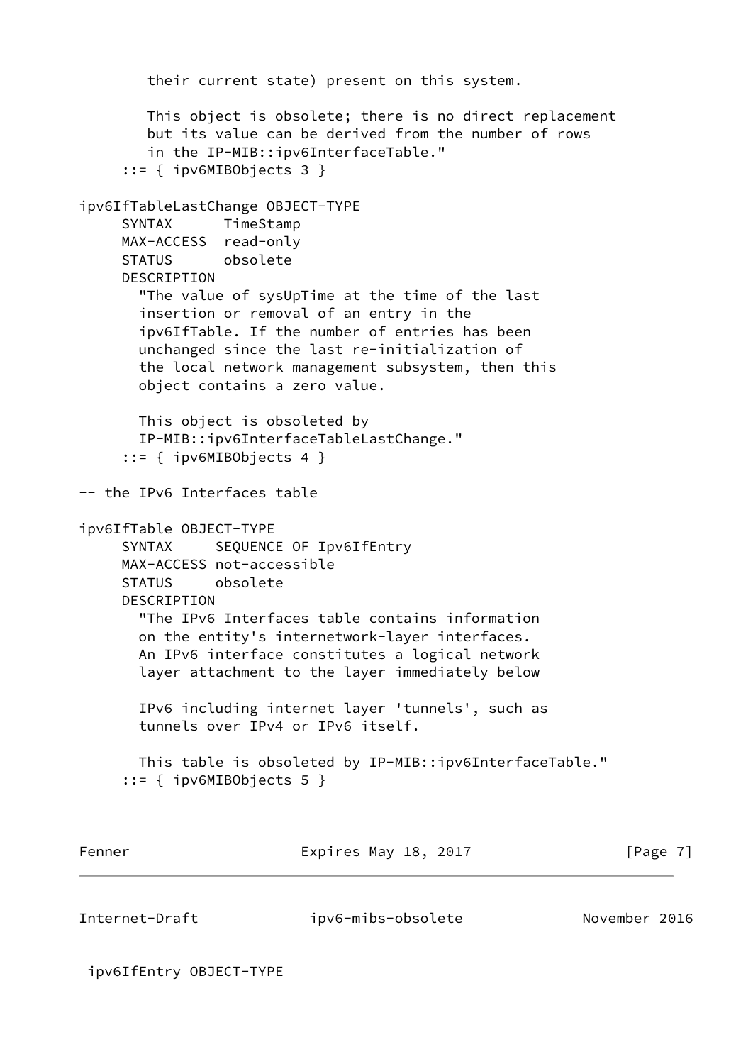```
        their current state) present on this system.

        This object is obsolete; there is no direct replacement
        but its value can be derived from the number of rows
        in the IP-MIB::ipv6InterfaceTable."
     ::= { ipv6MIBObjects 3 }

ipv6IfTableLastChange OBJECT-TYPE
     SYNTAX      TimeStamp
     MAX-ACCESS  read-only
     STATUS      obsolete
     DESCRIPTION
       "The value of sysUpTime at the time of the last
       insertion or removal of an entry in the
       ipv6IfTable. If the number of entries has been
       unchanged since the last re-initialization of
       the local network management subsystem, then this
       object contains a zero value.

       This object is obsoleted by
       IP-MIB::ipv6InterfaceTableLastChange."
     ::= { ipv6MIBObjects 4 }

-- the IPv6 Interfaces table

ipv6IfTable OBJECT-TYPE
     SYNTAX     SEQUENCE OF Ipv6IfEntry
     MAX-ACCESS not-accessible
     STATUS     obsolete
     DESCRIPTION
       "The IPv6 Interfaces table contains information
       on the entity's internetwork-layer interfaces.
       An IPv6 interface constitutes a logical network
       layer attachment to the layer immediately below

       IPv6 including internet layer 'tunnels', such as
       tunnels over IPv4 or IPv6 itself.

       This table is obsoleted by IP-MIB::ipv6InterfaceTable."
     ::= { ipv6MIBObjects 5 }

 ipv6IfEntry OBJECT-TYPE
```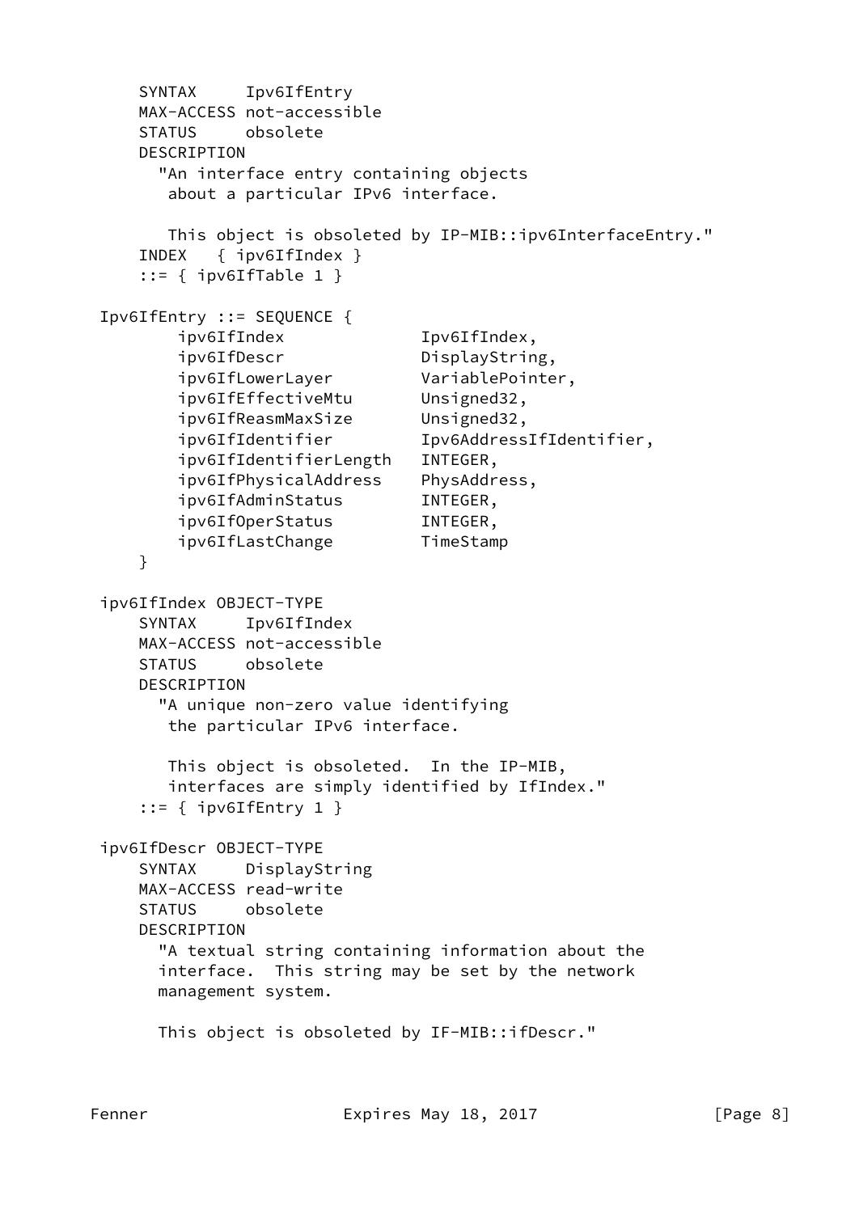```
    SYNTAX     Ipv6IfEntry
    MAX-ACCESS not-accessible
    STATUS     obsolete
    DESCRIPTION
      "An interface entry containing objects
       about a particular IPv6 interface.

       This object is obsoleted by IP-MIB::ipv6InterfaceEntry."
    INDEX   { ipv6IfIndex }
    ::= { ipv6IfTable 1 }

Ipv6IfEntry ::= SEQUENCE {
        ipv6IfIndex              Ipv6IfIndex,
        ipv6IfDescr              DisplayString,
        ipv6IfLowerLayer         VariablePointer,
        ipv6IfEffectiveMtu       Unsigned32,
        ipv6IfReasmMaxSize       Unsigned32,
        ipv6IfIdentifier         Ipv6AddressIfIdentifier,
        ipv6IfIdentifierLength   INTEGER,
        ipv6IfPhysicalAddress    PhysAddress,
        ipv6IfAdminStatus        INTEGER,
        ipv6IfOperStatus         INTEGER,
        ipv6IfLastChange         TimeStamp
    }

ipv6IfIndex OBJECT-TYPE
    SYNTAX     Ipv6IfIndex
    MAX-ACCESS not-accessible
    STATUS     obsolete
    DESCRIPTION
      "A unique non-zero value identifying
       the particular IPv6 interface.

       This object is obsoleted.  In the IP-MIB,
       interfaces are simply identified by IfIndex."
    ::= { ipv6IfEntry 1 }

ipv6IfDescr OBJECT-TYPE
    SYNTAX     DisplayString
    MAX-ACCESS read-write
    STATUS     obsolete
    DESCRIPTION
      "A textual string containing information about the
      interface.  This string may be set by the network
      management system.

      This object is obsoleted by IF-MIB::ifDescr."
```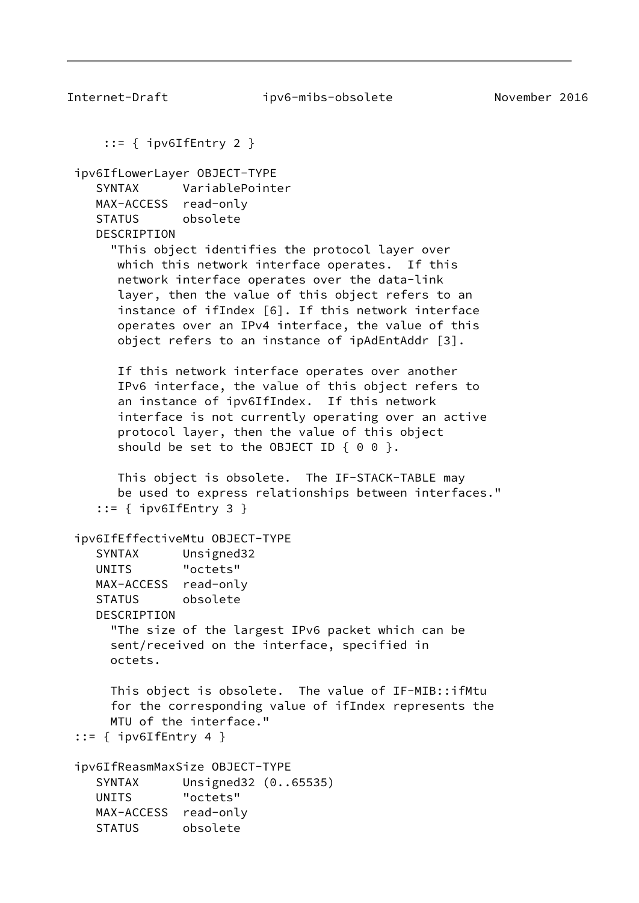```
     ::= { ipv6IfEntry 2 }

 ipv6IfLowerLayer OBJECT-TYPE
    SYNTAX      VariablePointer
    MAX-ACCESS  read-only
    STATUS      obsolete
    DESCRIPTION
      "This object identifies the protocol layer over
       which this network interface operates.  If this
       network interface operates over the data-link
       layer, then the value of this object refers to an
       instance of ifIndex [6]. If this network interface
       operates over an IPv4 interface, the value of this
       object refers to an instance of ipAdEntAddr [3].

       If this network interface operates over another
       IPv6 interface, the value of this object refers to
       an instance of ipv6IfIndex.  If this network
       interface is not currently operating over an active
       protocol layer, then the value of this object
       should be set to the OBJECT ID { 0 0 }.

       This object is obsolete.  The IF-STACK-TABLE may
       be used to express relationships between interfaces."
    ::= { ipv6IfEntry 3 }

 ipv6IfEffectiveMtu OBJECT-TYPE
    SYNTAX      Unsigned32
    UNITS       "octets"
    MAX-ACCESS  read-only
    STATUS      obsolete
    DESCRIPTION
      "The size of the largest IPv6 packet which can be
      sent/received on the interface, specified in
      octets.

      This object is obsolete.  The value of IF-MIB::ifMtu
      for the corresponding value of ifIndex represents the
      MTU of the interface."
 ::= { ipv6IfEntry 4 }

 ipv6IfReasmMaxSize OBJECT-TYPE
    SYNTAX      Unsigned32 (0..65535)
    UNITS       "octets"
    MAX-ACCESS  read-only
    STATUS      obsolete
```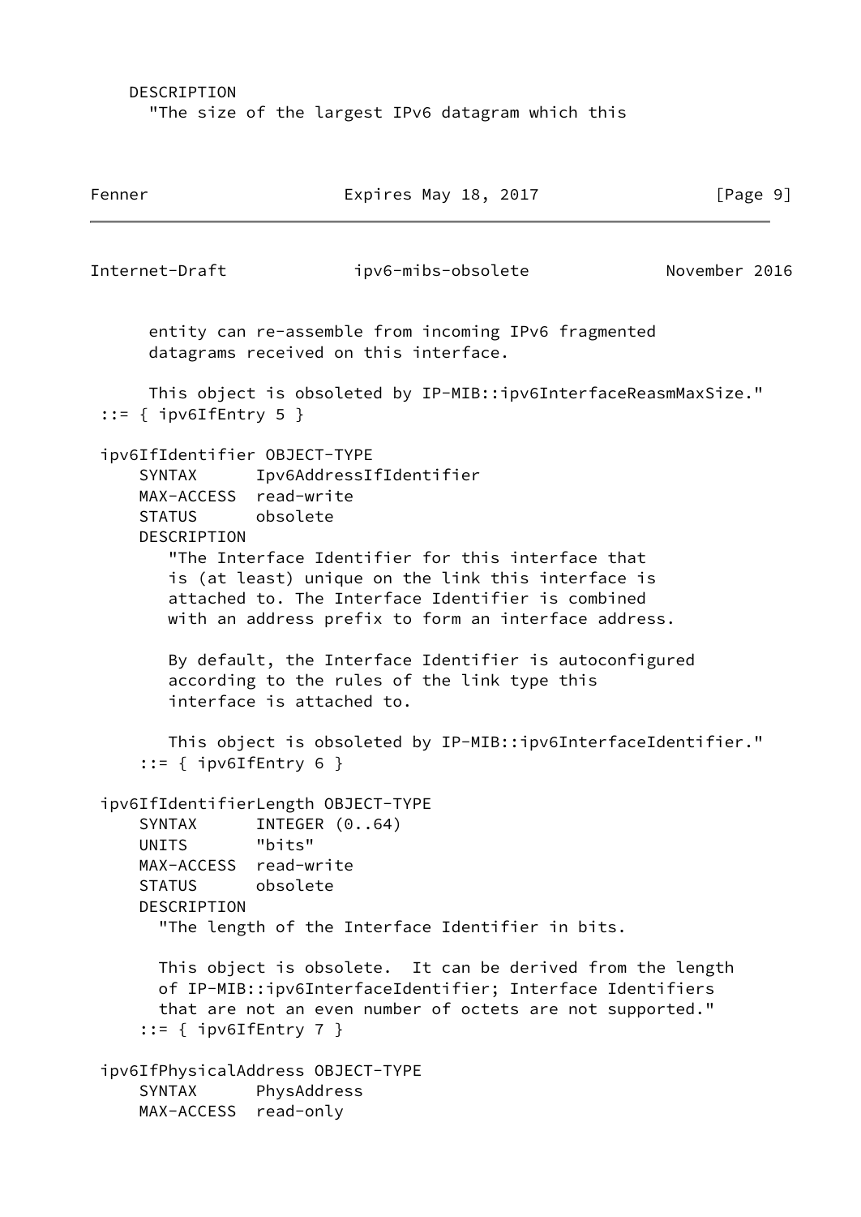```
    DESCRIPTION
      "The size of the largest IPv6 datagram which this
      entity can re-assemble from incoming IPv6 fragmented
      datagrams received on this interface.

      This object is obsoleted by IP-MIB::ipv6InterfaceReasmMaxSize."
 ::= { ipv6IfEntry 5 }

 ipv6IfIdentifier OBJECT-TYPE
     SYNTAX      Ipv6AddressIfIdentifier
     MAX-ACCESS  read-write
     STATUS      obsolete
     DESCRIPTION
        "The Interface Identifier for this interface that
        is (at least) unique on the link this interface is
        attached to. The Interface Identifier is combined
        with an address prefix to form an interface address.

        By default, the Interface Identifier is autoconfigured
        according to the rules of the link type this
        interface is attached to.

        This object is obsoleted by IP-MIB::ipv6InterfaceIdentifier."
     ::= { ipv6IfEntry 6 }

 ipv6IfIdentifierLength OBJECT-TYPE
     SYNTAX      INTEGER (0..64)
     UNITS       "bits"
     MAX-ACCESS  read-write
     STATUS      obsolete
     DESCRIPTION
       "The length of the Interface Identifier in bits.

       This object is obsolete.  It can be derived from the length
       of IP-MIB::ipv6InterfaceIdentifier; Interface Identifiers
       that are not an even number of octets are not supported."
     ::= { ipv6IfEntry 7 }

 ipv6IfPhysicalAddress OBJECT-TYPE
     SYNTAX      PhysAddress
     MAX-ACCESS  read-only
```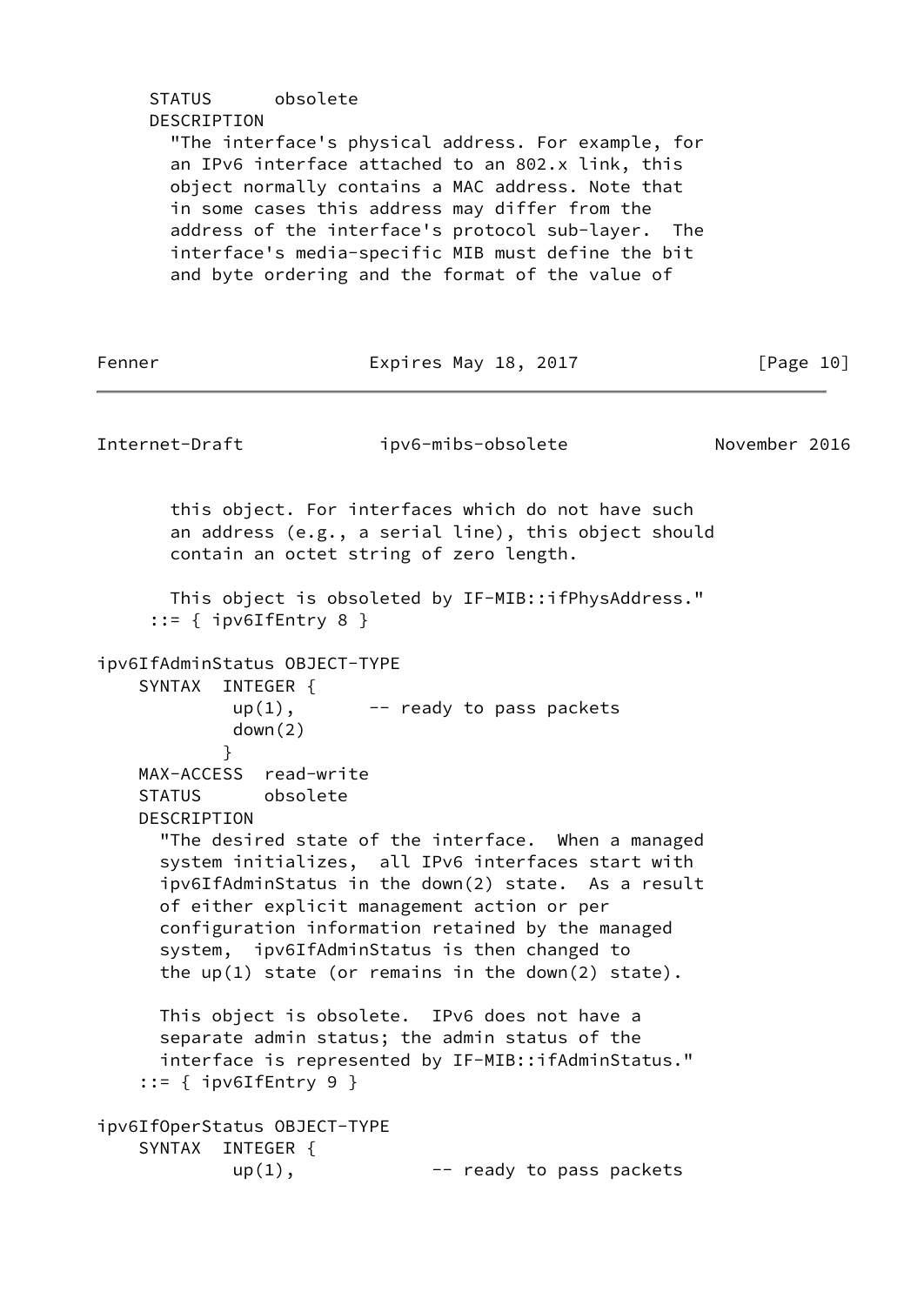```
     STATUS      obsolete
     DESCRIPTION
       "The interface's physical address. For example, for
       an IPv6 interface attached to an 802.x link, this
       object normally contains a MAC address. Note that
       in some cases this address may differ from the
       address of the interface's protocol sub-layer.  The
       interface's media-specific MIB must define the bit
       and byte ordering and the format of the value of
       this object. For interfaces which do not have such
       an address (e.g., a serial line), this object should
       contain an octet string of zero length.

       This object is obsoleted by IF-MIB::ifPhysAddress."
     ::= { ipv6IfEntry 8 }

ipv6IfAdminStatus OBJECT-TYPE
    SYNTAX  INTEGER {
            up(1),       -- ready to pass packets
            down(2)
           }
    MAX-ACCESS  read-write
    STATUS      obsolete
    DESCRIPTION
      "The desired state of the interface.  When a managed
      system initializes,  all IPv6 interfaces start with
      ipv6IfAdminStatus in the down(2) state.  As a result
      of either explicit management action or per
      configuration information retained by the managed
      system,  ipv6IfAdminStatus is then changed to
      the up(1) state (or remains in the down(2) state).

      This object is obsolete.  IPv6 does not have a
      separate admin status; the admin status of the
      interface is represented by IF-MIB::ifAdminStatus."
    ::= { ipv6IfEntry 9 }

ipv6IfOperStatus OBJECT-TYPE
    SYNTAX  INTEGER {
            up(1),             -- ready to pass packets
```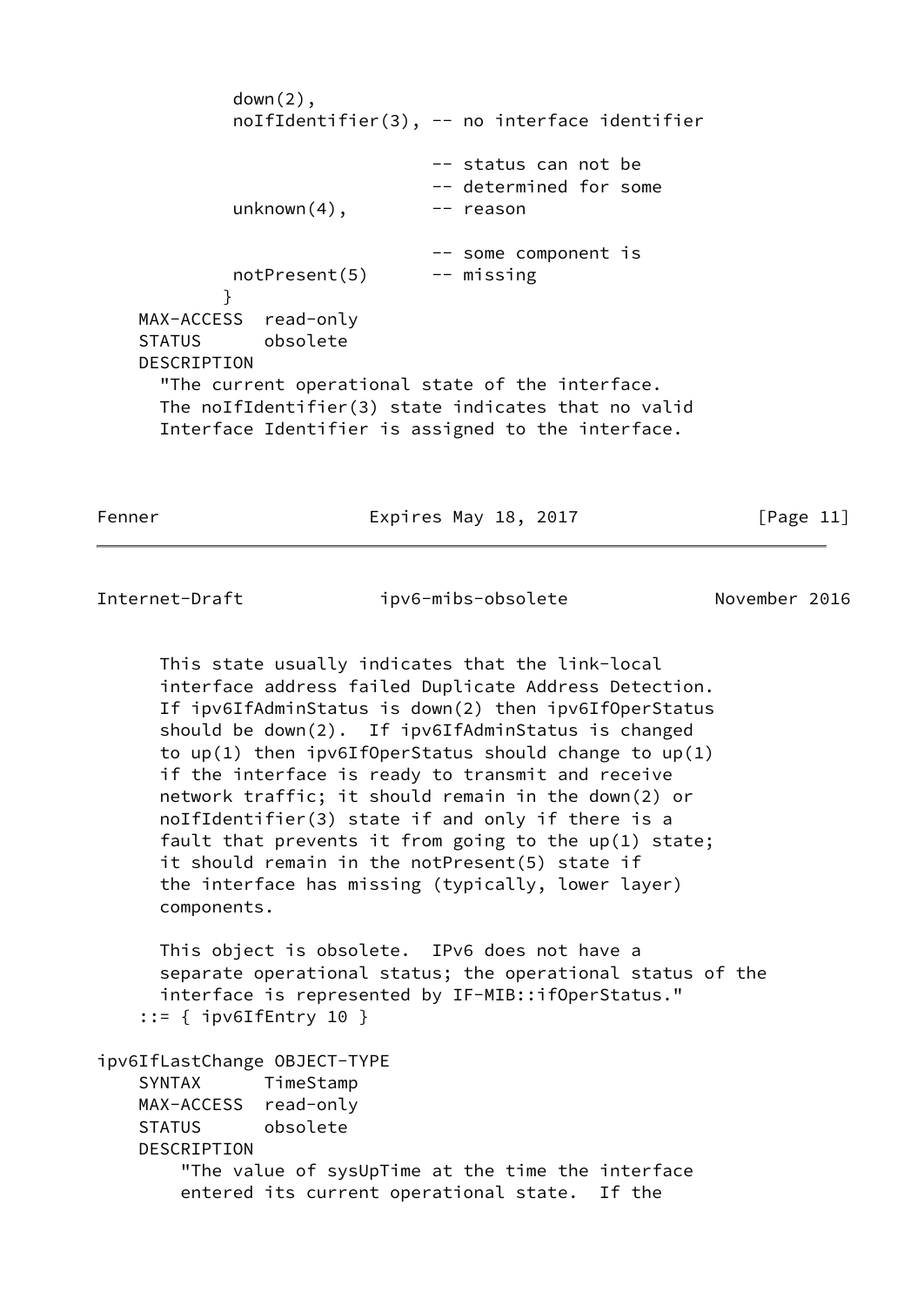```
            down(2),
            noIfIdentifier(3), -- no interface identifier

                               -- status can not be
                               -- determined for some
            unknown(4),        -- reason

                               -- some component is
            notPresent(5)      -- missing
           }
    MAX-ACCESS  read-only
    STATUS      obsolete
    DESCRIPTION
      "The current operational state of the interface.
      The noIfIdentifier(3) state indicates that no valid
      Interface Identifier is assigned to the interface.

      This state usually indicates that the link-local
      interface address failed Duplicate Address Detection.
      If ipv6IfAdminStatus is down(2) then ipv6IfOperStatus
      should be down(2).  If ipv6IfAdminStatus is changed
      to up(1) then ipv6IfOperStatus should change to up(1)
      if the interface is ready to transmit and receive
      network traffic; it should remain in the down(2) or
      noIfIdentifier(3) state if and only if there is a
      fault that prevents it from going to the up(1) state;
      it should remain in the notPresent(5) state if
      the interface has missing (typically, lower layer)
      components.

      This object is obsolete.  IPv6 does not have a
      separate operational status; the operational status of the
      interface is represented by IF-MIB::ifOperStatus."
    ::= { ipv6IfEntry 10 }

ipv6IfLastChange OBJECT-TYPE
    SYNTAX      TimeStamp
    MAX-ACCESS  read-only
    STATUS      obsolete
    DESCRIPTION
        "The value of sysUpTime at the time the interface
        entered its current operational state.  If the
```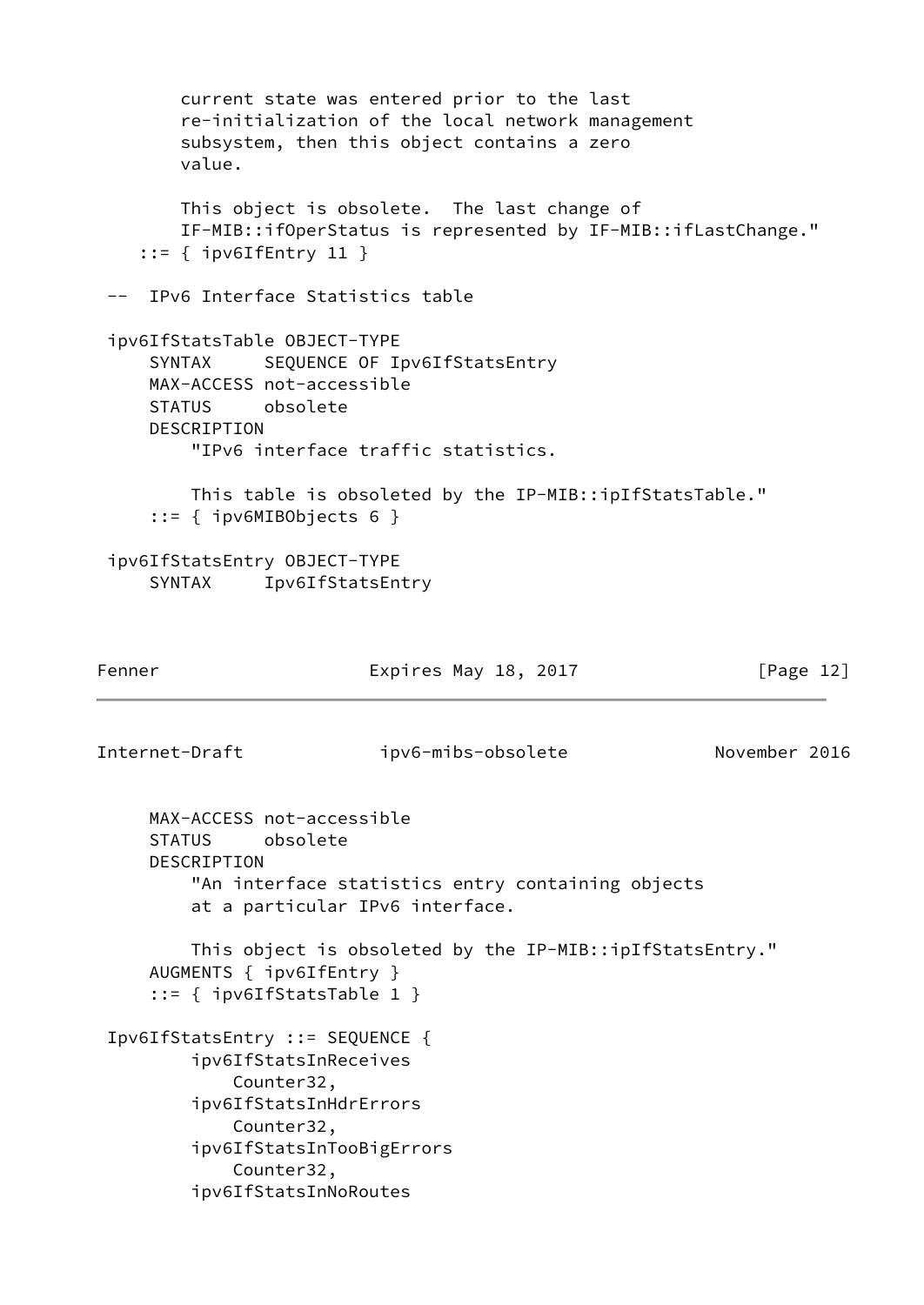```
        current state was entered prior to the last
        re-initialization of the local network management
        subsystem, then this object contains a zero
        value.

        This object is obsolete.  The last change of
        IF-MIB::ifOperStatus is represented by IF-MIB::ifLastChange."
    ::= { ipv6IfEntry 11 }

 --  IPv6 Interface Statistics table

 ipv6IfStatsTable OBJECT-TYPE
     SYNTAX     SEQUENCE OF Ipv6IfStatsEntry
     MAX-ACCESS not-accessible
     STATUS     obsolete
     DESCRIPTION
         "IPv6 interface traffic statistics.

         This table is obsoleted by the IP-MIB::ipIfStatsTable."
     ::= { ipv6MIBObjects 6 }

 ipv6IfStatsEntry OBJECT-TYPE
     SYNTAX     Ipv6IfStatsEntry
     MAX-ACCESS not-accessible
     STATUS     obsolete
     DESCRIPTION
         "An interface statistics entry containing objects
         at a particular IPv6 interface.

         This object is obsoleted by the IP-MIB::ipIfStatsEntry."
     AUGMENTS { ipv6IfEntry }
     ::= { ipv6IfStatsTable 1 }

 Ipv6IfStatsEntry ::= SEQUENCE {
         ipv6IfStatsInReceives
             Counter32,
         ipv6IfStatsInHdrErrors
             Counter32,
         ipv6IfStatsInTooBigErrors
             Counter32,
         ipv6IfStatsInNoRoutes
```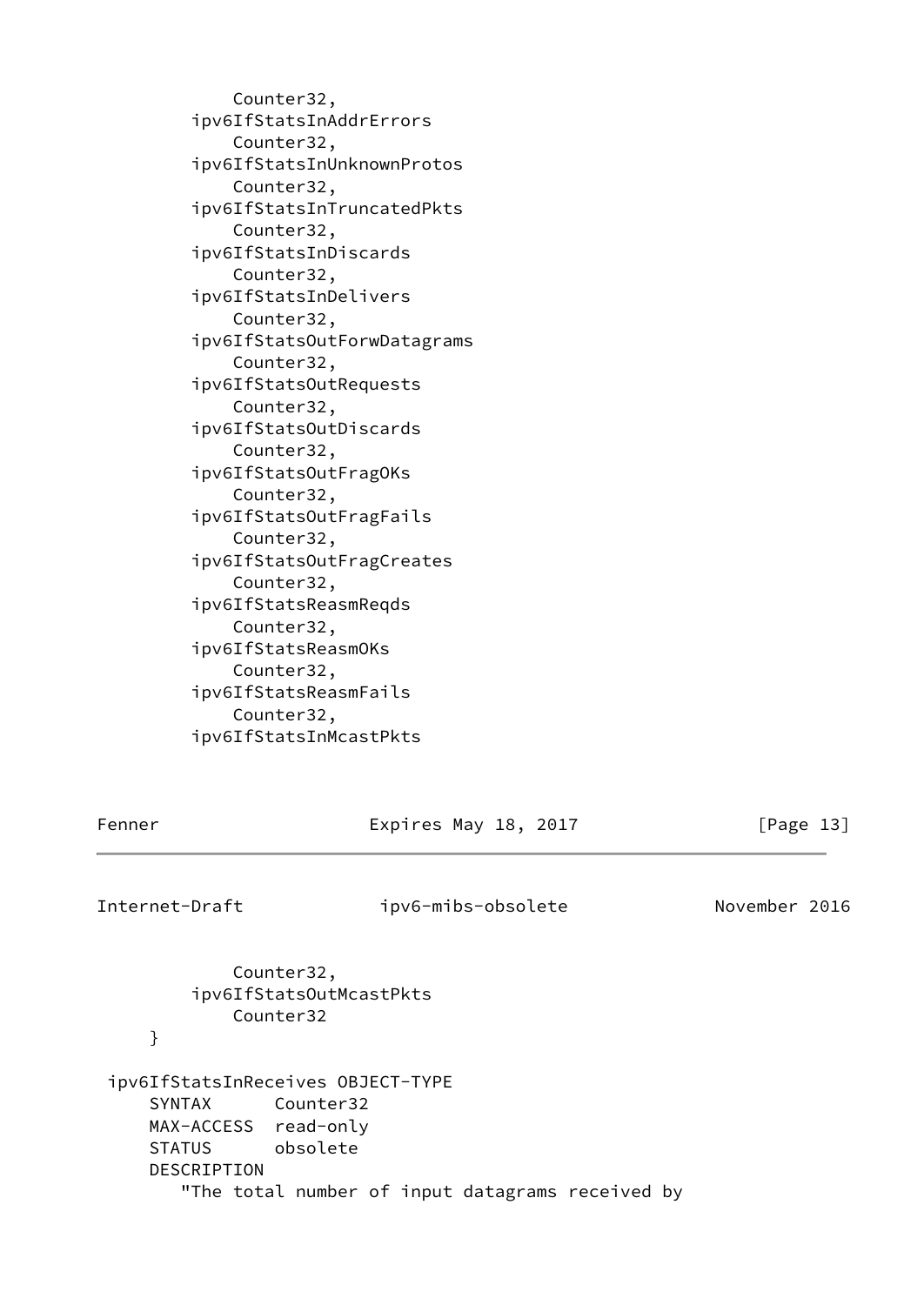```
            Counter32,
        ipv6IfStatsInAddrErrors
            Counter32,
        ipv6IfStatsInUnknownProtos
            Counter32,
        ipv6IfStatsInTruncatedPkts
            Counter32,
        ipv6IfStatsInDiscards
            Counter32,
        ipv6IfStatsInDelivers
            Counter32,
        ipv6IfStatsOutForwDatagrams
            Counter32,
        ipv6IfStatsOutRequests
            Counter32,
        ipv6IfStatsOutDiscards
            Counter32,
        ipv6IfStatsOutFragOKs
            Counter32,
        ipv6IfStatsOutFragFails
            Counter32,
        ipv6IfStatsOutFragCreates
            Counter32,
        ipv6IfStatsReasmReqds
            Counter32,
        ipv6IfStatsReasmOKs
            Counter32,
        ipv6IfStatsReasmFails
            Counter32,
        ipv6IfStatsInMcastPkts
            Counter32,
        ipv6IfStatsOutMcastPkts
            Counter32
    }

 ipv6IfStatsInReceives OBJECT-TYPE
    SYNTAX      Counter32
    MAX-ACCESS  read-only
    STATUS      obsolete
    DESCRIPTION
       "The total number of input datagrams received by
```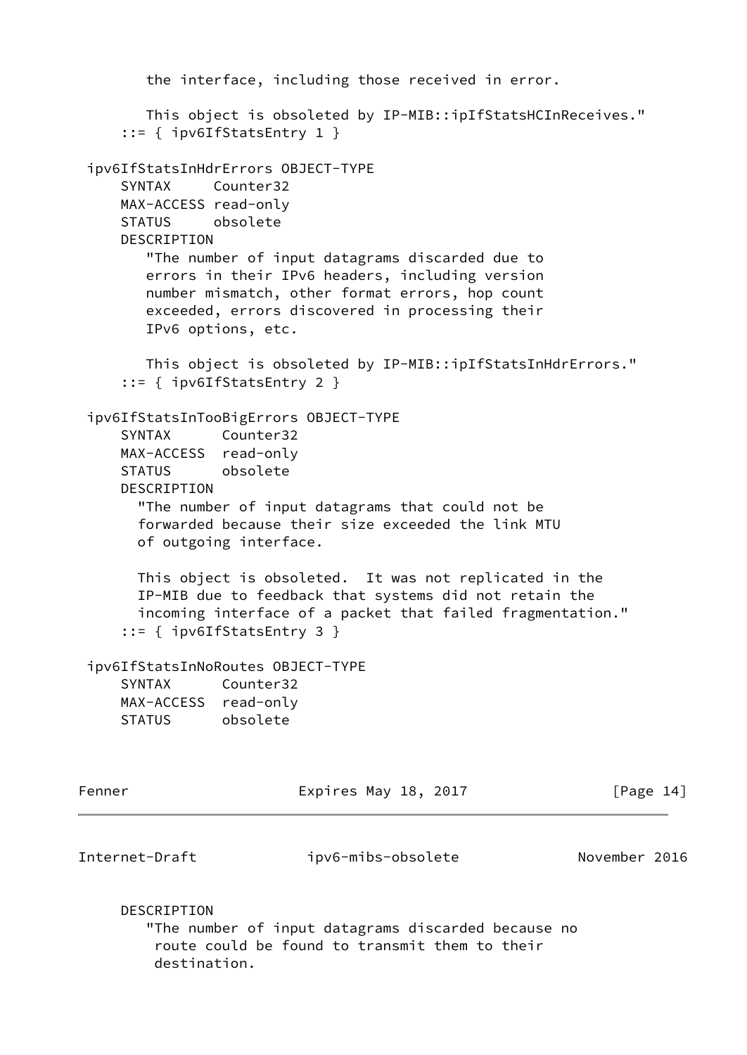```
        the interface, including those received in error.

        This object is obsoleted by IP-MIB::ipIfStatsHCInReceives."
     ::= { ipv6IfStatsEntry 1 }

 ipv6IfStatsInHdrErrors OBJECT-TYPE
     SYNTAX     Counter32
     MAX-ACCESS read-only
     STATUS     obsolete
     DESCRIPTION
        "The number of input datagrams discarded due to
        errors in their IPv6 headers, including version
        number mismatch, other format errors, hop count
        exceeded, errors discovered in processing their
        IPv6 options, etc.

        This object is obsoleted by IP-MIB::ipIfStatsInHdrErrors."
     ::= { ipv6IfStatsEntry 2 }

 ipv6IfStatsInTooBigErrors OBJECT-TYPE
     SYNTAX      Counter32
     MAX-ACCESS  read-only
     STATUS      obsolete
     DESCRIPTION
       "The number of input datagrams that could not be
       forwarded because their size exceeded the link MTU
       of outgoing interface.

       This object is obsoleted.  It was not replicated in the
       IP-MIB due to feedback that systems did not retain the
       incoming interface of a packet that failed fragmentation."
     ::= { ipv6IfStatsEntry 3 }

 ipv6IfStatsInNoRoutes OBJECT-TYPE
     SYNTAX      Counter32
     MAX-ACCESS  read-only
     STATUS      obsolete
     DESCRIPTION
        "The number of input datagrams discarded because no
         route could be found to transmit them to their
         destination.
```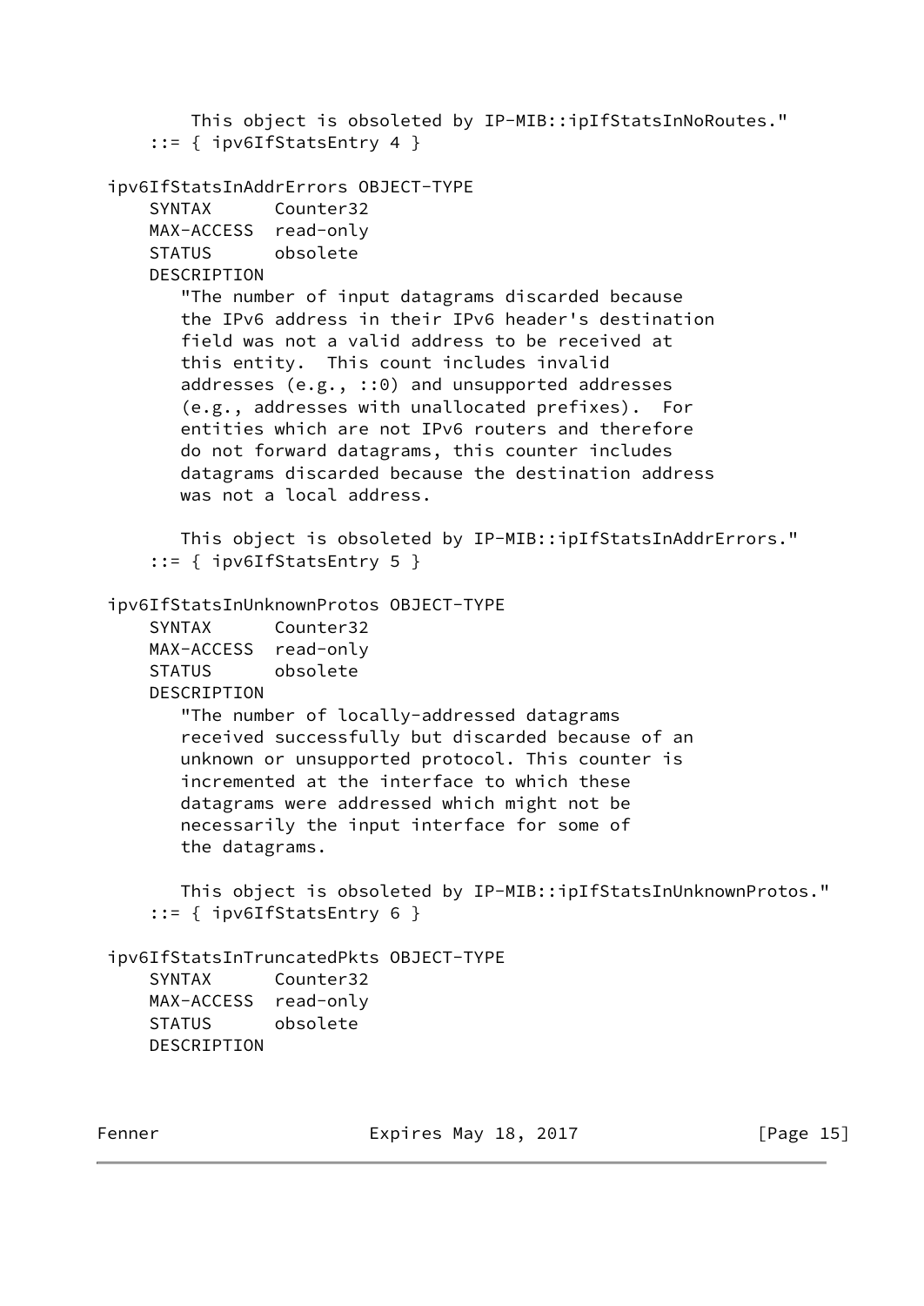```
        This object is obsoleted by IP-MIB::ipIfStatsInNoRoutes."
    ::= { ipv6IfStatsEntry 4 }

ipv6IfStatsInAddrErrors OBJECT-TYPE
    SYNTAX      Counter32
    MAX-ACCESS  read-only
    STATUS      obsolete
    DESCRIPTION
       "The number of input datagrams discarded because
       the IPv6 address in their IPv6 header's destination
       field was not a valid address to be received at
       this entity.  This count includes invalid
       addresses (e.g., ::0) and unsupported addresses
       (e.g., addresses with unallocated prefixes).  For
       entities which are not IPv6 routers and therefore
       do not forward datagrams, this counter includes
       datagrams discarded because the destination address
       was not a local address.

       This object is obsoleted by IP-MIB::ipIfStatsInAddrErrors."
    ::= { ipv6IfStatsEntry 5 }

ipv6IfStatsInUnknownProtos OBJECT-TYPE
    SYNTAX      Counter32
    MAX-ACCESS  read-only
    STATUS      obsolete
    DESCRIPTION
       "The number of locally-addressed datagrams
       received successfully but discarded because of an
       unknown or unsupported protocol. This counter is
       incremented at the interface to which these
       datagrams were addressed which might not be
       necessarily the input interface for some of
       the datagrams.

       This object is obsoleted by IP-MIB::ipIfStatsInUnknownProtos."
    ::= { ipv6IfStatsEntry 6 }

ipv6IfStatsInTruncatedPkts OBJECT-TYPE
    SYNTAX      Counter32
    MAX-ACCESS  read-only
    STATUS      obsolete
    DESCRIPTION
```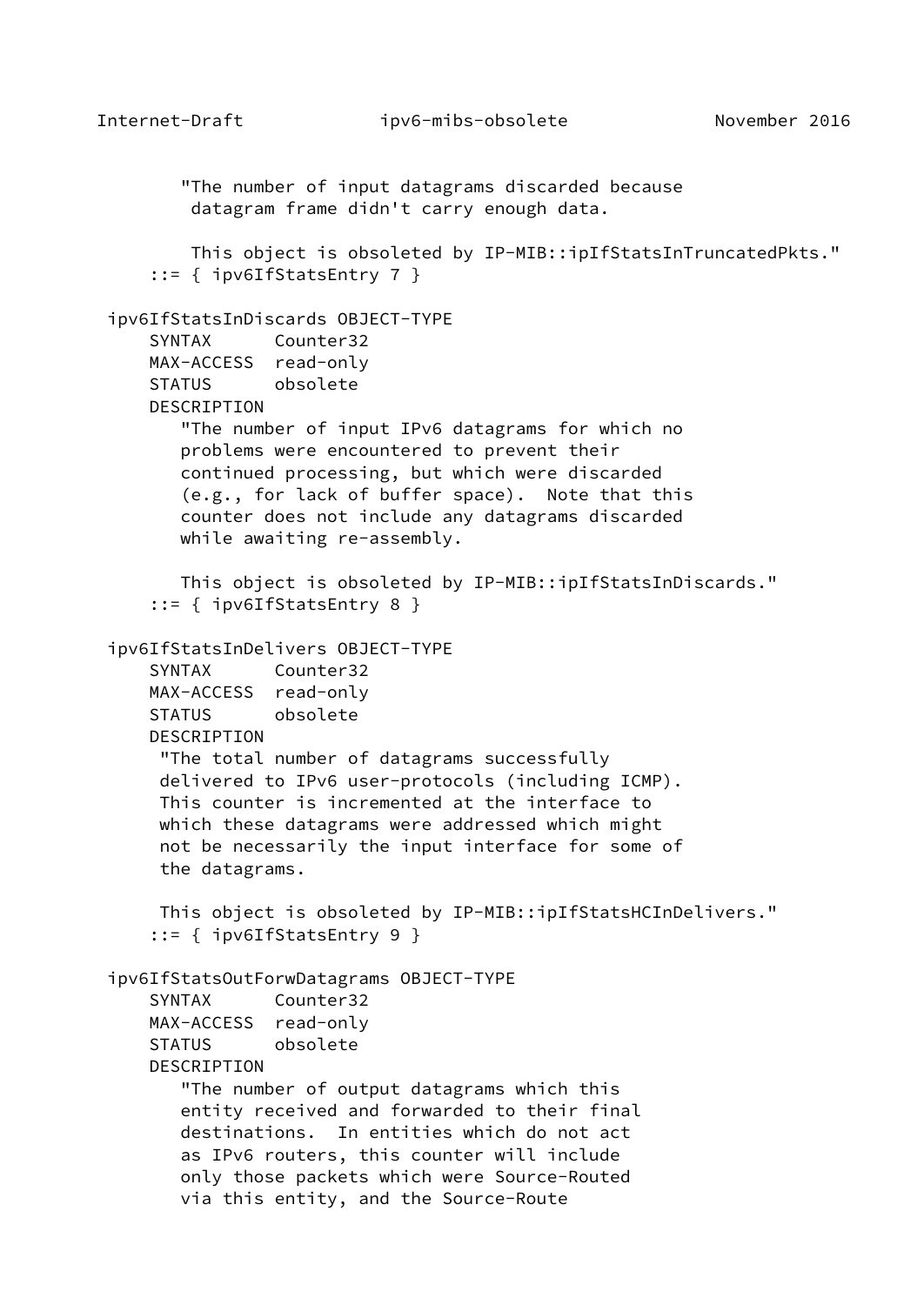```
        "The number of input datagrams discarded because
         datagram frame didn't carry enough data.

         This object is obsoleted by IP-MIB::ipIfStatsInTruncatedPkts."
     ::= { ipv6IfStatsEntry 7 }

 ipv6IfStatsInDiscards OBJECT-TYPE
     SYNTAX      Counter32
     MAX-ACCESS  read-only
     STATUS      obsolete
     DESCRIPTION
        "The number of input IPv6 datagrams for which no
        problems were encountered to prevent their
        continued processing, but which were discarded
        (e.g., for lack of buffer space).  Note that this
        counter does not include any datagrams discarded
        while awaiting re-assembly.

        This object is obsoleted by IP-MIB::ipIfStatsInDiscards."
     ::= { ipv6IfStatsEntry 8 }

 ipv6IfStatsInDelivers OBJECT-TYPE
     SYNTAX      Counter32
     MAX-ACCESS  read-only
     STATUS      obsolete
     DESCRIPTION
      "The total number of datagrams successfully
      delivered to IPv6 user-protocols (including ICMP).
      This counter is incremented at the interface to
      which these datagrams were addressed which might
      not be necessarily the input interface for some of
      the datagrams.

      This object is obsoleted by IP-MIB::ipIfStatsHCInDelivers."
     ::= { ipv6IfStatsEntry 9 }

 ipv6IfStatsOutForwDatagrams OBJECT-TYPE
     SYNTAX      Counter32
     MAX-ACCESS  read-only
     STATUS      obsolete
     DESCRIPTION
        "The number of output datagrams which this
        entity received and forwarded to their final
        destinations.  In entities which do not act
        as IPv6 routers, this counter will include
        only those packets which were Source-Routed
        via this entity, and the Source-Route
```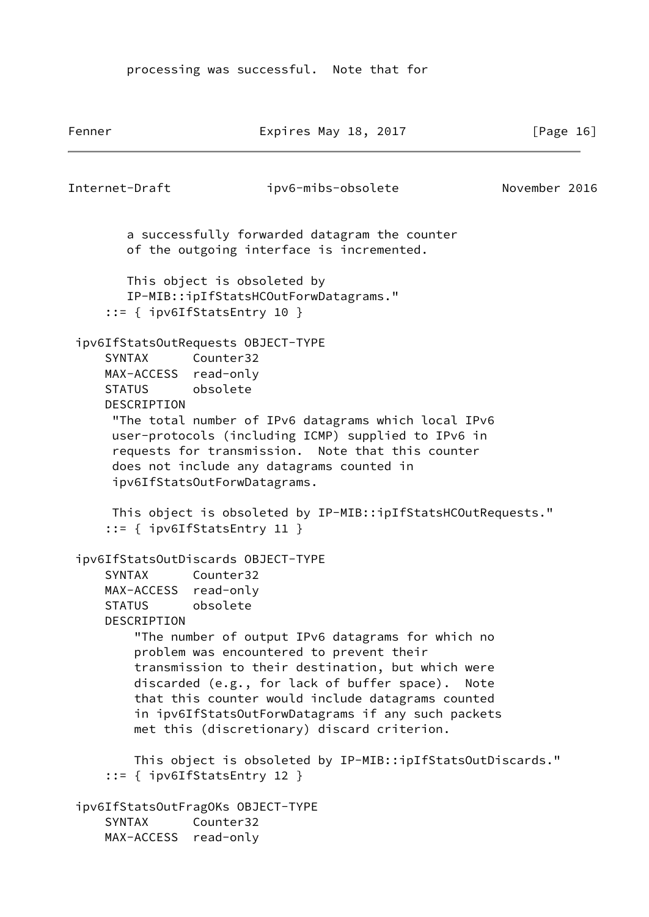```
        processing was successful.  Note that for
        a successfully forwarded datagram the counter
        of the outgoing interface is incremented.

        This object is obsoleted by
        IP-MIB::ipIfStatsHCOutForwDatagrams."
     ::= { ipv6IfStatsEntry 10 }

 ipv6IfStatsOutRequests OBJECT-TYPE
     SYNTAX      Counter32
     MAX-ACCESS  read-only
     STATUS      obsolete
     DESCRIPTION
      "The total number of IPv6 datagrams which local IPv6
      user-protocols (including ICMP) supplied to IPv6 in
      requests for transmission.  Note that this counter
      does not include any datagrams counted in
      ipv6IfStatsOutForwDatagrams.

      This object is obsoleted by IP-MIB::ipIfStatsHCOutRequests."
     ::= { ipv6IfStatsEntry 11 }

 ipv6IfStatsOutDiscards OBJECT-TYPE
     SYNTAX      Counter32
     MAX-ACCESS  read-only
     STATUS      obsolete
     DESCRIPTION
         "The number of output IPv6 datagrams for which no
         problem was encountered to prevent their
         transmission to their destination, but which were
         discarded (e.g., for lack of buffer space).  Note
         that this counter would include datagrams counted
         in ipv6IfStatsOutForwDatagrams if any such packets
         met this (discretionary) discard criterion.

         This object is obsoleted by IP-MIB::ipIfStatsOutDiscards."
     ::= { ipv6IfStatsEntry 12 }

 ipv6IfStatsOutFragOKs OBJECT-TYPE
     SYNTAX      Counter32
     MAX-ACCESS  read-only
```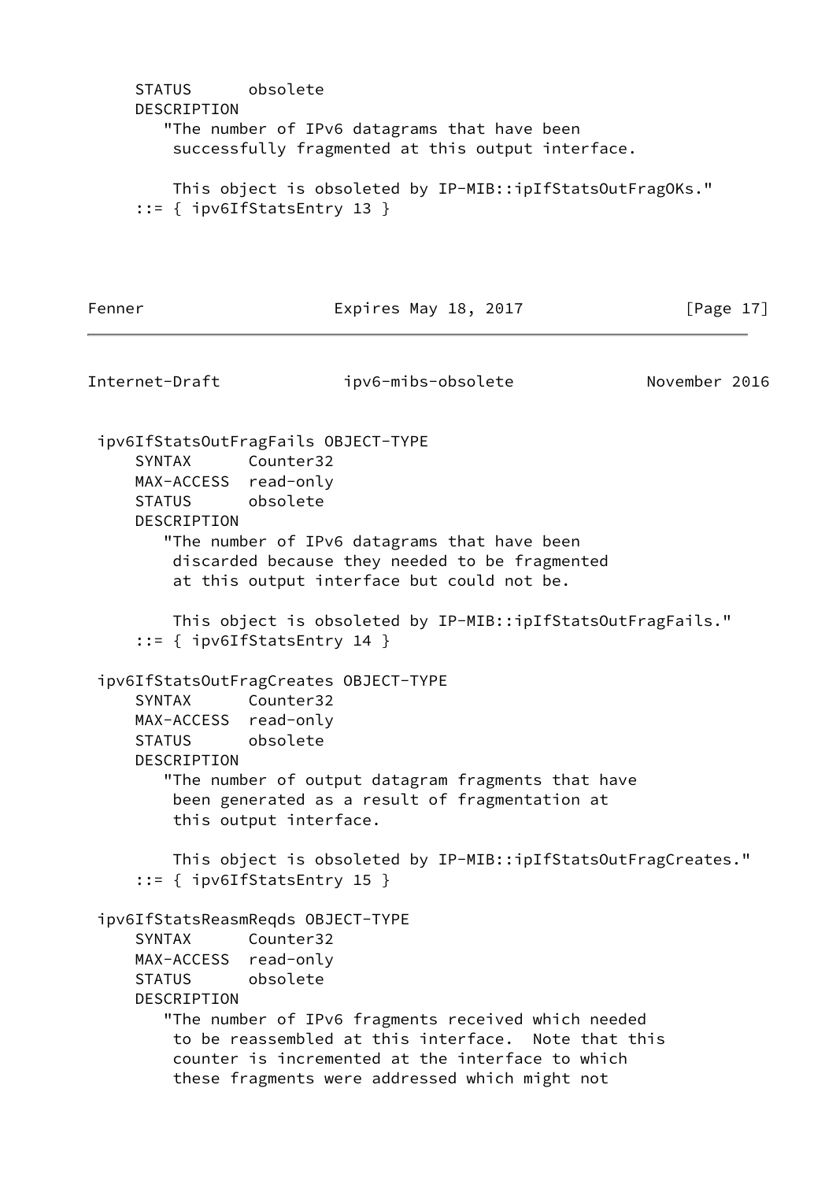```
     STATUS      obsolete
     DESCRIPTION
        "The number of IPv6 datagrams that have been
         successfully fragmented at this output interface.

         This object is obsoleted by IP-MIB::ipIfStatsOutFragOKs."
     ::= { ipv6IfStatsEntry 13 }
```

```
 ipv6IfStatsOutFragFails OBJECT-TYPE
     SYNTAX      Counter32
     MAX-ACCESS  read-only
     STATUS      obsolete
     DESCRIPTION
        "The number of IPv6 datagrams that have been
         discarded because they needed to be fragmented
         at this output interface but could not be.

         This object is obsoleted by IP-MIB::ipIfStatsOutFragFails."
     ::= { ipv6IfStatsEntry 14 }

 ipv6IfStatsOutFragCreates OBJECT-TYPE
     SYNTAX      Counter32
     MAX-ACCESS  read-only
     STATUS      obsolete
     DESCRIPTION
        "The number of output datagram fragments that have
         been generated as a result of fragmentation at
         this output interface.

         This object is obsoleted by IP-MIB::ipIfStatsOutFragCreates."
     ::= { ipv6IfStatsEntry 15 }

 ipv6IfStatsReasmReqds OBJECT-TYPE
     SYNTAX      Counter32
     MAX-ACCESS  read-only
     STATUS      obsolete
     DESCRIPTION
        "The number of IPv6 fragments received which needed
         to be reassembled at this interface.  Note that this
         counter is incremented at the interface to which
         these fragments were addressed which might not
```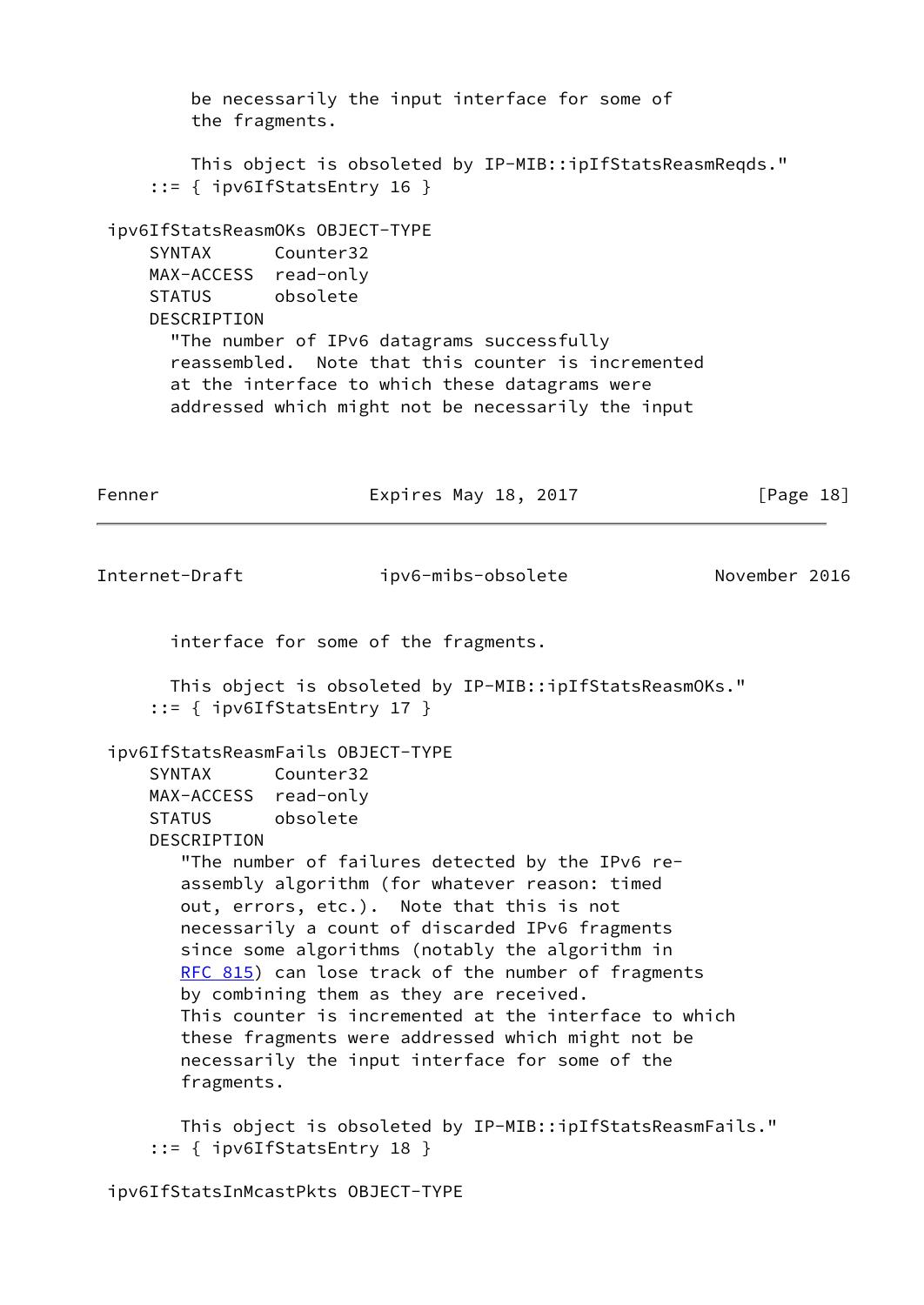```
           be necessarily the input interface for some of
           the fragments.

           This object is obsoleted by IP-MIB::ipIfStatsReasmReqds."
       ::= { ipv6IfStatsEntry 16 }

   ipv6IfStatsReasmOKs OBJECT-TYPE
       SYNTAX      Counter32
       MAX-ACCESS  read-only
       STATUS      obsolete
       DESCRIPTION
         "The number of IPv6 datagrams successfully
         reassembled.  Note that this counter is incremented
         at the interface to which these datagrams were
         addressed which might not be necessarily the input
         interface for some of the fragments.

         This object is obsoleted by IP-MIB::ipIfStatsReasmOKs."
       ::= { ipv6IfStatsEntry 17 }

   ipv6IfStatsReasmFails OBJECT-TYPE
       SYNTAX      Counter32
       MAX-ACCESS  read-only
       STATUS      obsolete
       DESCRIPTION
          "The number of failures detected by the IPv6 re-
          assembly algorithm (for whatever reason: timed
          out, errors, etc.).  Note that this is not
          necessarily a count of discarded IPv6 fragments
          since some algorithms (notably the algorithm in
          RFC 815) can lose track of the number of fragments
          by combining them as they are received.
          This counter is incremented at the interface to which
          these fragments were addressed which might not be
          necessarily the input interface for some of the
          fragments.

          This object is obsoleted by IP-MIB::ipIfStatsReasmFails."
       ::= { ipv6IfStatsEntry 18 }

   ipv6IfStatsInMcastPkts OBJECT-TYPE
```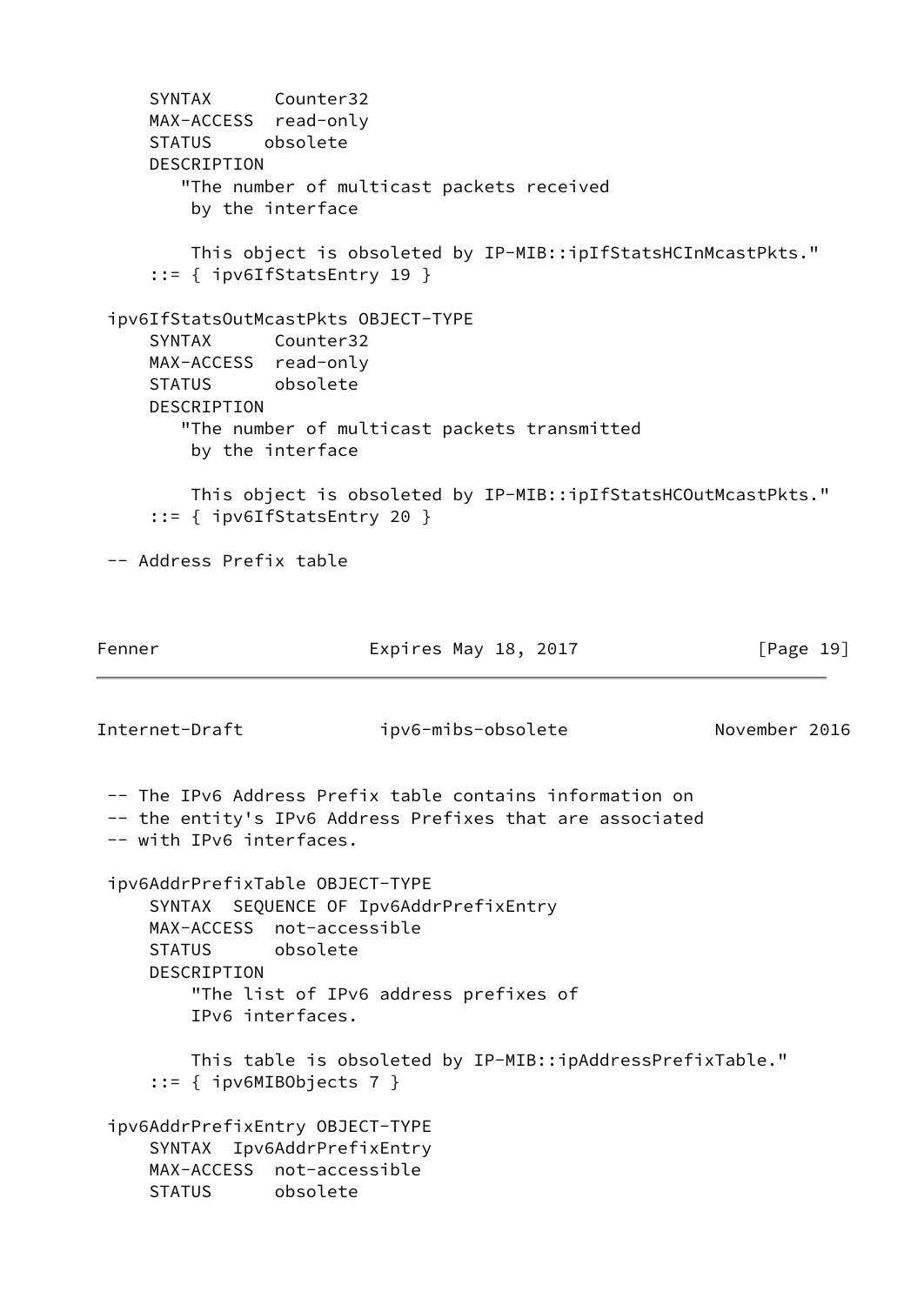```
     SYNTAX      Counter32
     MAX-ACCESS  read-only
     STATUS     obsolete
     DESCRIPTION
        "The number of multicast packets received
         by the interface

         This object is obsoleted by IP-MIB::ipIfStatsHCInMcastPkts."
     ::= { ipv6IfStatsEntry 19 }

 ipv6IfStatsOutMcastPkts OBJECT-TYPE
     SYNTAX      Counter32
     MAX-ACCESS  read-only
     STATUS      obsolete
     DESCRIPTION
        "The number of multicast packets transmitted
         by the interface

         This object is obsoleted by IP-MIB::ipIfStatsHCOutMcastPkts."
     ::= { ipv6IfStatsEntry 20 }

 -- Address Prefix table

 -- The IPv6 Address Prefix table contains information on
 -- the entity's IPv6 Address Prefixes that are associated
 -- with IPv6 interfaces.

 ipv6AddrPrefixTable OBJECT-TYPE
     SYNTAX  SEQUENCE OF Ipv6AddrPrefixEntry
     MAX-ACCESS  not-accessible
     STATUS      obsolete
     DESCRIPTION
         "The list of IPv6 address prefixes of
         IPv6 interfaces.

         This table is obsoleted by IP-MIB::ipAddressPrefixTable."
     ::= { ipv6MIBObjects 7 }

 ipv6AddrPrefixEntry OBJECT-TYPE
     SYNTAX  Ipv6AddrPrefixEntry
     MAX-ACCESS  not-accessible
     STATUS      obsolete
```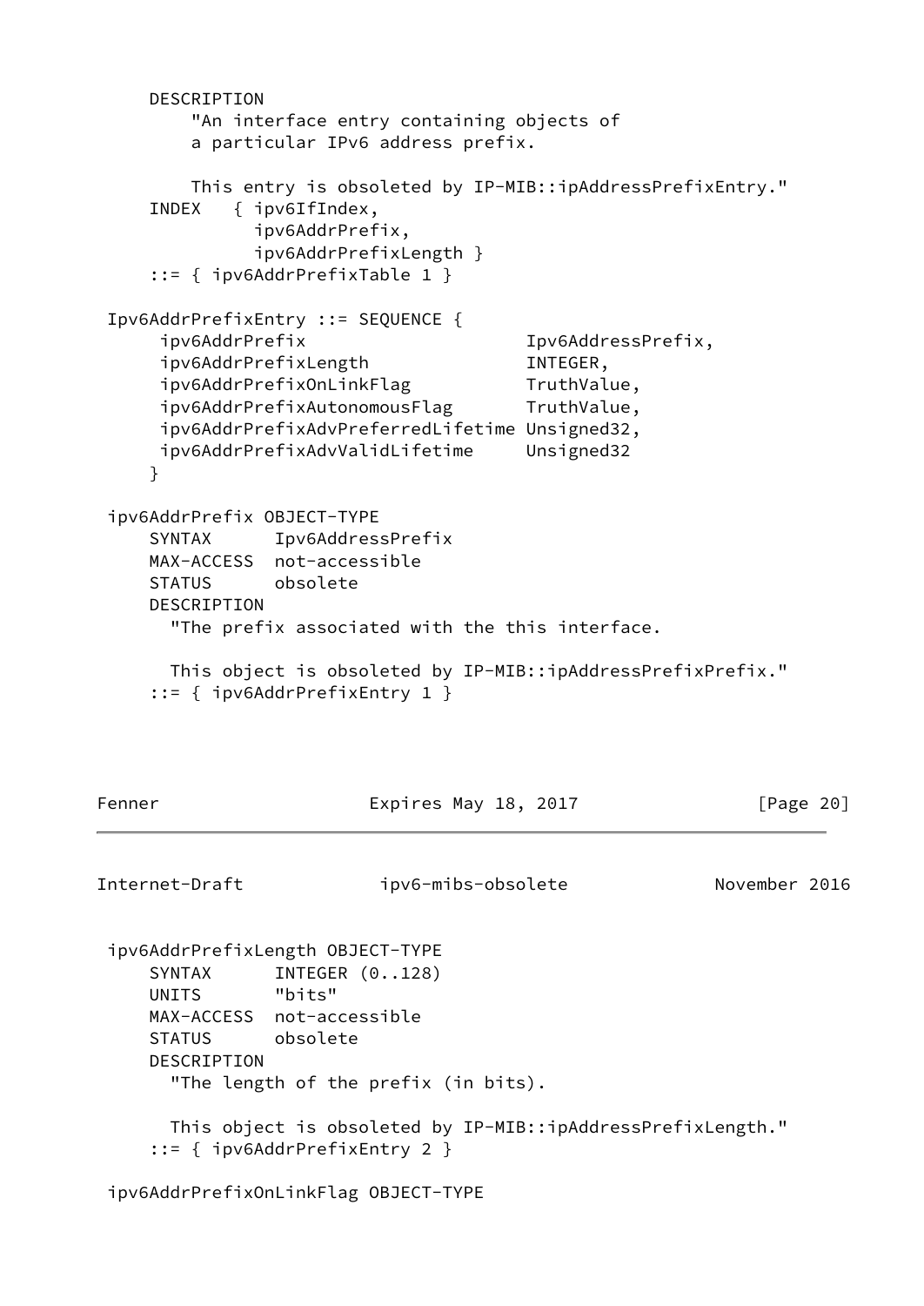```
     DESCRIPTION
         "An interface entry containing objects of
         a particular IPv6 address prefix.

         This entry is obsoleted by IP-MIB::ipAddressPrefixEntry."
     INDEX   { ipv6IfIndex,
               ipv6AddrPrefix,
               ipv6AddrPrefixLength }
     ::= { ipv6AddrPrefixTable 1 }

 Ipv6AddrPrefixEntry ::= SEQUENCE {
      ipv6AddrPrefix                     Ipv6AddressPrefix,
      ipv6AddrPrefixLength               INTEGER,
      ipv6AddrPrefixOnLinkFlag           TruthValue,
      ipv6AddrPrefixAutonomousFlag       TruthValue,
      ipv6AddrPrefixAdvPreferredLifetime Unsigned32,
      ipv6AddrPrefixAdvValidLifetime     Unsigned32
     }

 ipv6AddrPrefix OBJECT-TYPE
     SYNTAX      Ipv6AddressPrefix
     MAX-ACCESS  not-accessible
     STATUS      obsolete
     DESCRIPTION
       "The prefix associated with the this interface.

       This object is obsoleted by IP-MIB::ipAddressPrefixPrefix."
     ::= { ipv6AddrPrefixEntry 1 }

 ipv6AddrPrefixLength OBJECT-TYPE
     SYNTAX      INTEGER (0..128)
     UNITS       "bits"
     MAX-ACCESS  not-accessible
     STATUS      obsolete
     DESCRIPTION
       "The length of the prefix (in bits).

       This object is obsoleted by IP-MIB::ipAddressPrefixLength."
     ::= { ipv6AddrPrefixEntry 2 }

 ipv6AddrPrefixOnLinkFlag OBJECT-TYPE
```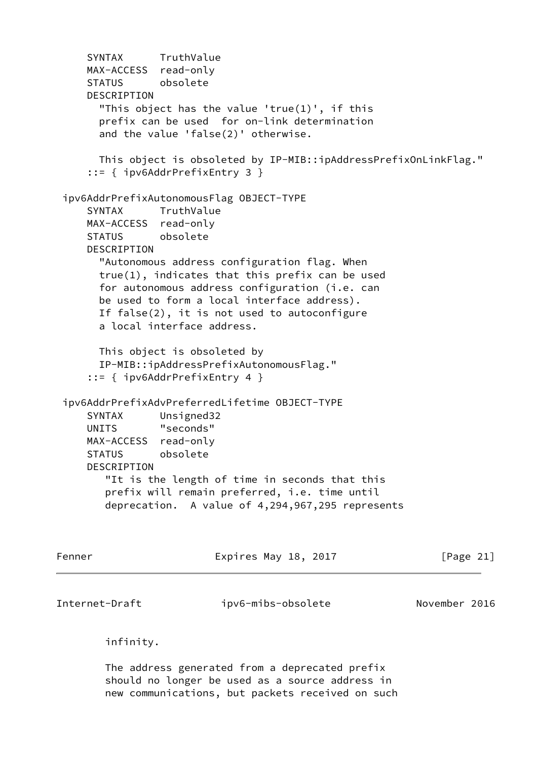```
     SYNTAX      TruthValue
     MAX-ACCESS  read-only
     STATUS      obsolete
     DESCRIPTION
       "This object has the value 'true(1)', if this
       prefix can be used  for on-link determination
       and the value 'false(2)' otherwise.

       This object is obsoleted by IP-MIB::ipAddressPrefixOnLinkFlag."
     ::= { ipv6AddrPrefixEntry 3 }

 ipv6AddrPrefixAutonomousFlag OBJECT-TYPE
     SYNTAX      TruthValue
     MAX-ACCESS  read-only
     STATUS      obsolete
     DESCRIPTION
       "Autonomous address configuration flag. When
       true(1), indicates that this prefix can be used
       for autonomous address configuration (i.e. can
       be used to form a local interface address).
       If false(2), it is not used to autoconfigure
       a local interface address.

       This object is obsoleted by
       IP-MIB::ipAddressPrefixAutonomousFlag."
     ::= { ipv6AddrPrefixEntry 4 }

 ipv6AddrPrefixAdvPreferredLifetime OBJECT-TYPE
     SYNTAX      Unsigned32
     UNITS       "seconds"
     MAX-ACCESS  read-only
     STATUS      obsolete
     DESCRIPTION
        "It is the length of time in seconds that this
        prefix will remain preferred, i.e. time until
        deprecation.  A value of 4,294,967,295 represents
        infinity.

        The address generated from a deprecated prefix
        should no longer be used as a source address in
        new communications, but packets received on such
```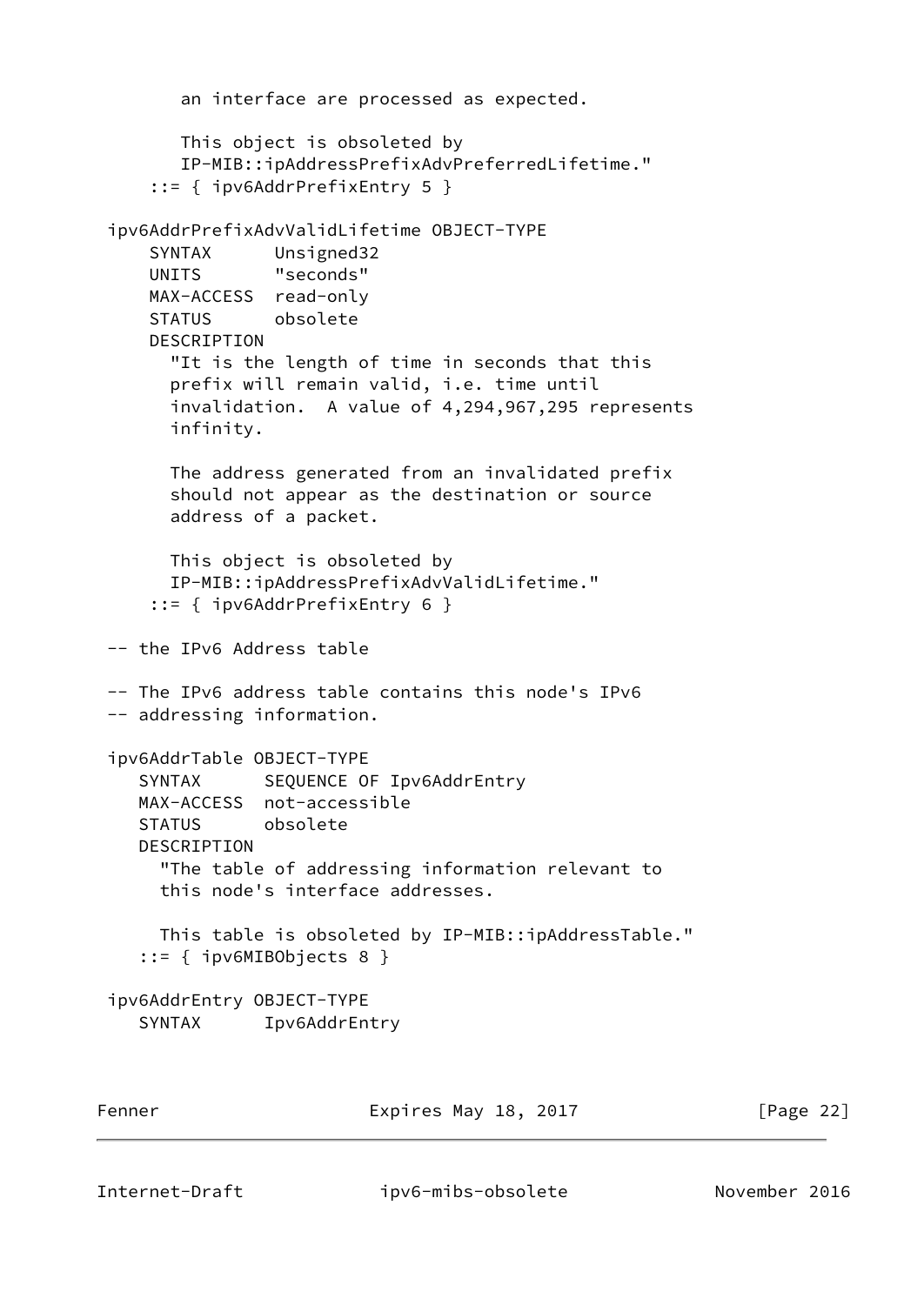```
        an interface are processed as expected.

        This object is obsoleted by
        IP-MIB::ipAddressPrefixAdvPreferredLifetime."
     ::= { ipv6AddrPrefixEntry 5 }

 ipv6AddrPrefixAdvValidLifetime OBJECT-TYPE
     SYNTAX      Unsigned32
     UNITS       "seconds"
     MAX-ACCESS  read-only
     STATUS      obsolete
     DESCRIPTION
       "It is the length of time in seconds that this
       prefix will remain valid, i.e. time until
       invalidation.  A value of 4,294,967,295 represents
       infinity.

       The address generated from an invalidated prefix
       should not appear as the destination or source
       address of a packet.

       This object is obsoleted by
       IP-MIB::ipAddressPrefixAdvValidLifetime."
     ::= { ipv6AddrPrefixEntry 6 }

 -- the IPv6 Address table

 -- The IPv6 address table contains this node's IPv6
 -- addressing information.

 ipv6AddrTable OBJECT-TYPE
    SYNTAX      SEQUENCE OF Ipv6AddrEntry
    MAX-ACCESS  not-accessible
    STATUS      obsolete
    DESCRIPTION
      "The table of addressing information relevant to
      this node's interface addresses.

      This table is obsoleted by IP-MIB::ipAddressTable."
    ::= { ipv6MIBObjects 8 }

 ipv6AddrEntry OBJECT-TYPE
    SYNTAX      Ipv6AddrEntry
```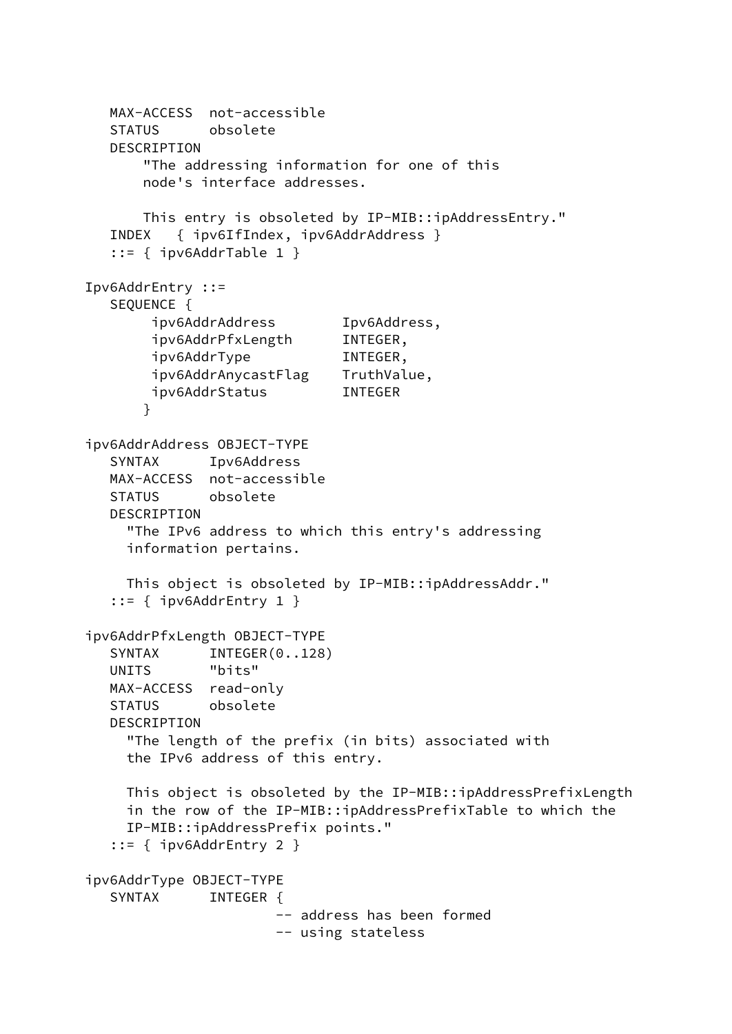```
   MAX-ACCESS  not-accessible
   STATUS      obsolete
   DESCRIPTION
       "The addressing information for one of this
       node's interface addresses.

       This entry is obsoleted by IP-MIB::ipAddressEntry."
   INDEX   { ipv6IfIndex, ipv6AddrAddress }
   ::= { ipv6AddrTable 1 }

Ipv6AddrEntry ::=
   SEQUENCE {
        ipv6AddrAddress        Ipv6Address,
        ipv6AddrPfxLength      INTEGER,
        ipv6AddrType           INTEGER,
        ipv6AddrAnycastFlag    TruthValue,
        ipv6AddrStatus         INTEGER
       }

ipv6AddrAddress OBJECT-TYPE
   SYNTAX      Ipv6Address
   MAX-ACCESS  not-accessible
   STATUS      obsolete
   DESCRIPTION
     "The IPv6 address to which this entry's addressing
     information pertains.

     This object is obsoleted by IP-MIB::ipAddressAddr."
   ::= { ipv6AddrEntry 1 }

ipv6AddrPfxLength OBJECT-TYPE
   SYNTAX      INTEGER(0..128)
   UNITS       "bits"
   MAX-ACCESS  read-only
   STATUS      obsolete
   DESCRIPTION
     "The length of the prefix (in bits) associated with
     the IPv6 address of this entry.

     This object is obsoleted by the IP-MIB::ipAddressPrefixLength
     in the row of the IP-MIB::ipAddressPrefixTable to which the
     IP-MIB::ipAddressPrefix points."
   ::= { ipv6AddrEntry 2 }

ipv6AddrType OBJECT-TYPE
   SYNTAX      INTEGER {
                       -- address has been formed
                       -- using stateless
```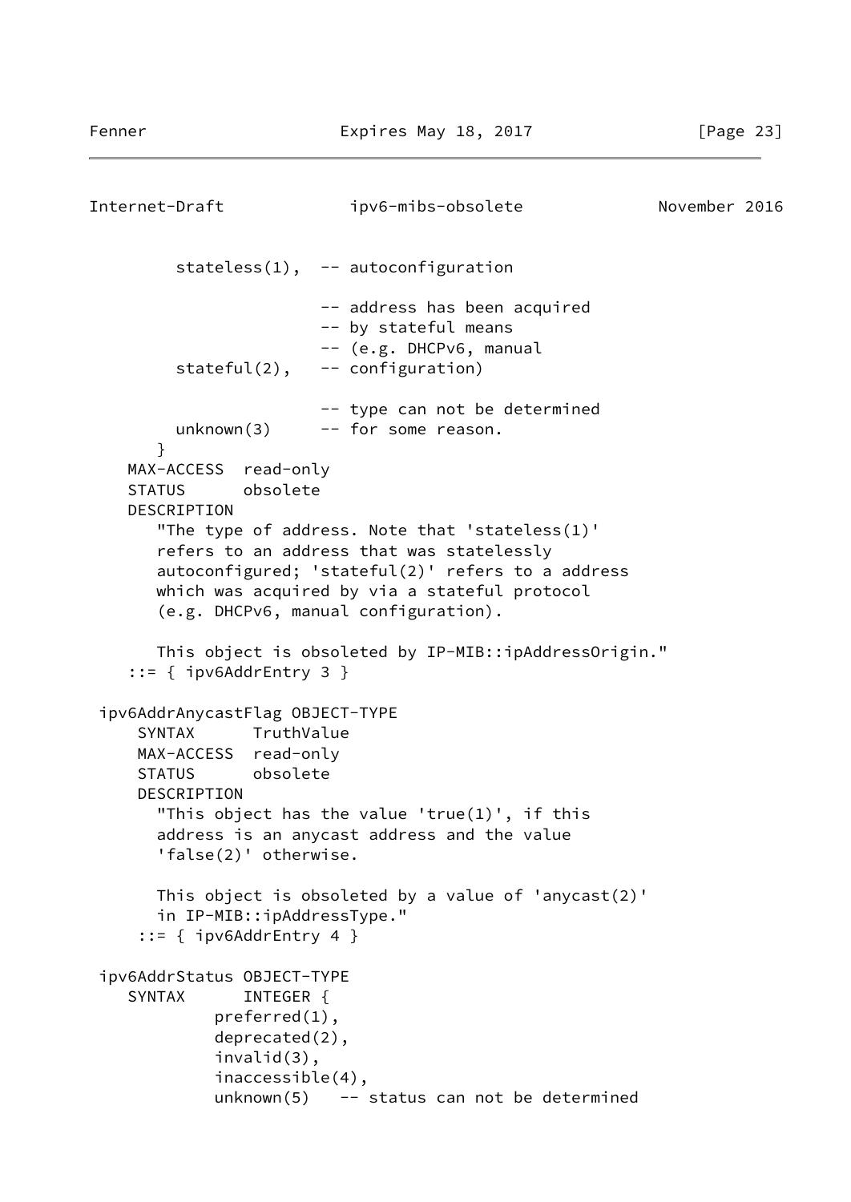```
         stateless(1),  -- autoconfiguration

                        -- address has been acquired
                        -- by stateful means
                        -- (e.g. DHCPv6, manual
         stateful(2),   -- configuration)

                        -- type can not be determined
         unknown(3)     -- for some reason.
       }
    MAX-ACCESS  read-only
    STATUS      obsolete
    DESCRIPTION
       "The type of address. Note that 'stateless(1)'
       refers to an address that was statelessly
       autoconfigured; 'stateful(2)' refers to a address
       which was acquired by via a stateful protocol
       (e.g. DHCPv6, manual configuration).

       This object is obsoleted by IP-MIB::ipAddressOrigin."
    ::= { ipv6AddrEntry 3 }

 ipv6AddrAnycastFlag OBJECT-TYPE
     SYNTAX      TruthValue
     MAX-ACCESS  read-only
     STATUS      obsolete
     DESCRIPTION
       "This object has the value 'true(1)', if this
       address is an anycast address and the value
       'false(2)' otherwise.

       This object is obsoleted by a value of 'anycast(2)'
       in IP-MIB::ipAddressType."
     ::= { ipv6AddrEntry 4 }

 ipv6AddrStatus OBJECT-TYPE
    SYNTAX      INTEGER {
            preferred(1),
            deprecated(2),
            invalid(3),
            inaccessible(4),
            unknown(5)   -- status can not be determined
```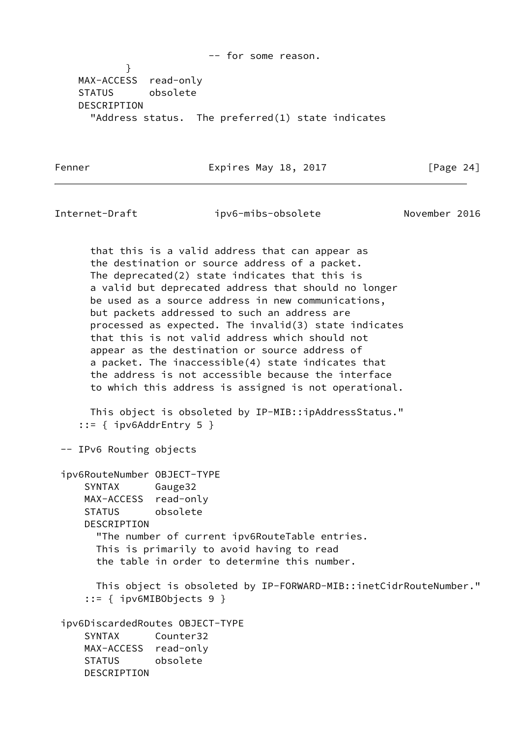```
                            -- for some reason.
            }
    MAX-ACCESS  read-only
    STATUS      obsolete
    DESCRIPTION
      "Address status.  The preferred(1) state indicates
      that this is a valid address that can appear as
      the destination or source address of a packet.
      The deprecated(2) state indicates that this is
      a valid but deprecated address that should no longer
      be used as a source address in new communications,
      but packets addressed to such an address are
      processed as expected. The invalid(3) state indicates
      that this is not valid address which should not
      appear as the destination or source address of
      a packet. The inaccessible(4) state indicates that
      the address is not accessible because the interface
      to which this address is assigned is not operational.

      This object is obsoleted by IP-MIB::ipAddressStatus."
    ::= { ipv6AddrEntry 5 }

 -- IPv6 Routing objects

 ipv6RouteNumber OBJECT-TYPE
     SYNTAX      Gauge32
     MAX-ACCESS  read-only
     STATUS      obsolete
     DESCRIPTION
       "The number of current ipv6RouteTable entries.
       This is primarily to avoid having to read
       the table in order to determine this number.

       This object is obsoleted by IP-FORWARD-MIB::inetCidrRouteNumber."
     ::= { ipv6MIBObjects 9 }

 ipv6DiscardedRoutes OBJECT-TYPE
     SYNTAX      Counter32
     MAX-ACCESS  read-only
     STATUS      obsolete
     DESCRIPTION
```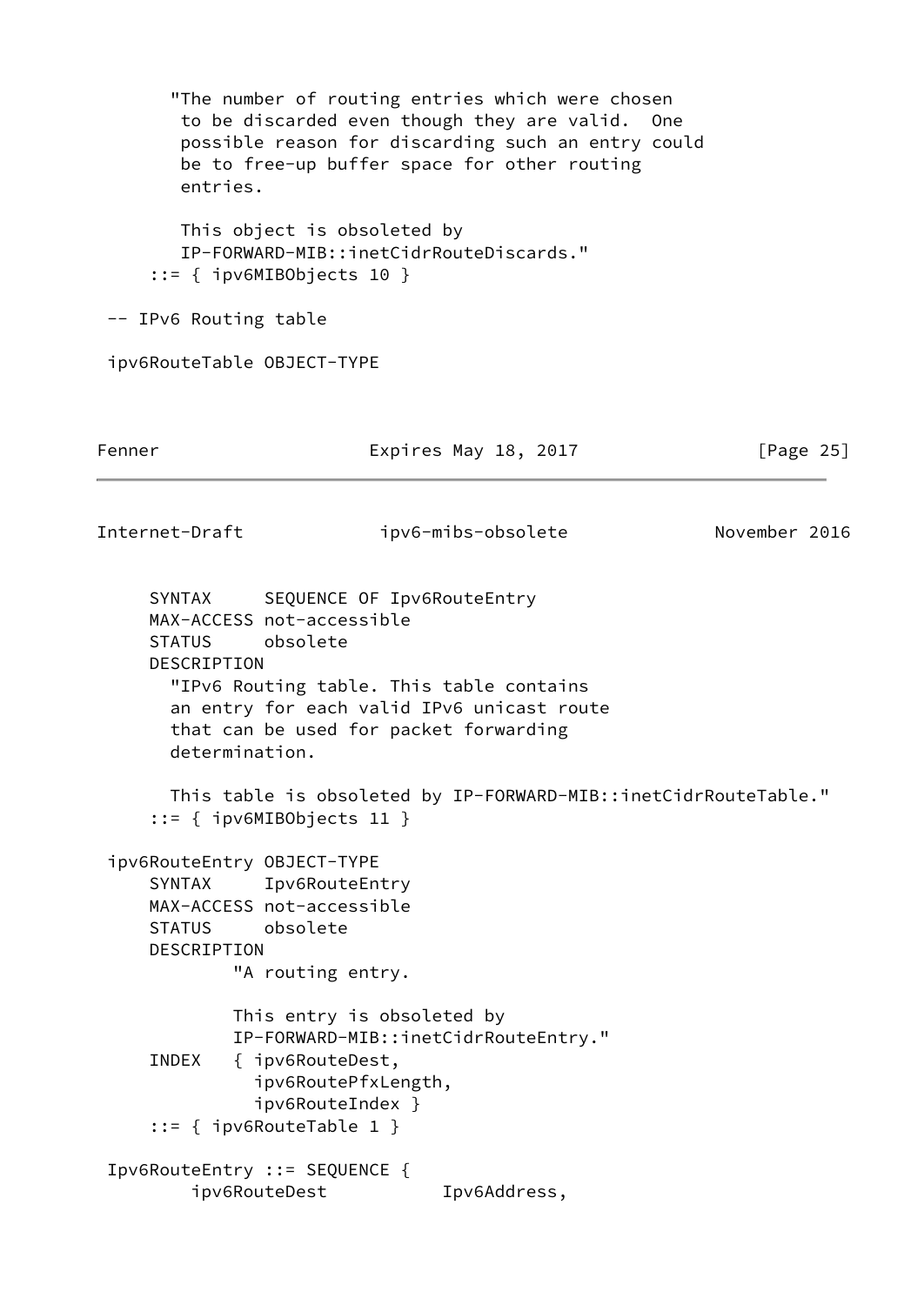```
       "The number of routing entries which were chosen
        to be discarded even though they are valid.  One
        possible reason for discarding such an entry could
        be to free-up buffer space for other routing
        entries.

        This object is obsoleted by
        IP-FORWARD-MIB::inetCidrRouteDiscards."
     ::= { ipv6MIBObjects 10 }

 -- IPv6 Routing table

 ipv6RouteTable OBJECT-TYPE
     SYNTAX      SEQUENCE OF Ipv6RouteEntry
     MAX-ACCESS not-accessible
     STATUS      obsolete
     DESCRIPTION
       "IPv6 Routing table. This table contains
       an entry for each valid IPv6 unicast route
       that can be used for packet forwarding
       determination.

       This table is obsoleted by IP-FORWARD-MIB::inetCidrRouteTable."
     ::= { ipv6MIBObjects 11 }

 ipv6RouteEntry OBJECT-TYPE
     SYNTAX      Ipv6RouteEntry
     MAX-ACCESS not-accessible
     STATUS      obsolete
     DESCRIPTION
             "A routing entry.

             This entry is obsoleted by
             IP-FORWARD-MIB::inetCidrRouteEntry."
     INDEX   { ipv6RouteDest,
               ipv6RoutePfxLength,
               ipv6RouteIndex }
     ::= { ipv6RouteTable 1 }

 Ipv6RouteEntry ::= SEQUENCE {
         ipv6RouteDest           Ipv6Address,
```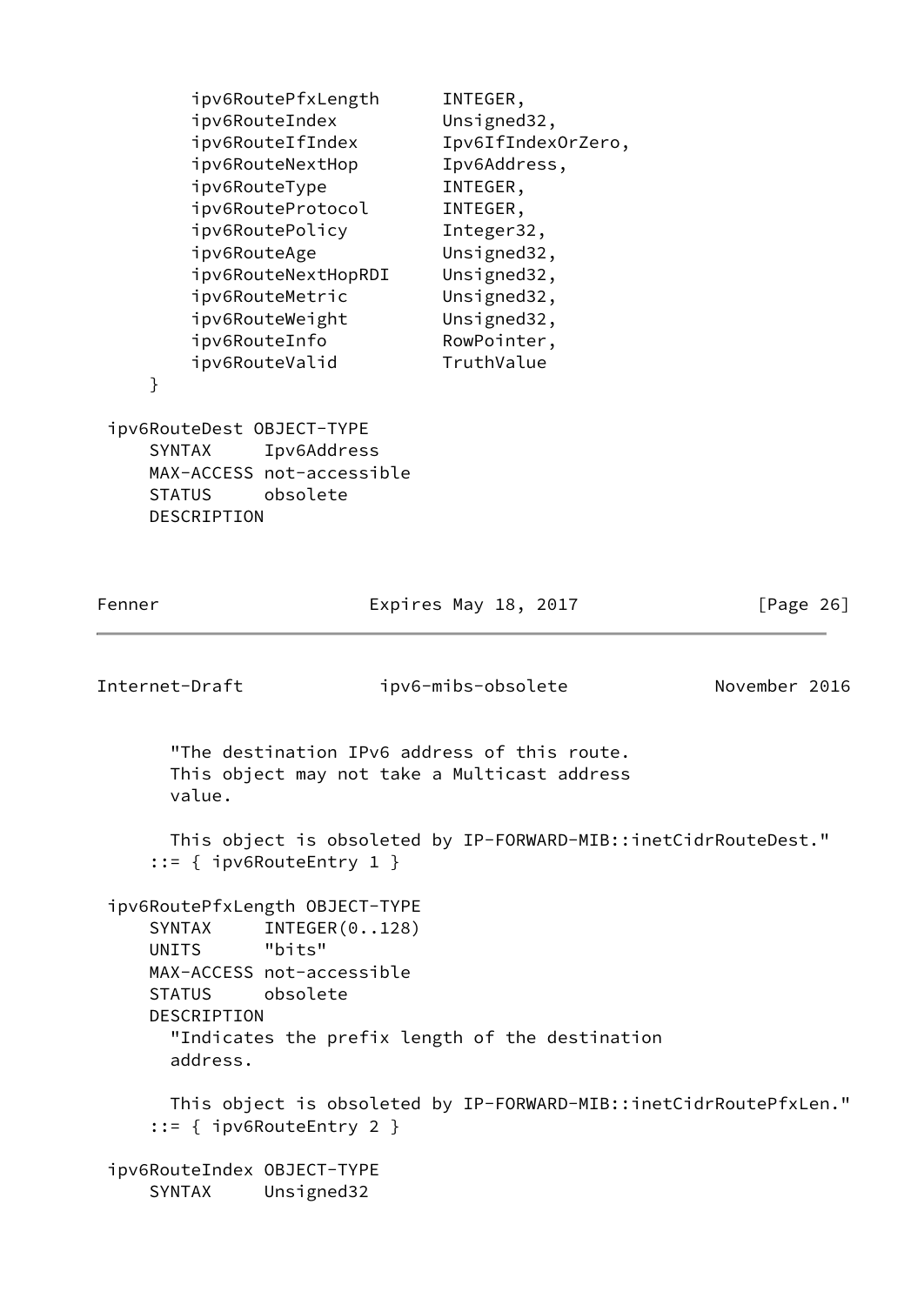```
        ipv6RoutePfxLength      INTEGER,
        ipv6RouteIndex          Unsigned32,
        ipv6RouteIfIndex        Ipv6IfIndexOrZero,
        ipv6RouteNextHop        Ipv6Address,
        ipv6RouteType           INTEGER,
        ipv6RouteProtocol       INTEGER,
        ipv6RoutePolicy         Integer32,
        ipv6RouteAge            Unsigned32,
        ipv6RouteNextHopRDI     Unsigned32,
        ipv6RouteMetric         Unsigned32,
        ipv6RouteWeight         Unsigned32,
        ipv6RouteInfo           RowPointer,
        ipv6RouteValid          TruthValue
    }

ipv6RouteDest OBJECT-TYPE
    SYNTAX     Ipv6Address
    MAX-ACCESS not-accessible
    STATUS     obsolete
    DESCRIPTION
      "The destination IPv6 address of this route.
      This object may not take a Multicast address
      value.

      This object is obsoleted by IP-FORWARD-MIB::inetCidrRouteDest."
    ::= { ipv6RouteEntry 1 }

ipv6RoutePfxLength OBJECT-TYPE
    SYNTAX     INTEGER(0..128)
    UNITS      "bits"
    MAX-ACCESS not-accessible
    STATUS     obsolete
    DESCRIPTION
      "Indicates the prefix length of the destination
      address.

      This object is obsoleted by IP-FORWARD-MIB::inetCidrRoutePfxLen."
    ::= { ipv6RouteEntry 2 }

ipv6RouteIndex OBJECT-TYPE
    SYNTAX     Unsigned32
```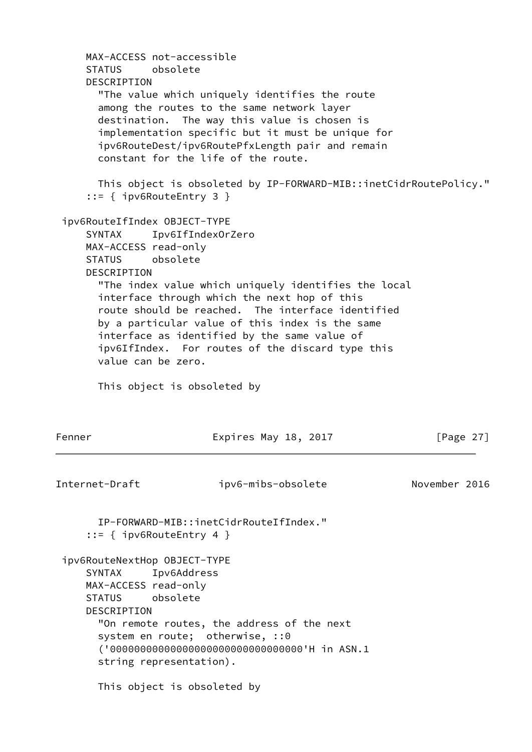```
     MAX-ACCESS not-accessible
     STATUS     obsolete
     DESCRIPTION
       "The value which uniquely identifies the route
       among the routes to the same network layer
       destination.  The way this value is chosen is
       implementation specific but it must be unique for
       ipv6RouteDest/ipv6RoutePfxLength pair and remain
       constant for the life of the route.

       This object is obsoleted by IP-FORWARD-MIB::inetCidrRoutePolicy."
     ::= { ipv6RouteEntry 3 }

 ipv6RouteIfIndex OBJECT-TYPE
     SYNTAX     Ipv6IfIndexOrZero
     MAX-ACCESS read-only
     STATUS     obsolete
     DESCRIPTION
       "The index value which uniquely identifies the local
       interface through which the next hop of this
       route should be reached.  The interface identified
       by a particular value of this index is the same
       interface as identified by the same value of
       ipv6IfIndex.  For routes of the discard type this
       value can be zero.

       This object is obsoleted by
       IP-FORWARD-MIB::inetCidrRouteIfIndex."
     ::= { ipv6RouteEntry 4 }

 ipv6RouteNextHop OBJECT-TYPE
     SYNTAX     Ipv6Address
     MAX-ACCESS read-only
     STATUS     obsolete
     DESCRIPTION
       "On remote routes, the address of the next
       system en route;  otherwise, ::0
       ('00000000000000000000000000000000'H in ASN.1
       string representation).

       This object is obsoleted by
```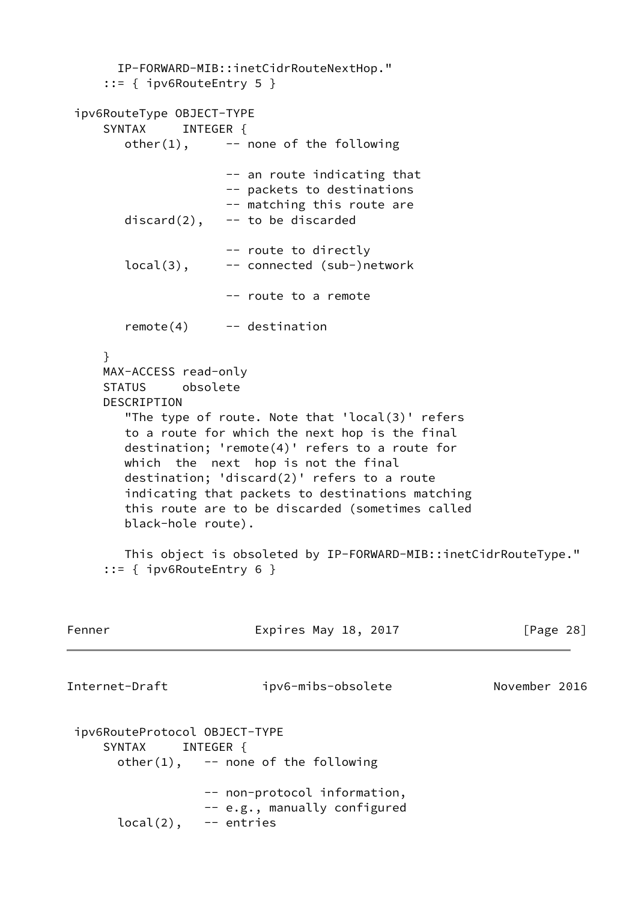```
      IP-FORWARD-MIB::inetCidrRouteNextHop."
    ::= { ipv6RouteEntry 5 }

ipv6RouteType OBJECT-TYPE
    SYNTAX     INTEGER {
       other(1),     -- none of the following

                     -- an route indicating that
                     -- packets to destinations
                     -- matching this route are
       discard(2),   -- to be discarded

                     -- route to directly
       local(3),     -- connected (sub-)network

                     -- route to a remote

       remote(4)     -- destination

    }
    MAX-ACCESS read-only
    STATUS     obsolete
    DESCRIPTION
       "The type of route. Note that 'local(3)' refers
       to a route for which the next hop is the final
       destination; 'remote(4)' refers to a route for
       which  the  next  hop is not the final
       destination; 'discard(2)' refers to a route
       indicating that packets to destinations matching
       this route are to be discarded (sometimes called
       black-hole route).

       This object is obsoleted by IP-FORWARD-MIB::inetCidrRouteType."
    ::= { ipv6RouteEntry 6 }
```

```
ipv6RouteProtocol OBJECT-TYPE
    SYNTAX     INTEGER {
      other(1),   -- none of the following

                  -- non-protocol information,
                  -- e.g., manually configured
      local(2),   -- entries
```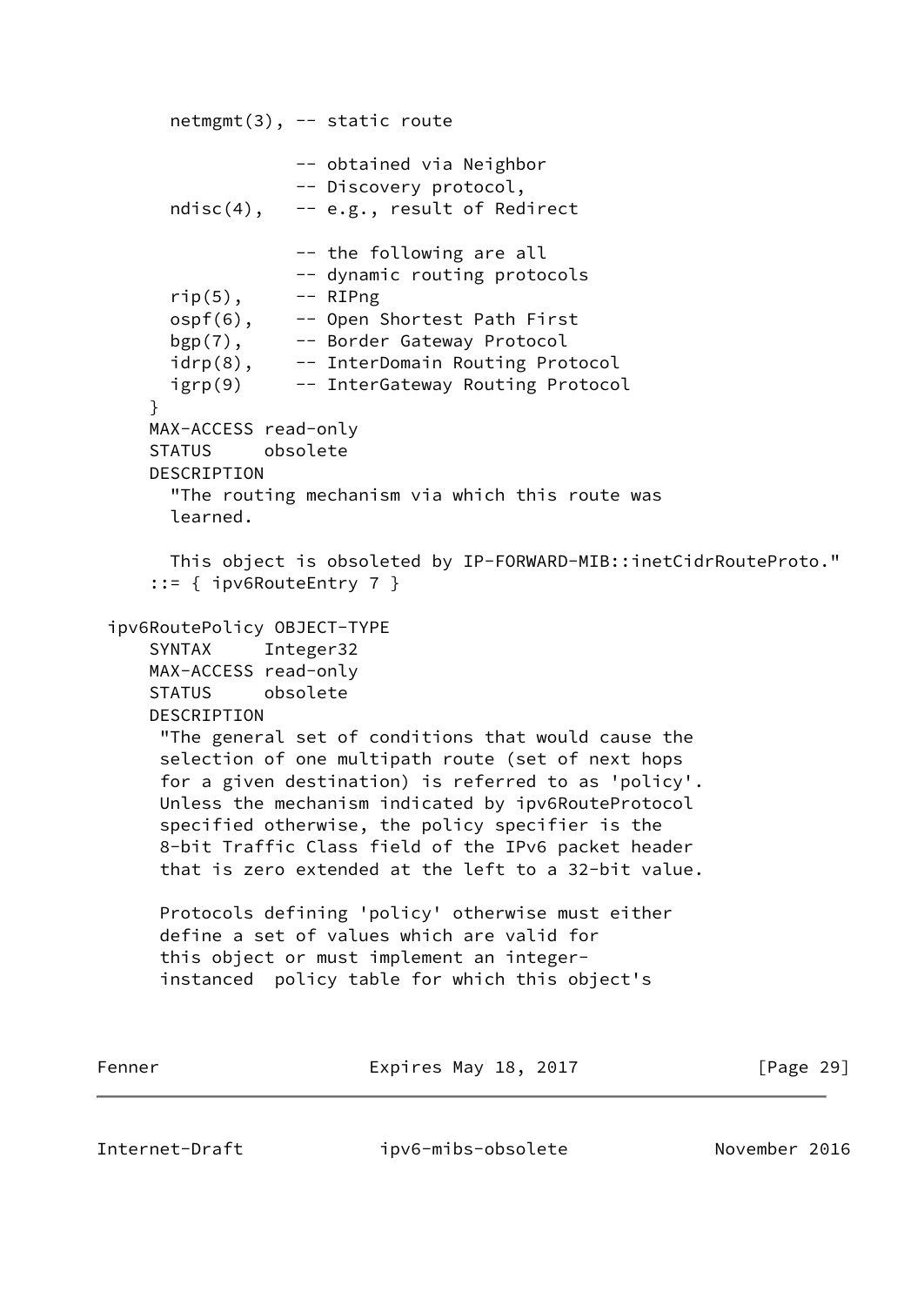```
       netmgmt(3), -- static route

                   -- obtained via Neighbor
                   -- Discovery protocol,
       ndisc(4),   -- e.g., result of Redirect

                   -- the following are all
                   -- dynamic routing protocols
       rip(5),     -- RIPng
       ospf(6),    -- Open Shortest Path First
       bgp(7),     -- Border Gateway Protocol
       idrp(8),    -- InterDomain Routing Protocol
       igrp(9)     -- InterGateway Routing Protocol
     }
     MAX-ACCESS read-only
     STATUS     obsolete
     DESCRIPTION
       "The routing mechanism via which this route was
       learned.

       This object is obsoleted by IP-FORWARD-MIB::inetCidrRouteProto."
     ::= { ipv6RouteEntry 7 }

 ipv6RoutePolicy OBJECT-TYPE
     SYNTAX     Integer32
     MAX-ACCESS read-only
     STATUS     obsolete
     DESCRIPTION
      "The general set of conditions that would cause the
      selection of one multipath route (set of next hops
      for a given destination) is referred to as 'policy'.
      Unless the mechanism indicated by ipv6RouteProtocol
      specified otherwise, the policy specifier is the
      8-bit Traffic Class field of the IPv6 packet header
      that is zero extended at the left to a 32-bit value.

      Protocols defining 'policy' otherwise must either
      define a set of values which are valid for
      this object or must implement an integer-
      instanced  policy table for which this object's
```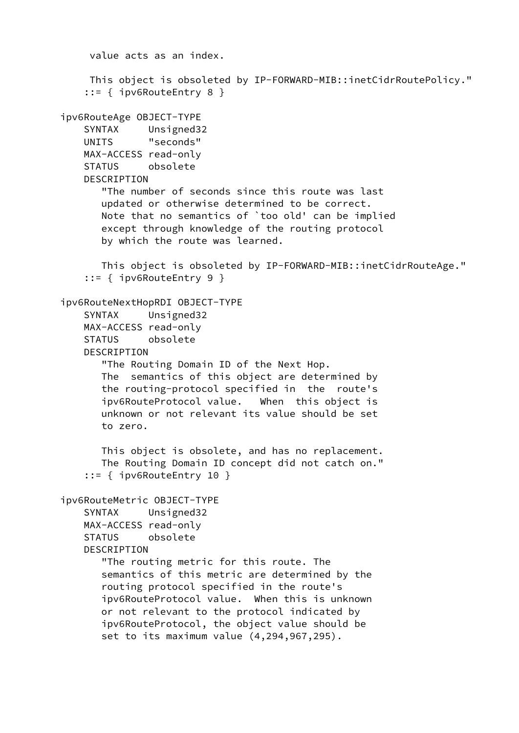```
         value acts as an index.

         This object is obsoleted by IP-FORWARD-MIB::inetCidrRoutePolicy."
        ::= { ipv6RouteEntry 8 }

    ipv6RouteAge OBJECT-TYPE
        SYNTAX     Unsigned32
        UNITS      "seconds"
        MAX-ACCESS read-only
        STATUS     obsolete
        DESCRIPTION
           "The number of seconds since this route was last
           updated or otherwise determined to be correct.
           Note that no semantics of `too old' can be implied
           except through knowledge of the routing protocol
           by which the route was learned.

           This object is obsoleted by IP-FORWARD-MIB::inetCidrRouteAge."
        ::= { ipv6RouteEntry 9 }

    ipv6RouteNextHopRDI OBJECT-TYPE
        SYNTAX     Unsigned32
        MAX-ACCESS read-only
        STATUS     obsolete
        DESCRIPTION
           "The Routing Domain ID of the Next Hop.
           The  semantics of this object are determined by
           the routing-protocol specified in  the  route's
           ipv6RouteProtocol value.   When  this object is
           unknown or not relevant its value should be set
           to zero.

           This object is obsolete, and has no replacement.
           The Routing Domain ID concept did not catch on."
        ::= { ipv6RouteEntry 10 }

    ipv6RouteMetric OBJECT-TYPE
        SYNTAX     Unsigned32
        MAX-ACCESS read-only
        STATUS     obsolete
        DESCRIPTION
           "The routing metric for this route. The
           semantics of this metric are determined by the
           routing protocol specified in the route's
           ipv6RouteProtocol value.  When this is unknown
           or not relevant to the protocol indicated by
           ipv6RouteProtocol, the object value should be
           set to its maximum value (4,294,967,295).
```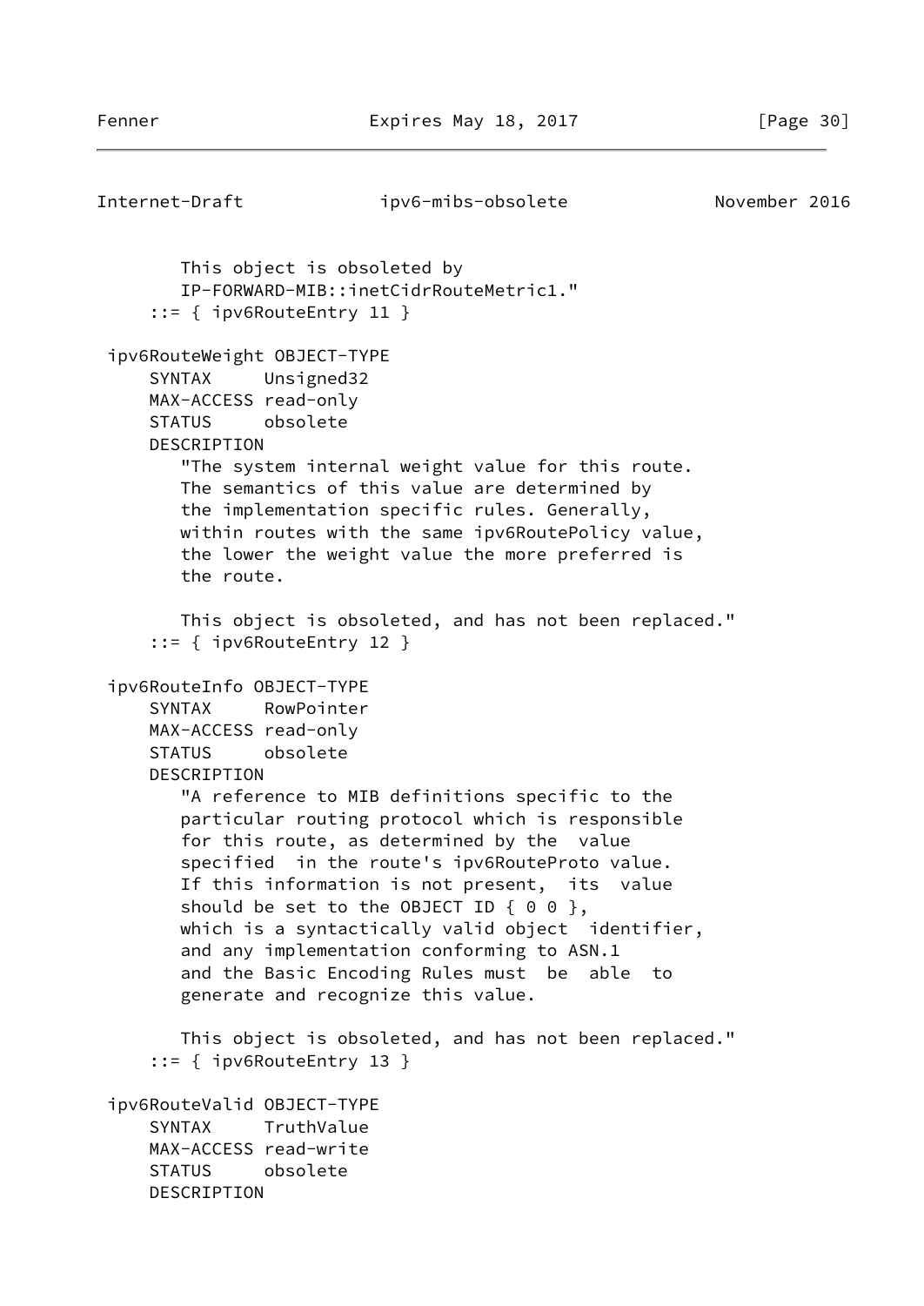```
        This object is obsoleted by
        IP-FORWARD-MIB::inetCidrRouteMetric1."
     ::= { ipv6RouteEntry 11 }

 ipv6RouteWeight OBJECT-TYPE
     SYNTAX     Unsigned32
     MAX-ACCESS read-only
     STATUS     obsolete
     DESCRIPTION
        "The system internal weight value for this route.
        The semantics of this value are determined by
        the implementation specific rules. Generally,
        within routes with the same ipv6RoutePolicy value,
        the lower the weight value the more preferred is
        the route.

        This object is obsoleted, and has not been replaced."
     ::= { ipv6RouteEntry 12 }

 ipv6RouteInfo OBJECT-TYPE
     SYNTAX     RowPointer
     MAX-ACCESS read-only
     STATUS     obsolete
     DESCRIPTION
        "A reference to MIB definitions specific to the
        particular routing protocol which is responsible
        for this route, as determined by the  value
        specified  in the route's ipv6RouteProto value.
        If this information is not present,  its  value
        should be set to the OBJECT ID { 0 0 },
        which is a syntactically valid object  identifier,
        and any implementation conforming to ASN.1
        and the Basic Encoding Rules must  be  able  to
        generate and recognize this value.

        This object is obsoleted, and has not been replaced."
     ::= { ipv6RouteEntry 13 }

 ipv6RouteValid OBJECT-TYPE
     SYNTAX     TruthValue
     MAX-ACCESS read-write
     STATUS     obsolete
     DESCRIPTION
```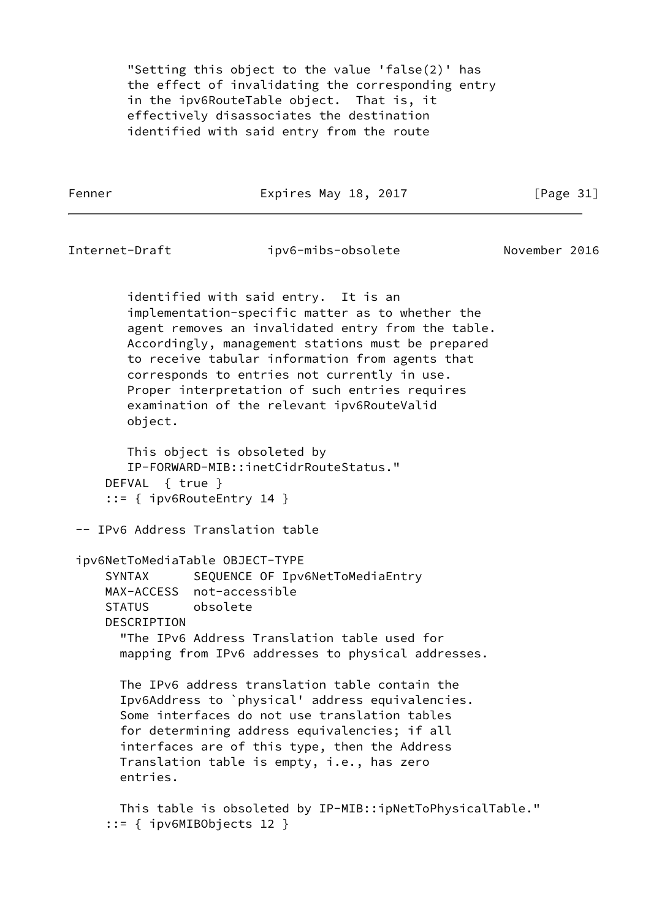```
        "Setting this object to the value 'false(2)' has
        the effect of invalidating the corresponding entry
        in the ipv6RouteTable object.  That is, it
        effectively disassociates the destination
        identified with said entry from the route
        identified with said entry.  It is an
        implementation-specific matter as to whether the
        agent removes an invalidated entry from the table.
        Accordingly, management stations must be prepared
        to receive tabular information from agents that
        corresponds to entries not currently in use.
        Proper interpretation of such entries requires
        examination of the relevant ipv6RouteValid
        object.

        This object is obsoleted by
        IP-FORWARD-MIB::inetCidrRouteStatus."
     DEFVAL  { true }
     ::= { ipv6RouteEntry 14 }

 -- IPv6 Address Translation table

 ipv6NetToMediaTable OBJECT-TYPE
     SYNTAX      SEQUENCE OF Ipv6NetToMediaEntry
     MAX-ACCESS  not-accessible
     STATUS      obsolete
     DESCRIPTION
       "The IPv6 Address Translation table used for
       mapping from IPv6 addresses to physical addresses.

       The IPv6 address translation table contain the
       Ipv6Address to `physical' address equivalencies.
       Some interfaces do not use translation tables
       for determining address equivalencies; if all
       interfaces are of this type, then the Address
       Translation table is empty, i.e., has zero
       entries.

       This table is obsoleted by IP-MIB::ipNetToPhysicalTable."
     ::= { ipv6MIBObjects 12 }
```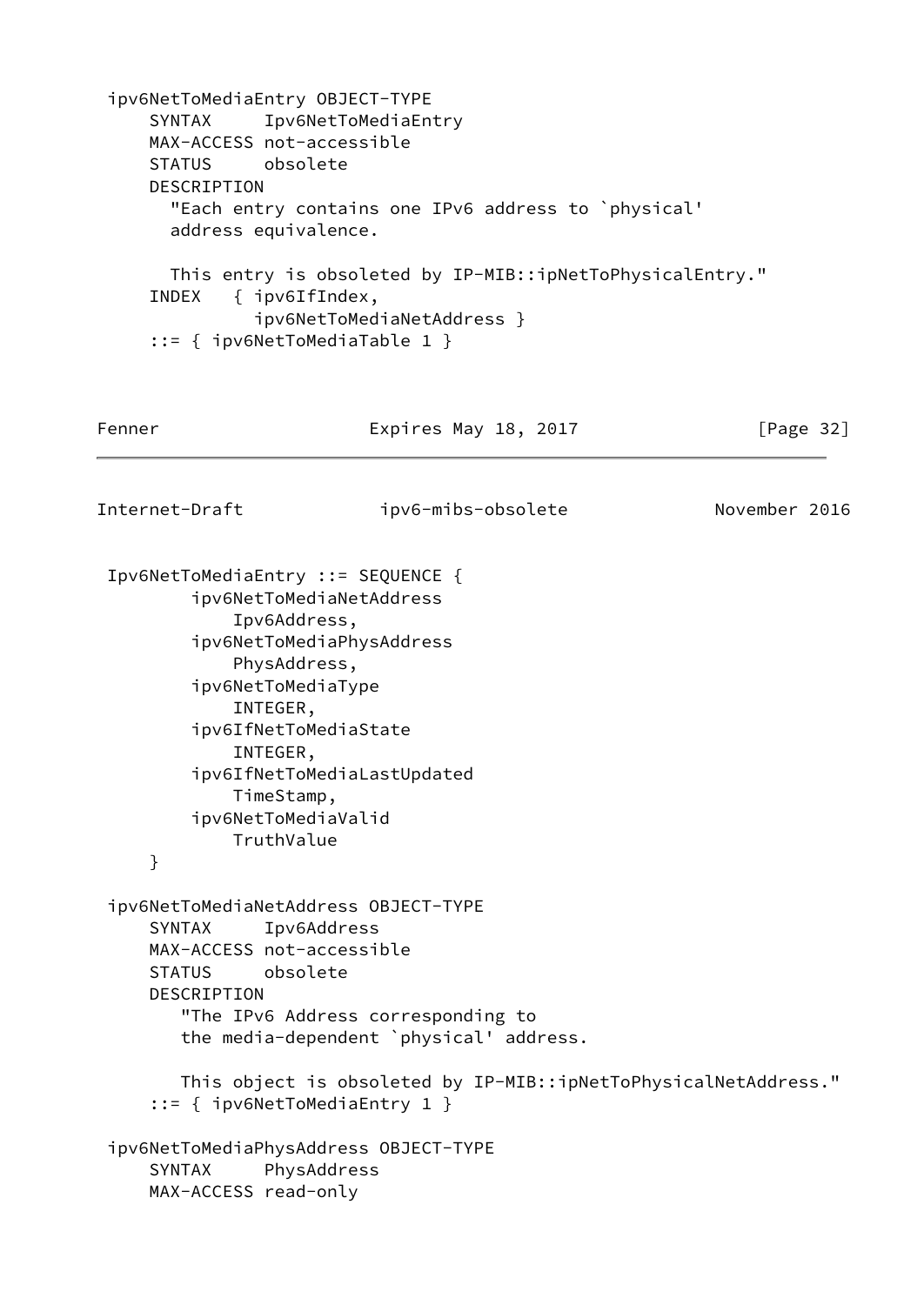```
 ipv6NetToMediaEntry OBJECT-TYPE
     SYNTAX     Ipv6NetToMediaEntry
     MAX-ACCESS not-accessible
     STATUS     obsolete
     DESCRIPTION
       "Each entry contains one IPv6 address to `physical'
       address equivalence.

       This entry is obsoleted by IP-MIB::ipNetToPhysicalEntry."
     INDEX   { ipv6IfIndex,
               ipv6NetToMediaNetAddress }
     ::= { ipv6NetToMediaTable 1 }
```

```
 Ipv6NetToMediaEntry ::= SEQUENCE {
         ipv6NetToMediaNetAddress
             Ipv6Address,
         ipv6NetToMediaPhysAddress
             PhysAddress,
         ipv6NetToMediaType
             INTEGER,
         ipv6IfNetToMediaState
             INTEGER,
         ipv6IfNetToMediaLastUpdated
             TimeStamp,
         ipv6NetToMediaValid
             TruthValue
     }

 ipv6NetToMediaNetAddress OBJECT-TYPE
     SYNTAX     Ipv6Address
     MAX-ACCESS not-accessible
     STATUS     obsolete
     DESCRIPTION
        "The IPv6 Address corresponding to
        the media-dependent `physical' address.

        This object is obsoleted by IP-MIB::ipNetToPhysicalNetAddress."
     ::= { ipv6NetToMediaEntry 1 }

 ipv6NetToMediaPhysAddress OBJECT-TYPE
     SYNTAX     PhysAddress
     MAX-ACCESS read-only
```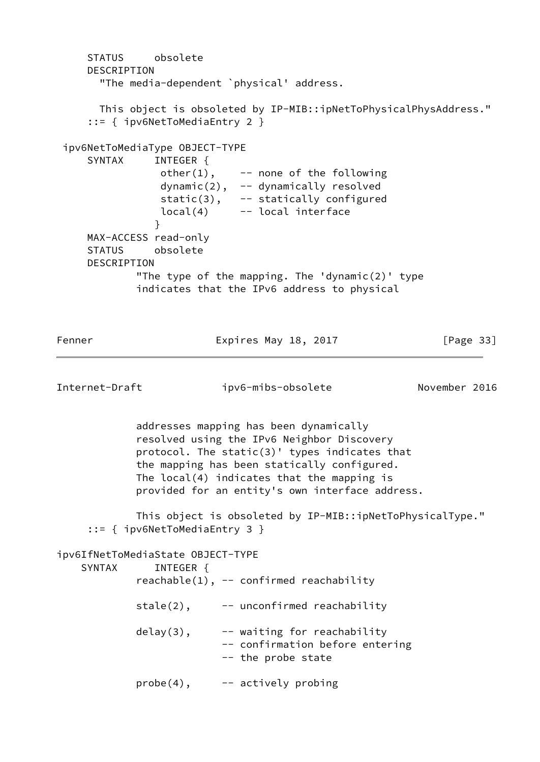```
     STATUS     obsolete
     DESCRIPTION
       "The media-dependent `physical' address.

       This object is obsoleted by IP-MIB::ipNetToPhysicalPhysAddress."
     ::= { ipv6NetToMediaEntry 2 }

 ipv6NetToMediaType OBJECT-TYPE
     SYNTAX     INTEGER {
                 other(1),    -- none of the following
                 dynamic(2),  -- dynamically resolved
                 static(3),   -- statically configured
                 local(4)     -- local interface
                }
     MAX-ACCESS read-only
     STATUS     obsolete
     DESCRIPTION
             "The type of the mapping. The 'dynamic(2)' type
             indicates that the IPv6 address to physical
             addresses mapping has been dynamically
             resolved using the IPv6 Neighbor Discovery
             protocol. The static(3)' types indicates that
             the mapping has been statically configured.
             The local(4) indicates that the mapping is
             provided for an entity's own interface address.

             This object is obsoleted by IP-MIB::ipNetToPhysicalType."
     ::= { ipv6NetToMediaEntry 3 }

ipv6IfNetToMediaState OBJECT-TYPE
    SYNTAX      INTEGER {
             reachable(1), -- confirmed reachability

             stale(2),     -- unconfirmed reachability

             delay(3),     -- waiting for reachability
                           -- confirmation before entering
                           -- the probe state

             probe(4),     -- actively probing
```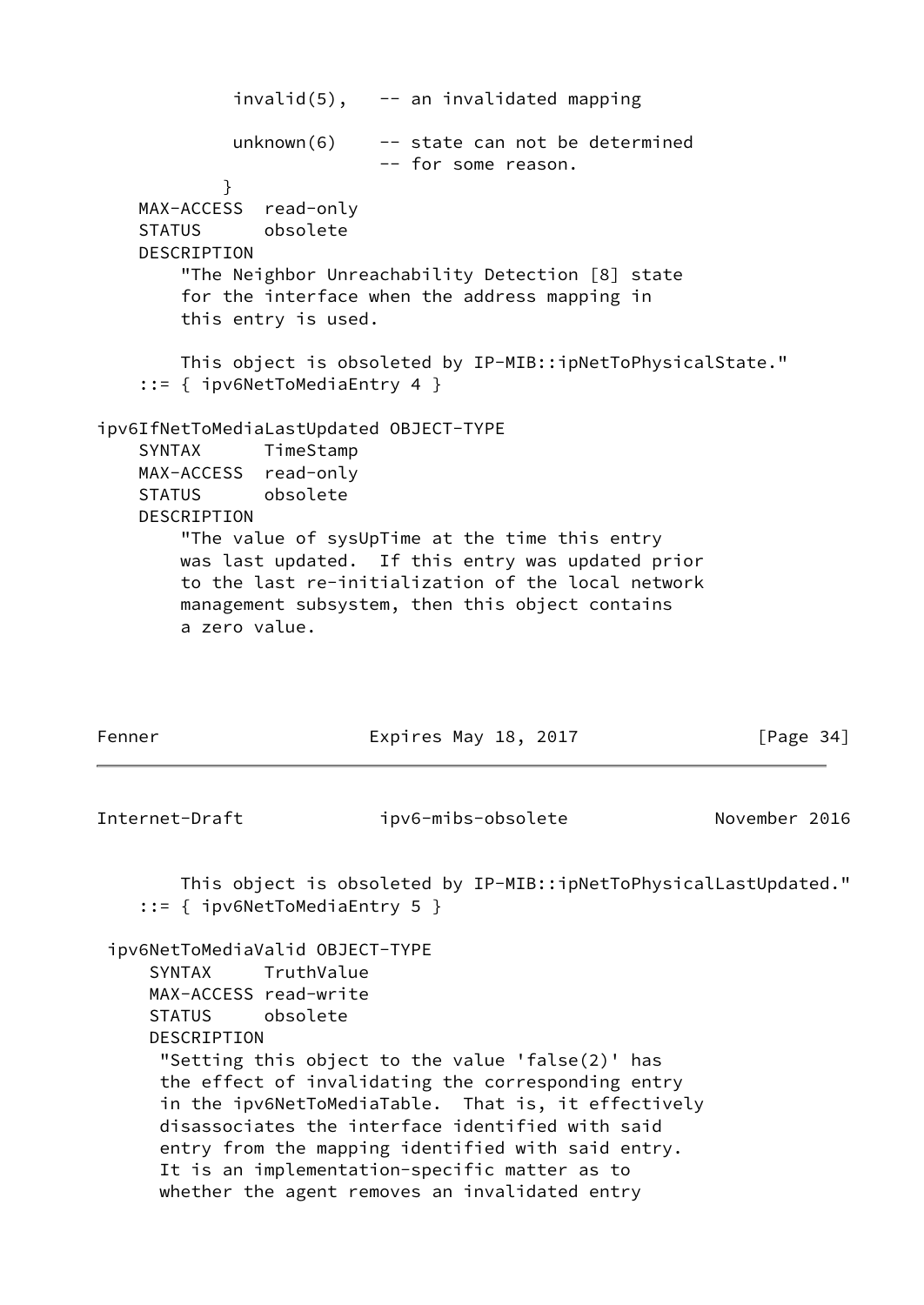```
             invalid(5),   -- an invalidated mapping

             unknown(6)    -- state can not be determined
                           -- for some reason.
            }
    MAX-ACCESS  read-only
    STATUS      obsolete
    DESCRIPTION
        "The Neighbor Unreachability Detection [8] state
        for the interface when the address mapping in
        this entry is used.

        This object is obsoleted by IP-MIB::ipNetToPhysicalState."
    ::= { ipv6NetToMediaEntry 4 }

ipv6IfNetToMediaLastUpdated OBJECT-TYPE
    SYNTAX      TimeStamp
    MAX-ACCESS  read-only
    STATUS      obsolete
    DESCRIPTION
        "The value of sysUpTime at the time this entry
        was last updated.  If this entry was updated prior
        to the last re-initialization of the local network
        management subsystem, then this object contains
        a zero value.

        This object is obsoleted by IP-MIB::ipNetToPhysicalLastUpdated."
    ::= { ipv6NetToMediaEntry 5 }

 ipv6NetToMediaValid OBJECT-TYPE
     SYNTAX     TruthValue
     MAX-ACCESS read-write
     STATUS     obsolete
     DESCRIPTION
      "Setting this object to the value 'false(2)' has
      the effect of invalidating the corresponding entry
      in the ipv6NetToMediaTable.  That is, it effectively
      disassociates the interface identified with said
      entry from the mapping identified with said entry.
      It is an implementation-specific matter as to
      whether the agent removes an invalidated entry
```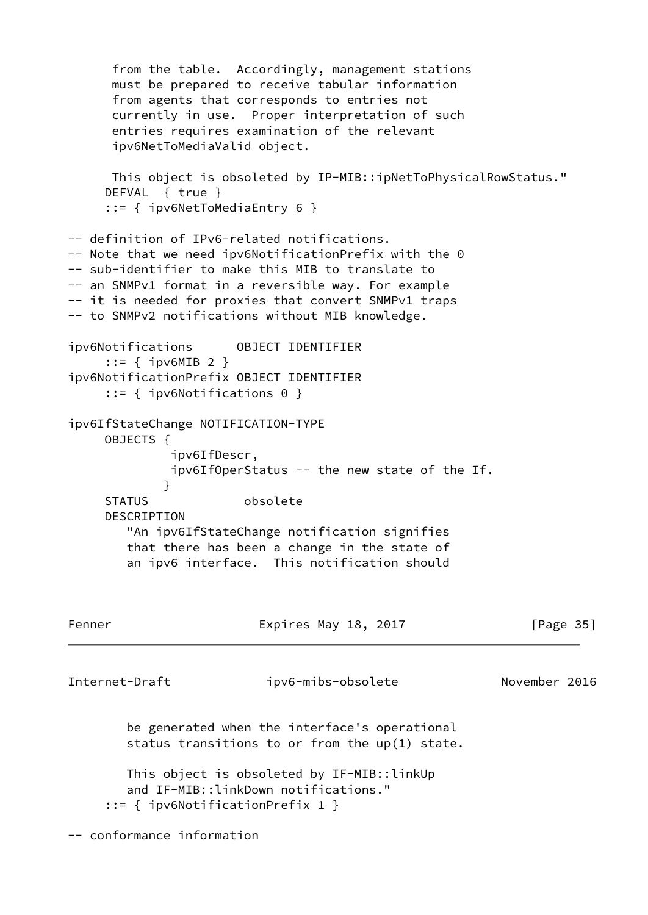```
       from the table.  Accordingly, management stations
       must be prepared to receive tabular information
       from agents that corresponds to entries not
       currently in use.  Proper interpretation of such
       entries requires examination of the relevant
       ipv6NetToMediaValid object.

       This object is obsoleted by IP-MIB::ipNetToPhysicalRowStatus."
      DEFVAL  { true }
      ::= { ipv6NetToMediaEntry 6 }

-- definition of IPv6-related notifications.
-- Note that we need ipv6NotificationPrefix with the 0
-- sub-identifier to make this MIB to translate to
-- an SNMPv1 format in a reversible way. For example
-- it is needed for proxies that convert SNMPv1 traps
-- to SNMPv2 notifications without MIB knowledge.

ipv6Notifications      OBJECT IDENTIFIER
      ::= { ipv6MIB 2 }
ipv6NotificationPrefix OBJECT IDENTIFIER
      ::= { ipv6Notifications 0 }

ipv6IfStateChange NOTIFICATION-TYPE
      OBJECTS {
               ipv6IfDescr,
               ipv6IfOperStatus -- the new state of the If.
              }
      STATUS             obsolete
      DESCRIPTION
         "An ipv6IfStateChange notification signifies
         that there has been a change in the state of
         an ipv6 interface.  This notification should
         be generated when the interface's operational
         status transitions to or from the up(1) state.

         This object is obsoleted by IF-MIB::linkUp
         and IF-MIB::linkDown notifications."
      ::= { ipv6NotificationPrefix 1 }

-- conformance information
```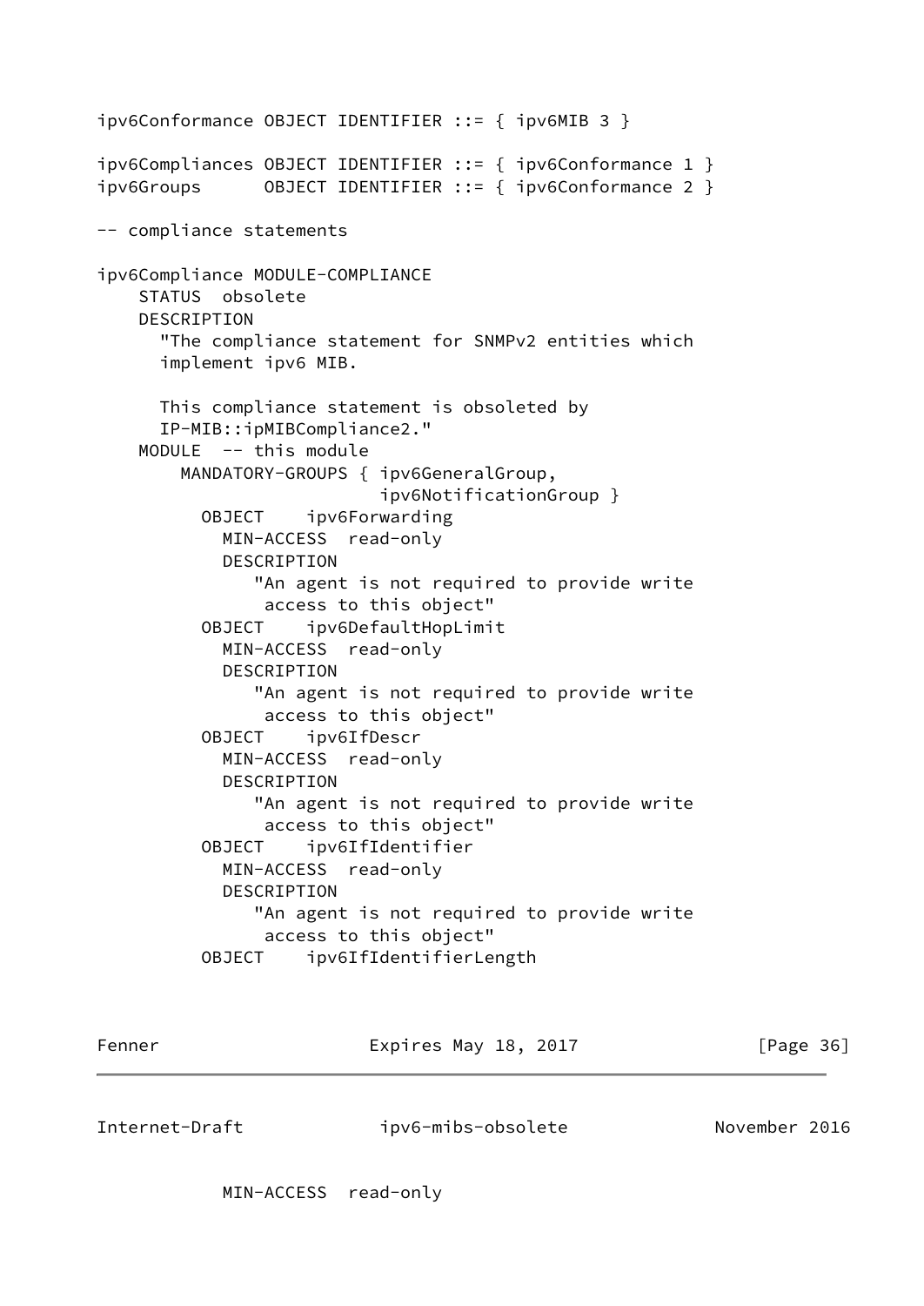```
ipv6Conformance OBJECT IDENTIFIER ::= { ipv6MIB 3 }

ipv6Compliances OBJECT IDENTIFIER ::= { ipv6Conformance 1 }
ipv6Groups      OBJECT IDENTIFIER ::= { ipv6Conformance 2 }

-- compliance statements

ipv6Compliance MODULE-COMPLIANCE
    STATUS  obsolete
    DESCRIPTION
      "The compliance statement for SNMPv2 entities which
      implement ipv6 MIB.

      This compliance statement is obsoleted by
      IP-MIB::ipMIBCompliance2."
    MODULE  -- this module
        MANDATORY-GROUPS { ipv6GeneralGroup,
                           ipv6NotificationGroup }
          OBJECT    ipv6Forwarding
            MIN-ACCESS  read-only
            DESCRIPTION
               "An agent is not required to provide write
                access to this object"
          OBJECT    ipv6DefaultHopLimit
            MIN-ACCESS  read-only
            DESCRIPTION
               "An agent is not required to provide write
                access to this object"
          OBJECT    ipv6IfDescr
            MIN-ACCESS  read-only
            DESCRIPTION
               "An agent is not required to provide write
                access to this object"
          OBJECT    ipv6IfIdentifier
            MIN-ACCESS  read-only
            DESCRIPTION
               "An agent is not required to provide write
                access to this object"
          OBJECT    ipv6IfIdentifierLength
            MIN-ACCESS  read-only
```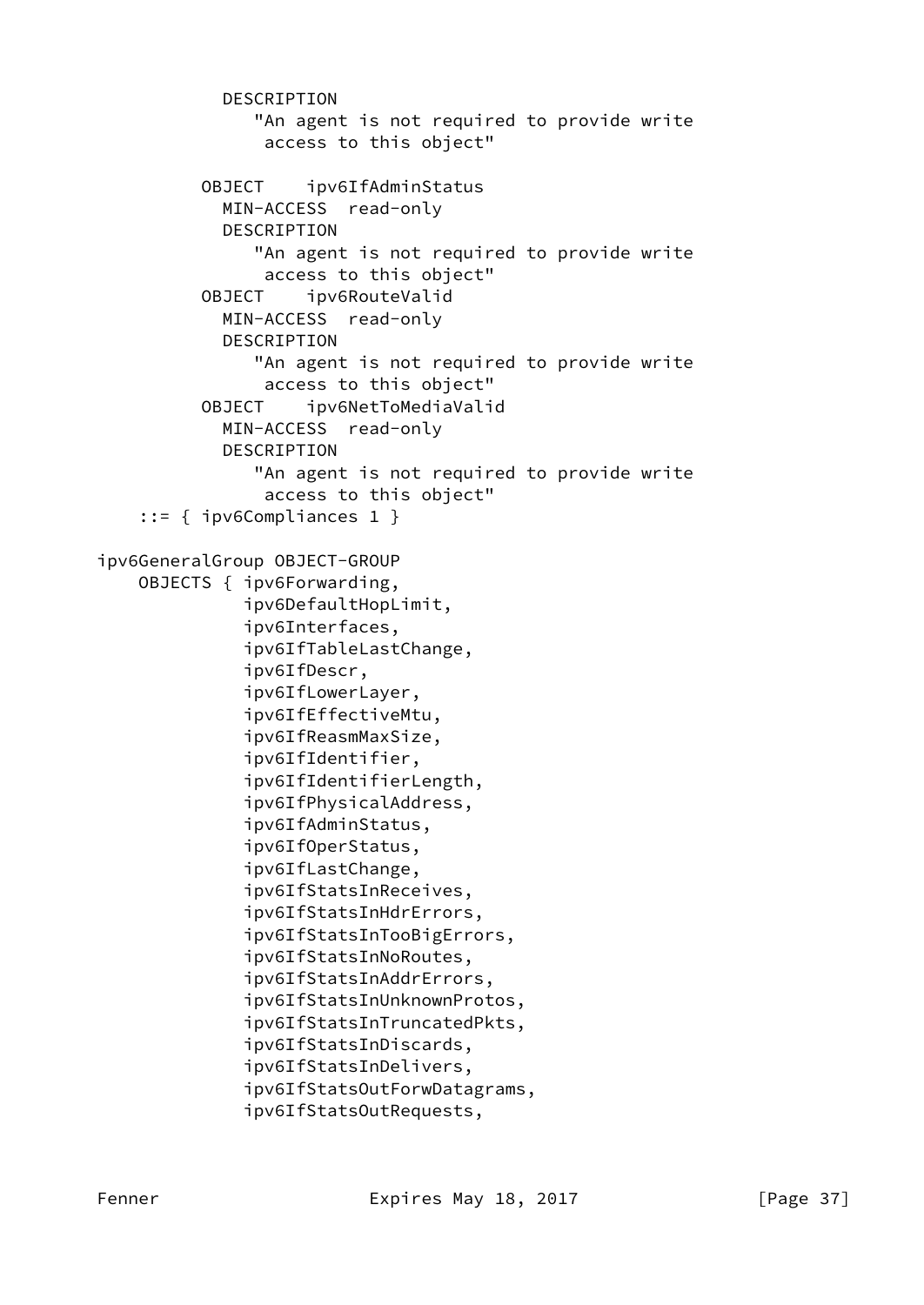```
            DESCRIPTION
               "An agent is not required to provide write
                access to this object"

          OBJECT    ipv6IfAdminStatus
            MIN-ACCESS  read-only
            DESCRIPTION
               "An agent is not required to provide write
                access to this object"
          OBJECT    ipv6RouteValid
            MIN-ACCESS  read-only
            DESCRIPTION
               "An agent is not required to provide write
                access to this object"
          OBJECT    ipv6NetToMediaValid
            MIN-ACCESS  read-only
            DESCRIPTION
               "An agent is not required to provide write
                access to this object"
      ::= { ipv6Compliances 1 }

  ipv6GeneralGroup OBJECT-GROUP
      OBJECTS { ipv6Forwarding,
                ipv6DefaultHopLimit,
                ipv6Interfaces,
                ipv6IfTableLastChange,
                ipv6IfDescr,
                ipv6IfLowerLayer,
                ipv6IfEffectiveMtu,
                ipv6IfReasmMaxSize,
                ipv6IfIdentifier,
                ipv6IfIdentifierLength,
                ipv6IfPhysicalAddress,
                ipv6IfAdminStatus,
                ipv6IfOperStatus,
                ipv6IfLastChange,
                ipv6IfStatsInReceives,
                ipv6IfStatsInHdrErrors,
                ipv6IfStatsInTooBigErrors,
                ipv6IfStatsInNoRoutes,
                ipv6IfStatsInAddrErrors,
                ipv6IfStatsInUnknownProtos,
                ipv6IfStatsInTruncatedPkts,
                ipv6IfStatsInDiscards,
                ipv6IfStatsInDelivers,
                ipv6IfStatsOutForwDatagrams,
                ipv6IfStatsOutRequests,
```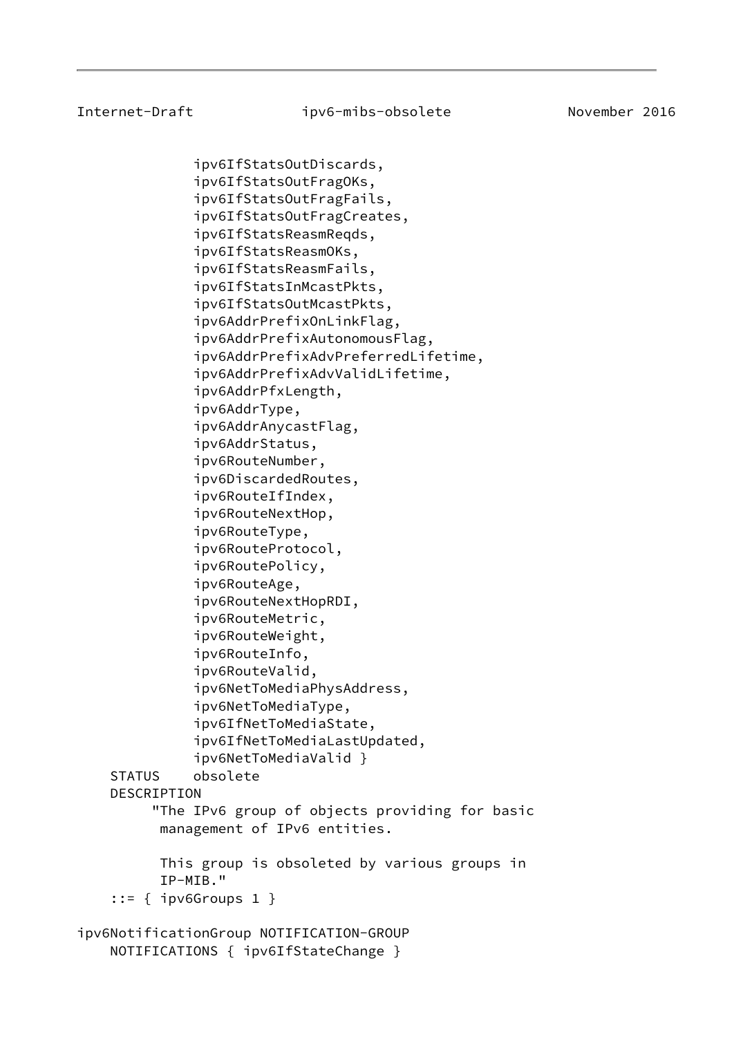```
              ipv6IfStatsOutDiscards,
              ipv6IfStatsOutFragOKs,
              ipv6IfStatsOutFragFails,
              ipv6IfStatsOutFragCreates,
              ipv6IfStatsReasmReqds,
              ipv6IfStatsReasmOKs,
              ipv6IfStatsReasmFails,
              ipv6IfStatsInMcastPkts,
              ipv6IfStatsOutMcastPkts,
              ipv6AddrPrefixOnLinkFlag,
              ipv6AddrPrefixAutonomousFlag,
              ipv6AddrPrefixAdvPreferredLifetime,
              ipv6AddrPrefixAdvValidLifetime,
              ipv6AddrPfxLength,
              ipv6AddrType,
              ipv6AddrAnycastFlag,
              ipv6AddrStatus,
              ipv6RouteNumber,
              ipv6DiscardedRoutes,
              ipv6RouteIfIndex,
              ipv6RouteNextHop,
              ipv6RouteType,
              ipv6RouteProtocol,
              ipv6RoutePolicy,
              ipv6RouteAge,
              ipv6RouteNextHopRDI,
              ipv6RouteMetric,
              ipv6RouteWeight,
              ipv6RouteInfo,
              ipv6RouteValid,
              ipv6NetToMediaPhysAddress,
              ipv6NetToMediaType,
              ipv6IfNetToMediaState,
              ipv6IfNetToMediaLastUpdated,
              ipv6NetToMediaValid }
    STATUS    obsolete
    DESCRIPTION
         "The IPv6 group of objects providing for basic
          management of IPv6 entities.

          This group is obsoleted by various groups in
          IP-MIB."
    ::= { ipv6Groups 1 }

ipv6NotificationGroup NOTIFICATION-GROUP
    NOTIFICATIONS { ipv6IfStateChange }
```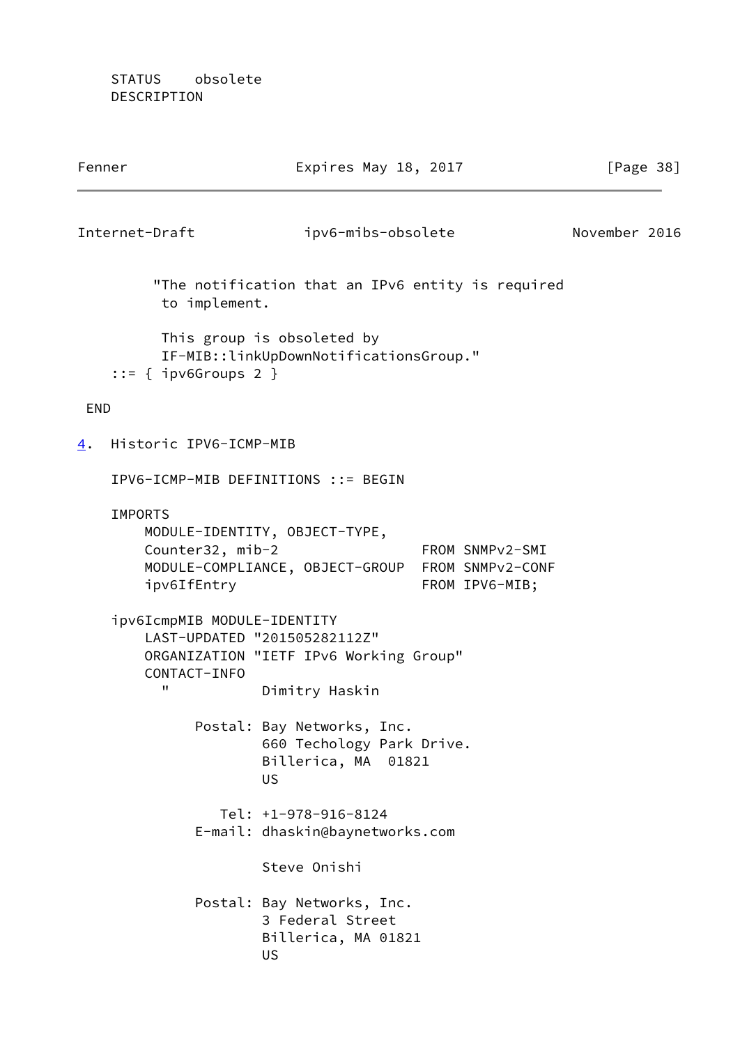```
    STATUS    obsolete
    DESCRIPTION
```

```
         "The notification that an IPv6 entity is required
          to implement.

          This group is obsoleted by
          IF-MIB::linkUpDownNotificationsGroup."
    ::= { ipv6Groups 2 }

 END
```

## 4. Historic IPV6-ICMP-MIB

```
    IPV6-ICMP-MIB DEFINITIONS ::= BEGIN

    IMPORTS
        MODULE-IDENTITY, OBJECT-TYPE,
        Counter32, mib-2                 FROM SNMPv2-SMI
        MODULE-COMPLIANCE, OBJECT-GROUP  FROM SNMPv2-CONF
        ipv6IfEntry                      FROM IPV6-MIB;

    ipv6IcmpMIB MODULE-IDENTITY
        LAST-UPDATED "201505282112Z"
        ORGANIZATION "IETF IPv6 Working Group"
        CONTACT-INFO
          "           Dimitry Haskin

              Postal: Bay Networks, Inc.
                      660 Techology Park Drive.
                      Billerica, MA  01821
                      US

                 Tel: +1-978-916-8124
              E-mail: dhaskin@baynetworks.com

                      Steve Onishi

              Postal: Bay Networks, Inc.
                      3 Federal Street
                      Billerica, MA 01821
                      US
```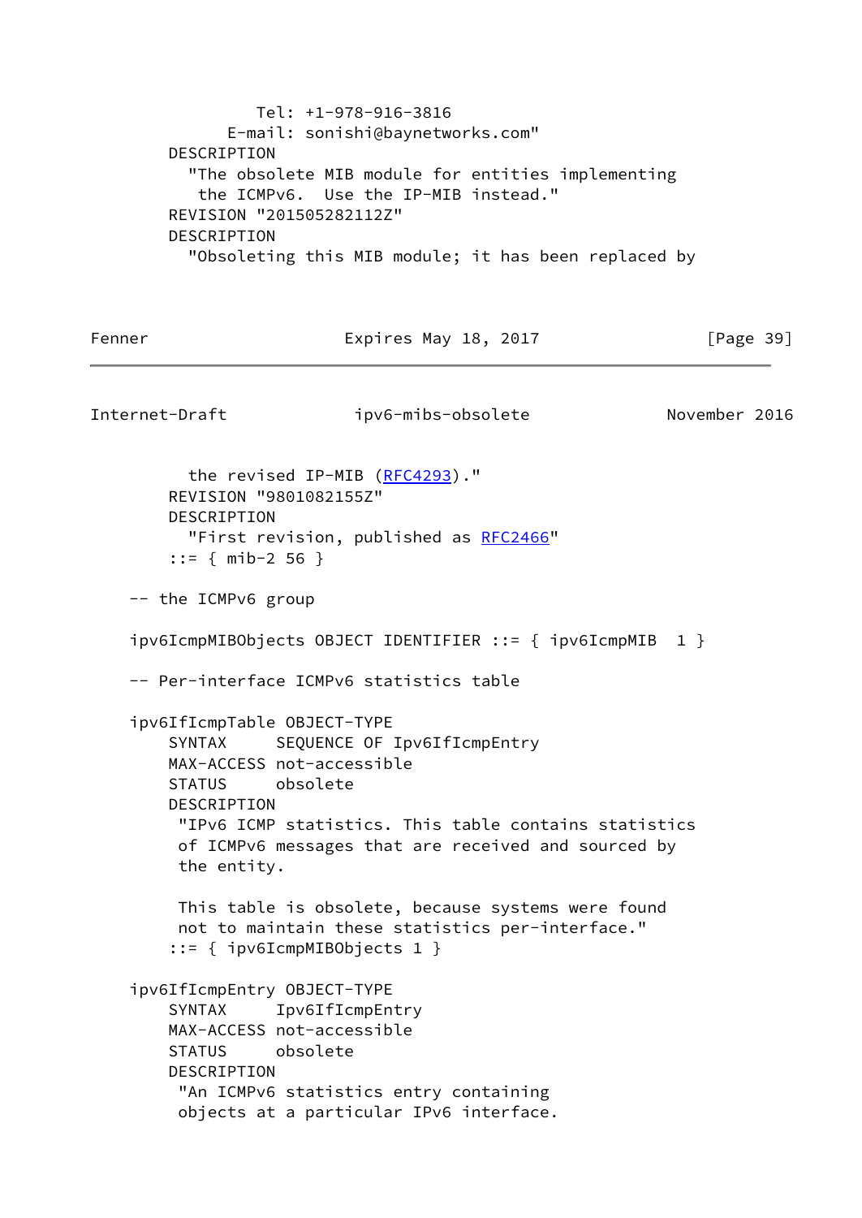```
                Tel: +1-978-916-3816
             E-mail: sonishi@baynetworks.com"
        DESCRIPTION
          "The obsolete MIB module for entities implementing
           the ICMPv6.  Use the IP-MIB instead."
        REVISION "201505282112Z"
        DESCRIPTION
          "Obsoleting this MIB module; it has been replaced by
           the revised IP-MIB (RFC4293)."
        REVISION "9801082155Z"
        DESCRIPTION
          "First revision, published as RFC2466"
        ::= { mib-2 56 }

    -- the ICMPv6 group

    ipv6IcmpMIBObjects OBJECT IDENTIFIER ::= { ipv6IcmpMIB  1 }

    -- Per-interface ICMPv6 statistics table

    ipv6IfIcmpTable OBJECT-TYPE
        SYNTAX      SEQUENCE OF Ipv6IfIcmpEntry
        MAX-ACCESS not-accessible
        STATUS      obsolete
        DESCRIPTION
         "IPv6 ICMP statistics. This table contains statistics
         of ICMPv6 messages that are received and sourced by
         the entity.

         This table is obsolete, because systems were found
         not to maintain these statistics per-interface."
        ::= { ipv6IcmpMIBObjects 1 }

    ipv6IfIcmpEntry OBJECT-TYPE
        SYNTAX      Ipv6IfIcmpEntry
        MAX-ACCESS not-accessible
        STATUS      obsolete
        DESCRIPTION
         "An ICMPv6 statistics entry containing
         objects at a particular IPv6 interface.
```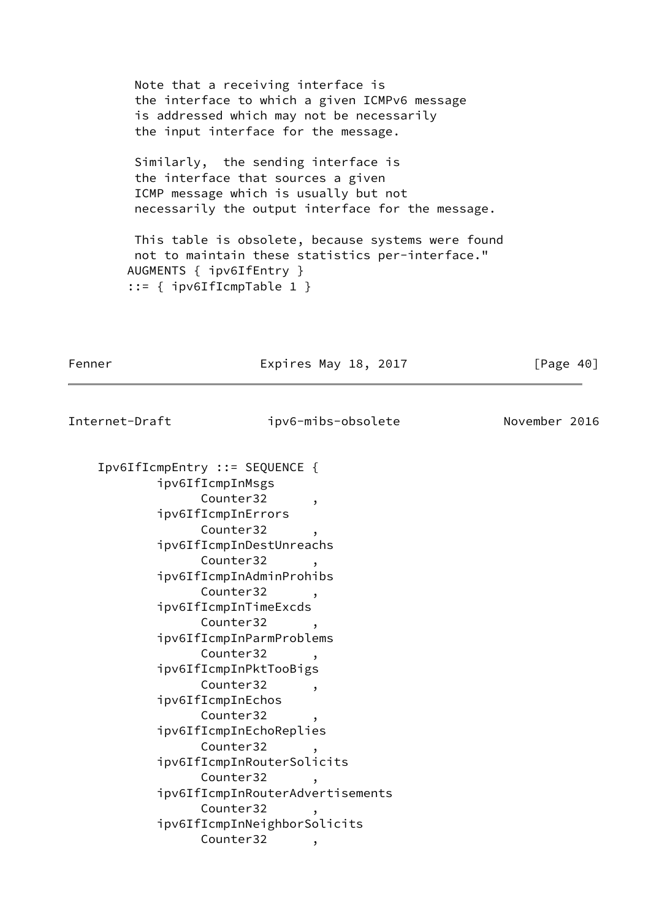```
            Note that a receiving interface is
            the interface to which a given ICMPv6 message
            is addressed which may not be necessarily
            the input interface for the message.

            Similarly,  the sending interface is
            the interface that sources a given
            ICMP message which is usually but not
            necessarily the output interface for the message.

            This table is obsolete, because systems were found
            not to maintain these statistics per-interface."
           AUGMENTS { ipv6IfEntry }
           ::= { ipv6IfIcmpTable 1 }
```

```
       Ipv6IfIcmpEntry ::= SEQUENCE {
               ipv6IfIcmpInMsgs
                     Counter32      ,
               ipv6IfIcmpInErrors
                     Counter32      ,
               ipv6IfIcmpInDestUnreachs
                     Counter32      ,
               ipv6IfIcmpInAdminProhibs
                     Counter32      ,
               ipv6IfIcmpInTimeExcds
                     Counter32      ,
               ipv6IfIcmpInParmProblems
                     Counter32      ,
               ipv6IfIcmpInPktTooBigs
                     Counter32      ,
               ipv6IfIcmpInEchos
                     Counter32      ,
               ipv6IfIcmpInEchoReplies
                     Counter32      ,
               ipv6IfIcmpInRouterSolicits
                     Counter32      ,
               ipv6IfIcmpInRouterAdvertisements
                     Counter32      ,
               ipv6IfIcmpInNeighborSolicits
                     Counter32      ,
```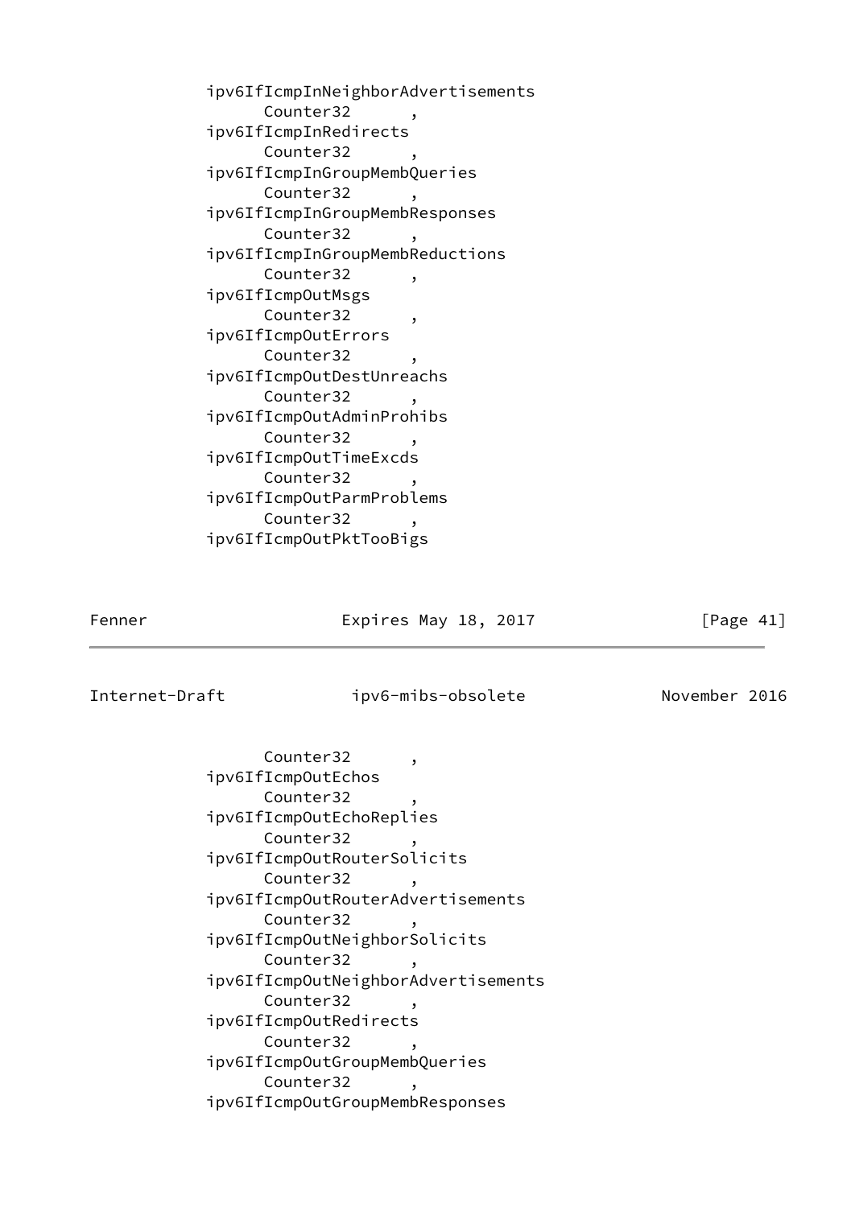```
          ipv6IfIcmpInNeighborAdvertisements
                Counter32      ,
          ipv6IfIcmpInRedirects
                Counter32      ,
          ipv6IfIcmpInGroupMembQueries
                Counter32      ,
          ipv6IfIcmpInGroupMembResponses
                Counter32      ,
          ipv6IfIcmpInGroupMembReductions
                Counter32      ,
          ipv6IfIcmpOutMsgs
                Counter32      ,
          ipv6IfIcmpOutErrors
                Counter32      ,
          ipv6IfIcmpOutDestUnreachs
                Counter32      ,
          ipv6IfIcmpOutAdminProhibs
                Counter32      ,
          ipv6IfIcmpOutTimeExcds
                Counter32      ,
          ipv6IfIcmpOutParmProblems
                Counter32      ,
          ipv6IfIcmpOutPktTooBigs
                Counter32      ,
          ipv6IfIcmpOutEchos
                Counter32      ,
          ipv6IfIcmpOutEchoReplies
                Counter32      ,
          ipv6IfIcmpOutRouterSolicits
                Counter32      ,
          ipv6IfIcmpOutRouterAdvertisements
                Counter32      ,
          ipv6IfIcmpOutNeighborSolicits
                Counter32      ,
          ipv6IfIcmpOutNeighborAdvertisements
                Counter32      ,
          ipv6IfIcmpOutRedirects
                Counter32      ,
          ipv6IfIcmpOutGroupMembQueries
                Counter32      ,
          ipv6IfIcmpOutGroupMembResponses
```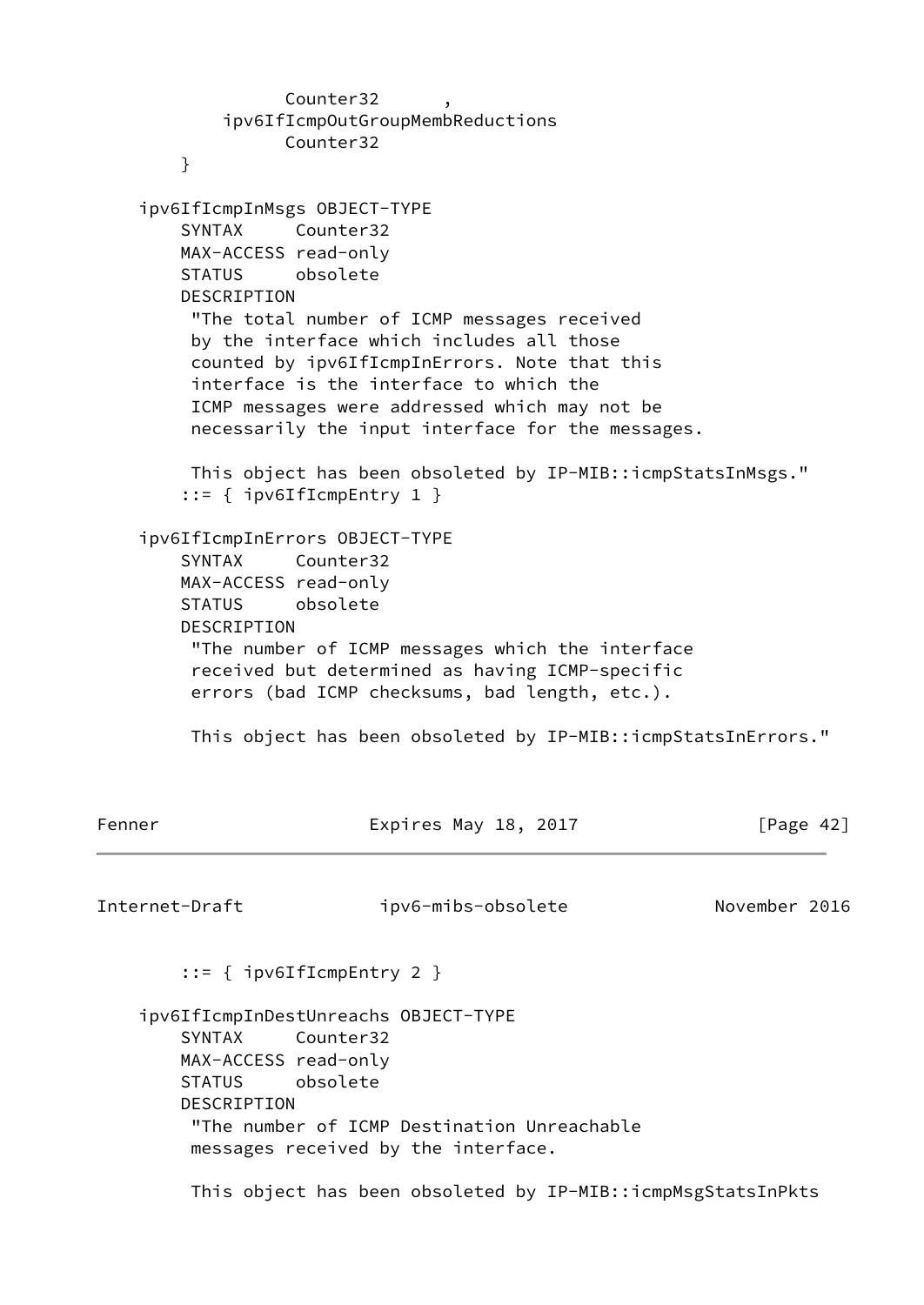```
                Counter32      ,
            ipv6IfIcmpOutGroupMembReductions
                Counter32
        }

    ipv6IfIcmpInMsgs OBJECT-TYPE
        SYNTAX     Counter32
        MAX-ACCESS read-only
        STATUS     obsolete
        DESCRIPTION
         "The total number of ICMP messages received
         by the interface which includes all those
         counted by ipv6IfIcmpInErrors. Note that this
         interface is the interface to which the
         ICMP messages were addressed which may not be
         necessarily the input interface for the messages.

         This object has been obsoleted by IP-MIB::icmpStatsInMsgs."
        ::= { ipv6IfIcmpEntry 1 }

    ipv6IfIcmpInErrors OBJECT-TYPE
        SYNTAX     Counter32
        MAX-ACCESS read-only
        STATUS     obsolete
        DESCRIPTION
         "The number of ICMP messages which the interface
         received but determined as having ICMP-specific
         errors (bad ICMP checksums, bad length, etc.).

         This object has been obsoleted by IP-MIB::icmpStatsInErrors."
        ::= { ipv6IfIcmpEntry 2 }

    ipv6IfIcmpInDestUnreachs OBJECT-TYPE
        SYNTAX     Counter32
        MAX-ACCESS read-only
        STATUS     obsolete
        DESCRIPTION
         "The number of ICMP Destination Unreachable
         messages received by the interface.

         This object has been obsoleted by IP-MIB::icmpMsgStatsInPkts
```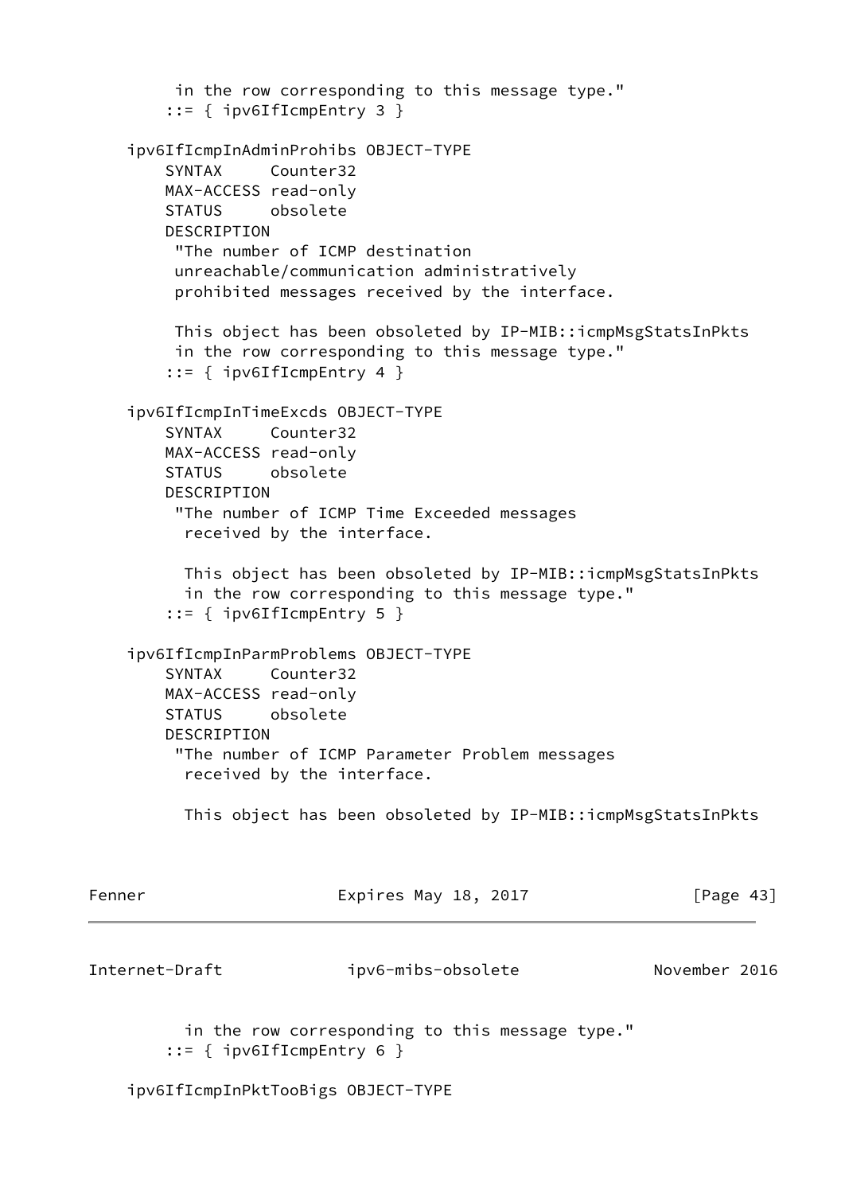```
         in the row corresponding to this message type."
        ::= { ipv6IfIcmpEntry 3 }

    ipv6IfIcmpInAdminProhibs OBJECT-TYPE
        SYNTAX     Counter32
        MAX-ACCESS read-only
        STATUS     obsolete
        DESCRIPTION
         "The number of ICMP destination
         unreachable/communication administratively
         prohibited messages received by the interface.

         This object has been obsoleted by IP-MIB::icmpMsgStatsInPkts
         in the row corresponding to this message type."
        ::= { ipv6IfIcmpEntry 4 }

    ipv6IfIcmpInTimeExcds OBJECT-TYPE
        SYNTAX     Counter32
        MAX-ACCESS read-only
        STATUS     obsolete
        DESCRIPTION
         "The number of ICMP Time Exceeded messages
          received by the interface.

          This object has been obsoleted by IP-MIB::icmpMsgStatsInPkts
          in the row corresponding to this message type."
        ::= { ipv6IfIcmpEntry 5 }

    ipv6IfIcmpInParmProblems OBJECT-TYPE
        SYNTAX     Counter32
        MAX-ACCESS read-only
        STATUS     obsolete
        DESCRIPTION
         "The number of ICMP Parameter Problem messages
          received by the interface.

          This object has been obsoleted by IP-MIB::icmpMsgStatsInPkts
          in the row corresponding to this message type."
        ::= { ipv6IfIcmpEntry 6 }

    ipv6IfIcmpInPktTooBigs OBJECT-TYPE
```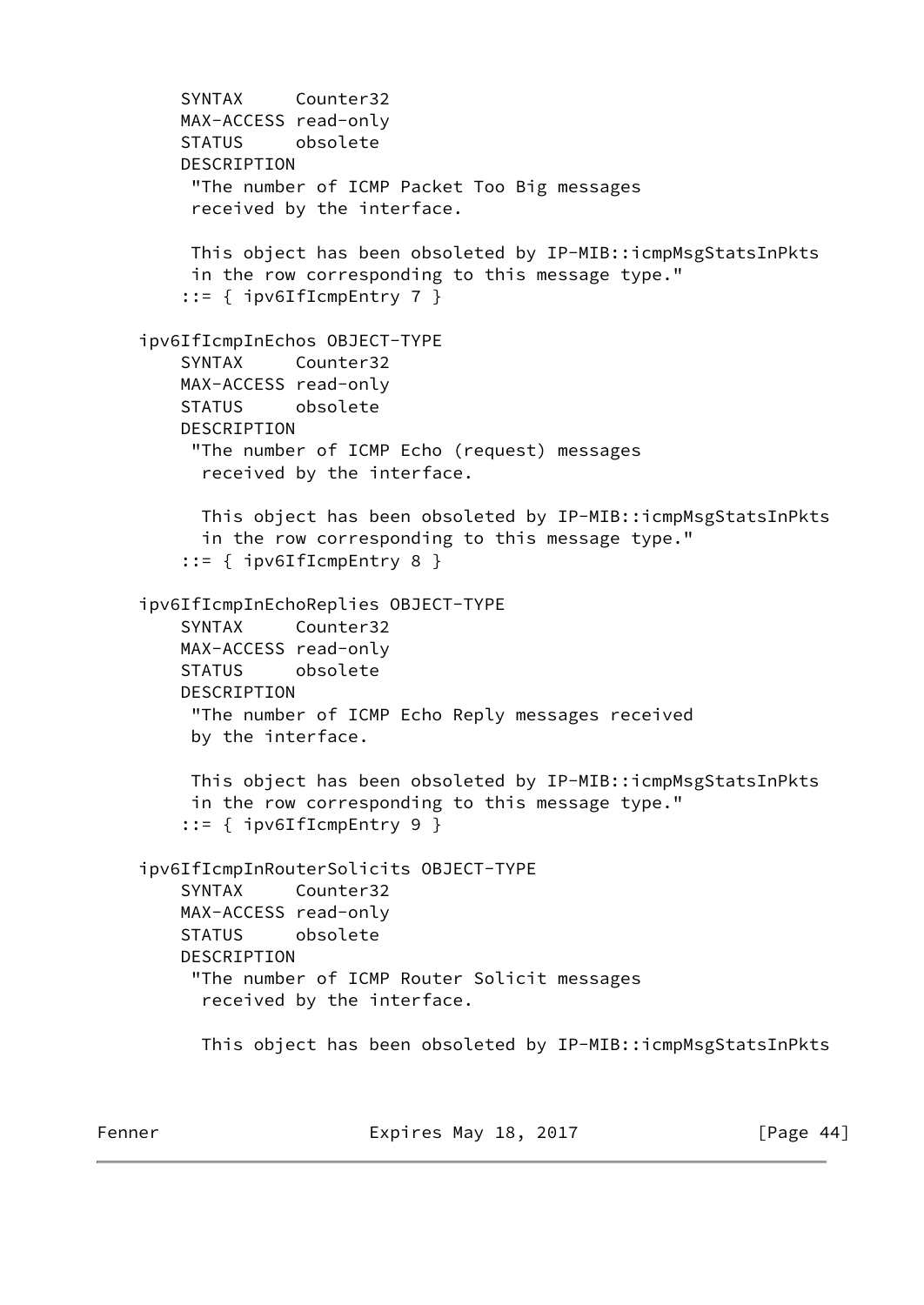```
        SYNTAX     Counter32
        MAX-ACCESS read-only
        STATUS     obsolete
        DESCRIPTION
         "The number of ICMP Packet Too Big messages
         received by the interface.

         This object has been obsoleted by IP-MIB::icmpMsgStatsInPkts
         in the row corresponding to this message type."
        ::= { ipv6IfIcmpEntry 7 }

    ipv6IfIcmpInEchos OBJECT-TYPE
        SYNTAX     Counter32
        MAX-ACCESS read-only
        STATUS     obsolete
        DESCRIPTION
         "The number of ICMP Echo (request) messages
          received by the interface.

          This object has been obsoleted by IP-MIB::icmpMsgStatsInPkts
          in the row corresponding to this message type."
        ::= { ipv6IfIcmpEntry 8 }

    ipv6IfIcmpInEchoReplies OBJECT-TYPE
        SYNTAX     Counter32
        MAX-ACCESS read-only
        STATUS     obsolete
        DESCRIPTION
         "The number of ICMP Echo Reply messages received
         by the interface.

         This object has been obsoleted by IP-MIB::icmpMsgStatsInPkts
         in the row corresponding to this message type."
        ::= { ipv6IfIcmpEntry 9 }

    ipv6IfIcmpInRouterSolicits OBJECT-TYPE
        SYNTAX     Counter32
        MAX-ACCESS read-only
        STATUS     obsolete
        DESCRIPTION
         "The number of ICMP Router Solicit messages
          received by the interface.

          This object has been obsoleted by IP-MIB::icmpMsgStatsInPkts
```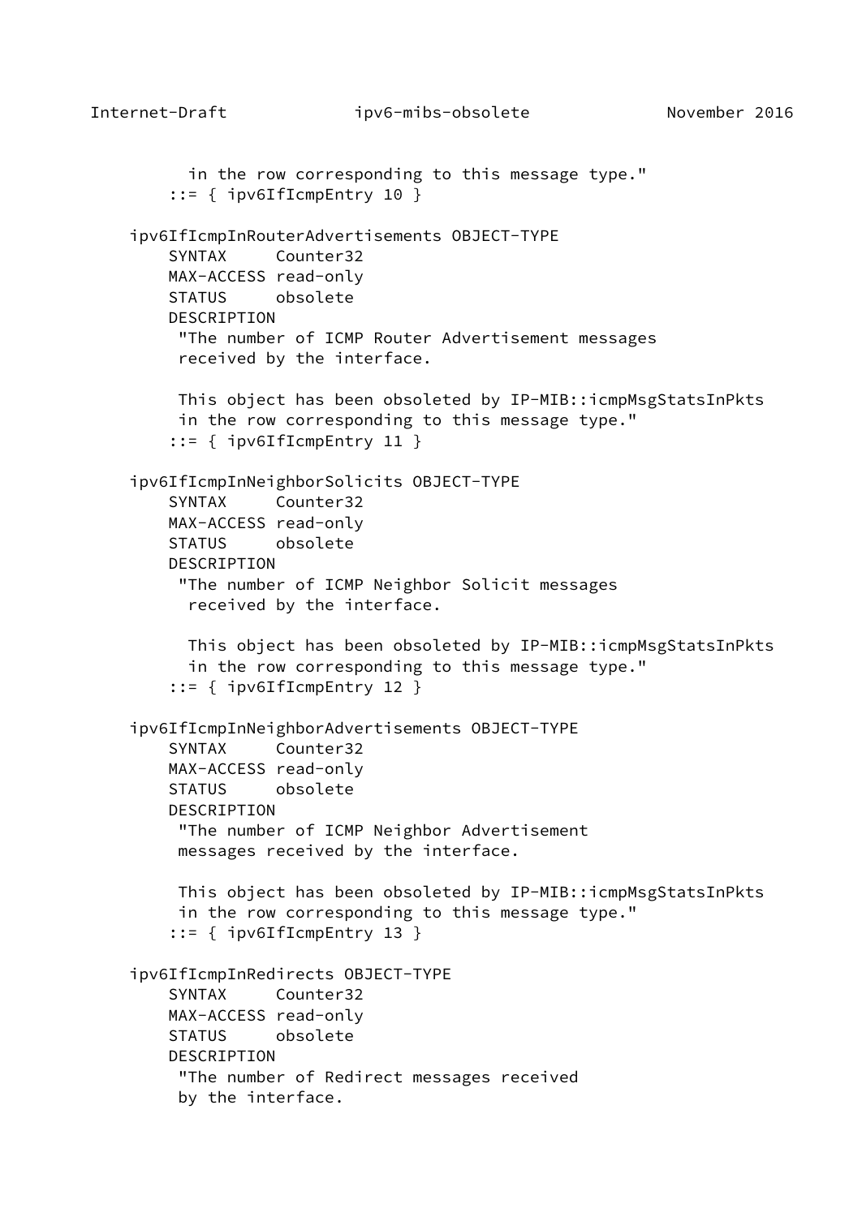```
          in the row corresponding to this message type."
        ::= { ipv6IfIcmpEntry 10 }

    ipv6IfIcmpInRouterAdvertisements OBJECT-TYPE
        SYNTAX     Counter32
        MAX-ACCESS read-only
        STATUS     obsolete
        DESCRIPTION
         "The number of ICMP Router Advertisement messages
         received by the interface.

         This object has been obsoleted by IP-MIB::icmpMsgStatsInPkts
         in the row corresponding to this message type."
        ::= { ipv6IfIcmpEntry 11 }

    ipv6IfIcmpInNeighborSolicits OBJECT-TYPE
        SYNTAX     Counter32
        MAX-ACCESS read-only
        STATUS     obsolete
        DESCRIPTION
         "The number of ICMP Neighbor Solicit messages
          received by the interface.

          This object has been obsoleted by IP-MIB::icmpMsgStatsInPkts
          in the row corresponding to this message type."
        ::= { ipv6IfIcmpEntry 12 }

    ipv6IfIcmpInNeighborAdvertisements OBJECT-TYPE
        SYNTAX     Counter32
        MAX-ACCESS read-only
        STATUS     obsolete
        DESCRIPTION
         "The number of ICMP Neighbor Advertisement
         messages received by the interface.

         This object has been obsoleted by IP-MIB::icmpMsgStatsInPkts
         in the row corresponding to this message type."
        ::= { ipv6IfIcmpEntry 13 }

    ipv6IfIcmpInRedirects OBJECT-TYPE
        SYNTAX     Counter32
        MAX-ACCESS read-only
        STATUS     obsolete
        DESCRIPTION
         "The number of Redirect messages received
         by the interface.
```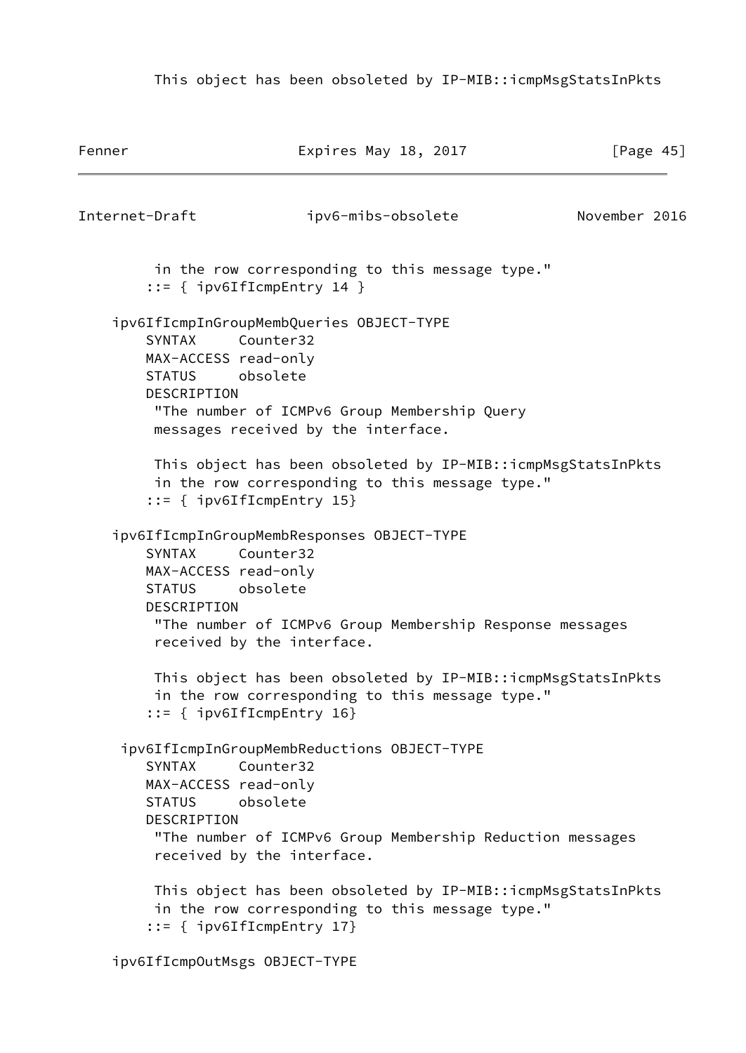```
         This object has been obsoleted by IP-MIB::icmpMsgStatsInPkts
```

```
         in the row corresponding to this message type."
        ::= { ipv6IfIcmpEntry 14 }

    ipv6IfIcmpInGroupMembQueries OBJECT-TYPE
        SYNTAX     Counter32
        MAX-ACCESS read-only
        STATUS     obsolete
        DESCRIPTION
         "The number of ICMPv6 Group Membership Query
         messages received by the interface.

         This object has been obsoleted by IP-MIB::icmpMsgStatsInPkts
         in the row corresponding to this message type."
        ::= { ipv6IfIcmpEntry 15}

    ipv6IfIcmpInGroupMembResponses OBJECT-TYPE
        SYNTAX     Counter32
        MAX-ACCESS read-only
        STATUS     obsolete
        DESCRIPTION
         "The number of ICMPv6 Group Membership Response messages
         received by the interface.

         This object has been obsoleted by IP-MIB::icmpMsgStatsInPkts
         in the row corresponding to this message type."
        ::= { ipv6IfIcmpEntry 16}

     ipv6IfIcmpInGroupMembReductions OBJECT-TYPE
        SYNTAX     Counter32
        MAX-ACCESS read-only
        STATUS     obsolete
        DESCRIPTION
         "The number of ICMPv6 Group Membership Reduction messages
         received by the interface.

         This object has been obsoleted by IP-MIB::icmpMsgStatsInPkts
         in the row corresponding to this message type."
        ::= { ipv6IfIcmpEntry 17}

    ipv6IfIcmpOutMsgs OBJECT-TYPE
```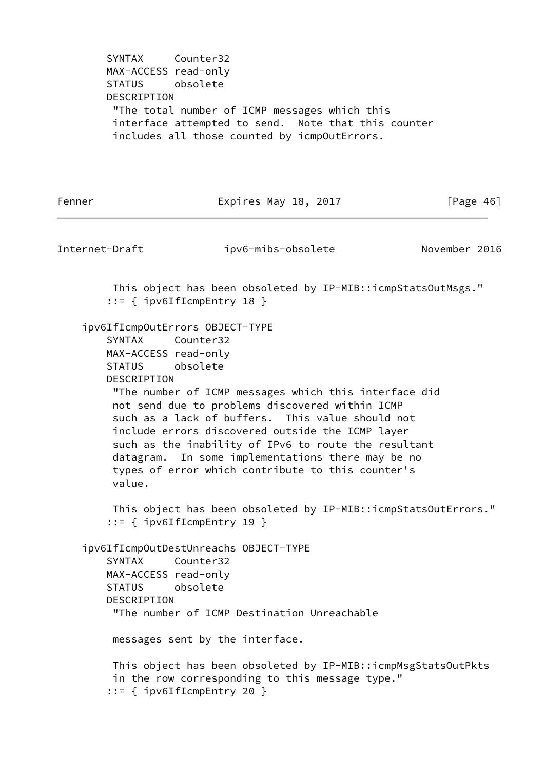```
        SYNTAX     Counter32
        MAX-ACCESS read-only
        STATUS     obsolete
        DESCRIPTION
         "The total number of ICMP messages which this
         interface attempted to send.  Note that this counter
         includes all those counted by icmpOutErrors.

         This object has been obsoleted by IP-MIB::icmpStatsOutMsgs."
        ::= { ipv6IfIcmpEntry 18 }

    ipv6IfIcmpOutErrors OBJECT-TYPE
        SYNTAX     Counter32
        MAX-ACCESS read-only
        STATUS     obsolete
        DESCRIPTION
         "The number of ICMP messages which this interface did
         not send due to problems discovered within ICMP
         such as a lack of buffers.  This value should not
         include errors discovered outside the ICMP layer
         such as the inability of IPv6 to route the resultant
         datagram.  In some implementations there may be no
         types of error which contribute to this counter's
         value.

         This object has been obsoleted by IP-MIB::icmpStatsOutErrors."
        ::= { ipv6IfIcmpEntry 19 }

    ipv6IfIcmpOutDestUnreachs OBJECT-TYPE
        SYNTAX     Counter32
        MAX-ACCESS read-only
        STATUS     obsolete
        DESCRIPTION
         "The number of ICMP Destination Unreachable

         messages sent by the interface.

         This object has been obsoleted by IP-MIB::icmpMsgStatsOutPkts
         in the row corresponding to this message type."
        ::= { ipv6IfIcmpEntry 20 }
```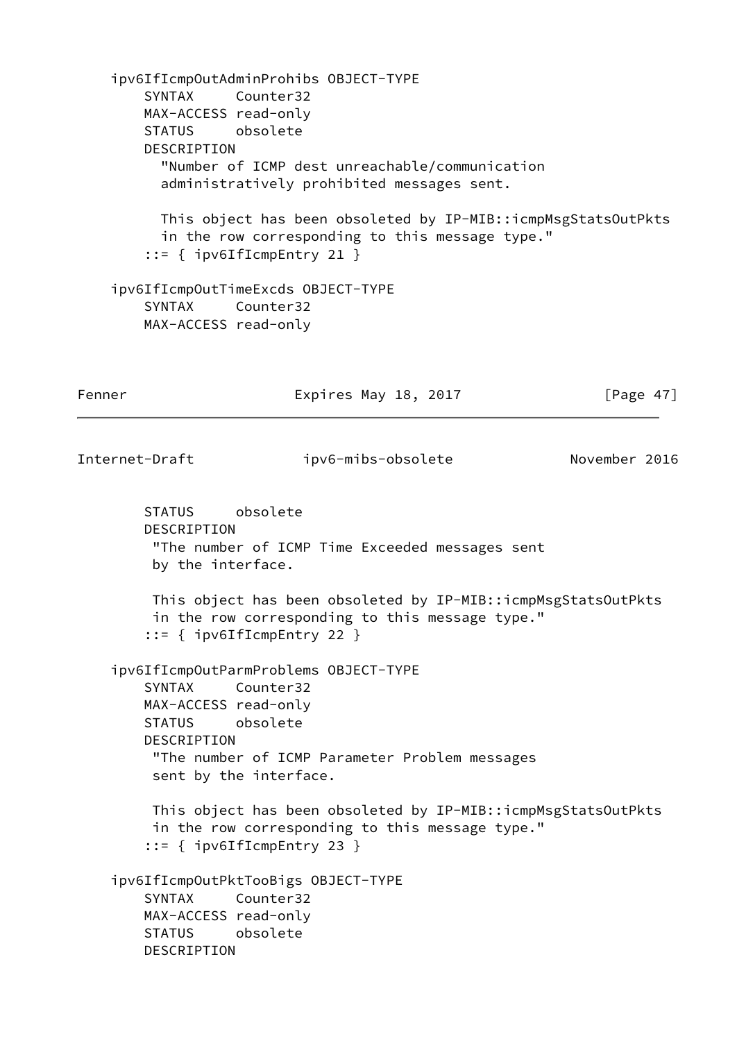```
    ipv6IfIcmpOutAdminProhibs OBJECT-TYPE
        SYNTAX     Counter32
        MAX-ACCESS read-only
        STATUS     obsolete
        DESCRIPTION
          "Number of ICMP dest unreachable/communication
          administratively prohibited messages sent.

          This object has been obsoleted by IP-MIB::icmpMsgStatsOutPkts
          in the row corresponding to this message type."
        ::= { ipv6IfIcmpEntry 21 }

    ipv6IfIcmpOutTimeExcds OBJECT-TYPE
        SYNTAX     Counter32
        MAX-ACCESS read-only
        STATUS     obsolete
        DESCRIPTION
         "The number of ICMP Time Exceeded messages sent
         by the interface.

         This object has been obsoleted by IP-MIB::icmpMsgStatsOutPkts
         in the row corresponding to this message type."
        ::= { ipv6IfIcmpEntry 22 }

    ipv6IfIcmpOutParmProblems OBJECT-TYPE
        SYNTAX     Counter32
        MAX-ACCESS read-only
        STATUS     obsolete
        DESCRIPTION
         "The number of ICMP Parameter Problem messages
         sent by the interface.

         This object has been obsoleted by IP-MIB::icmpMsgStatsOutPkts
         in the row corresponding to this message type."
        ::= { ipv6IfIcmpEntry 23 }

    ipv6IfIcmpOutPktTooBigs OBJECT-TYPE
        SYNTAX     Counter32
        MAX-ACCESS read-only
        STATUS     obsolete
        DESCRIPTION
```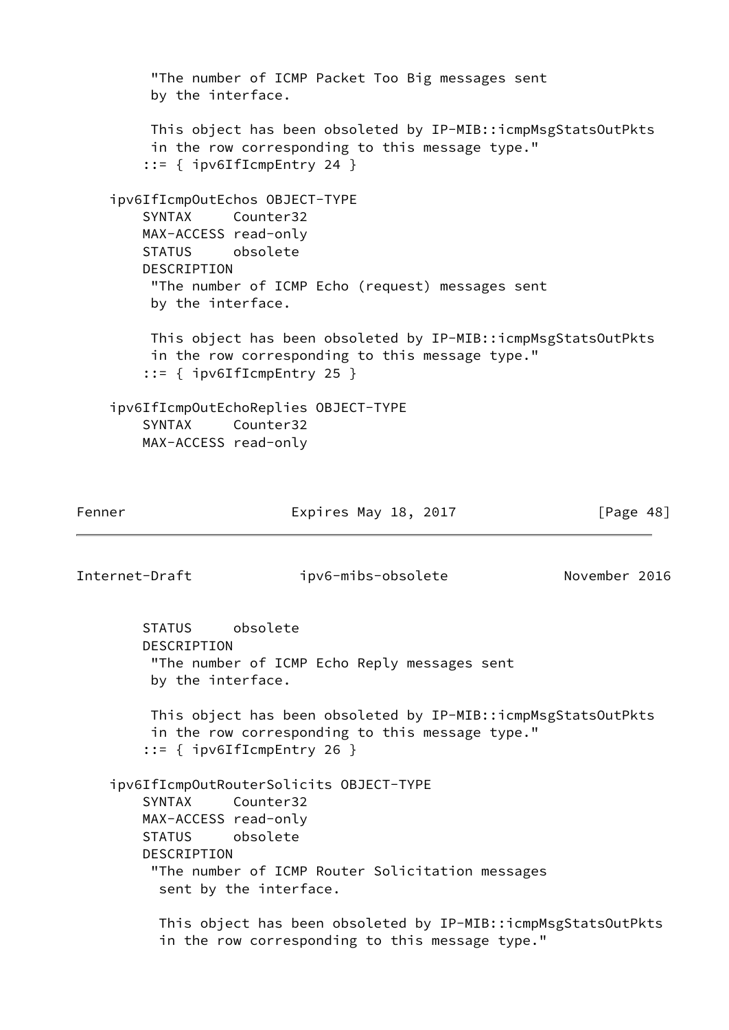```
         "The number of ICMP Packet Too Big messages sent
         by the interface.

         This object has been obsoleted by IP-MIB::icmpMsgStatsOutPkts
         in the row corresponding to this message type."
        ::= { ipv6IfIcmpEntry 24 }

    ipv6IfIcmpOutEchos OBJECT-TYPE
        SYNTAX     Counter32
        MAX-ACCESS read-only
        STATUS     obsolete
        DESCRIPTION
         "The number of ICMP Echo (request) messages sent
         by the interface.

         This object has been obsoleted by IP-MIB::icmpMsgStatsOutPkts
         in the row corresponding to this message type."
        ::= { ipv6IfIcmpEntry 25 }

    ipv6IfIcmpOutEchoReplies OBJECT-TYPE
        SYNTAX     Counter32
        MAX-ACCESS read-only
        STATUS     obsolete
        DESCRIPTION
         "The number of ICMP Echo Reply messages sent
         by the interface.

         This object has been obsoleted by IP-MIB::icmpMsgStatsOutPkts
         in the row corresponding to this message type."
        ::= { ipv6IfIcmpEntry 26 }

    ipv6IfIcmpOutRouterSolicits OBJECT-TYPE
        SYNTAX     Counter32
        MAX-ACCESS read-only
        STATUS     obsolete
        DESCRIPTION
         "The number of ICMP Router Solicitation messages
          sent by the interface.

          This object has been obsoleted by IP-MIB::icmpMsgStatsOutPkts
          in the row corresponding to this message type."
```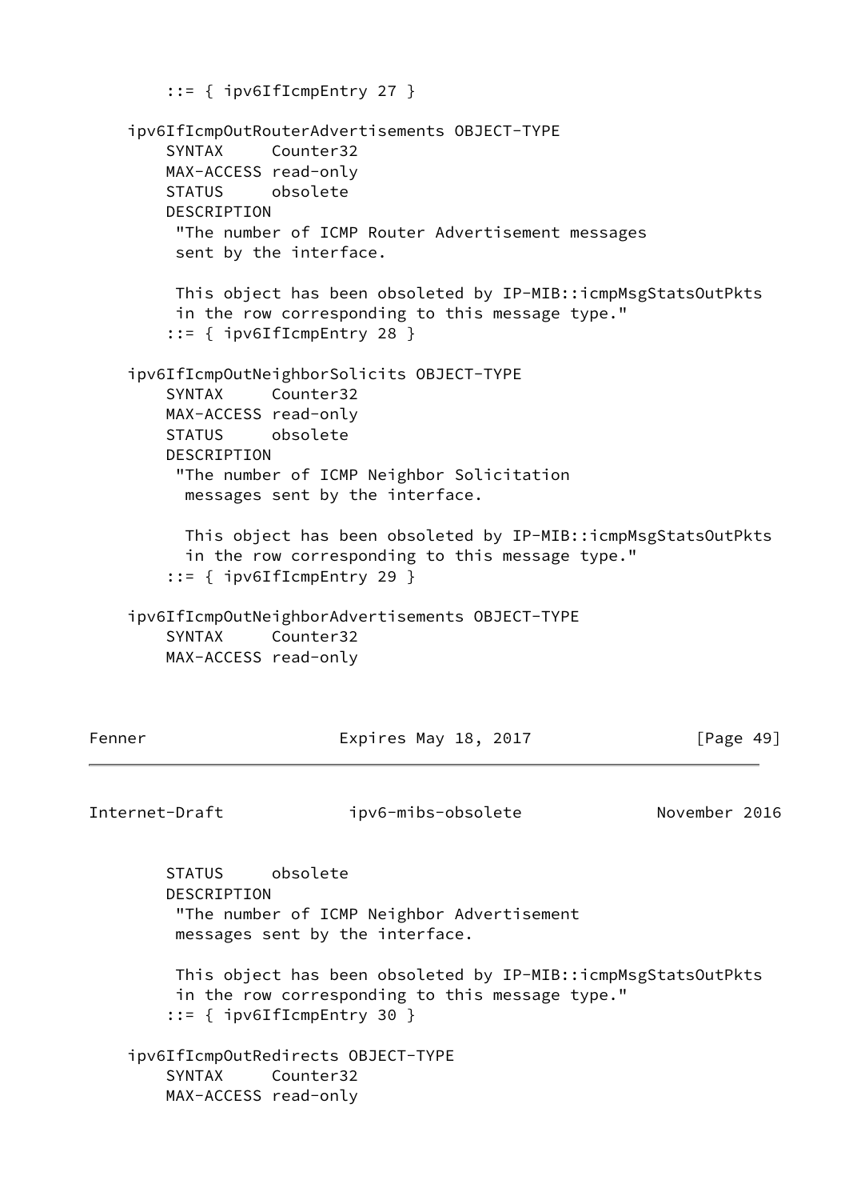```
        ::= { ipv6IfIcmpEntry 27 }

    ipv6IfIcmpOutRouterAdvertisements OBJECT-TYPE
        SYNTAX     Counter32
        MAX-ACCESS read-only
        STATUS     obsolete
        DESCRIPTION
         "The number of ICMP Router Advertisement messages
         sent by the interface.

         This object has been obsoleted by IP-MIB::icmpMsgStatsOutPkts
         in the row corresponding to this message type."
        ::= { ipv6IfIcmpEntry 28 }

    ipv6IfIcmpOutNeighborSolicits OBJECT-TYPE
        SYNTAX     Counter32
        MAX-ACCESS read-only
        STATUS     obsolete
        DESCRIPTION
         "The number of ICMP Neighbor Solicitation
          messages sent by the interface.

          This object has been obsoleted by IP-MIB::icmpMsgStatsOutPkts
          in the row corresponding to this message type."
        ::= { ipv6IfIcmpEntry 29 }

    ipv6IfIcmpOutNeighborAdvertisements OBJECT-TYPE
        SYNTAX     Counter32
        MAX-ACCESS read-only
        STATUS     obsolete
        DESCRIPTION
         "The number of ICMP Neighbor Advertisement
         messages sent by the interface.

         This object has been obsoleted by IP-MIB::icmpMsgStatsOutPkts
         in the row corresponding to this message type."
        ::= { ipv6IfIcmpEntry 30 }

    ipv6IfIcmpOutRedirects OBJECT-TYPE
        SYNTAX     Counter32
        MAX-ACCESS read-only
```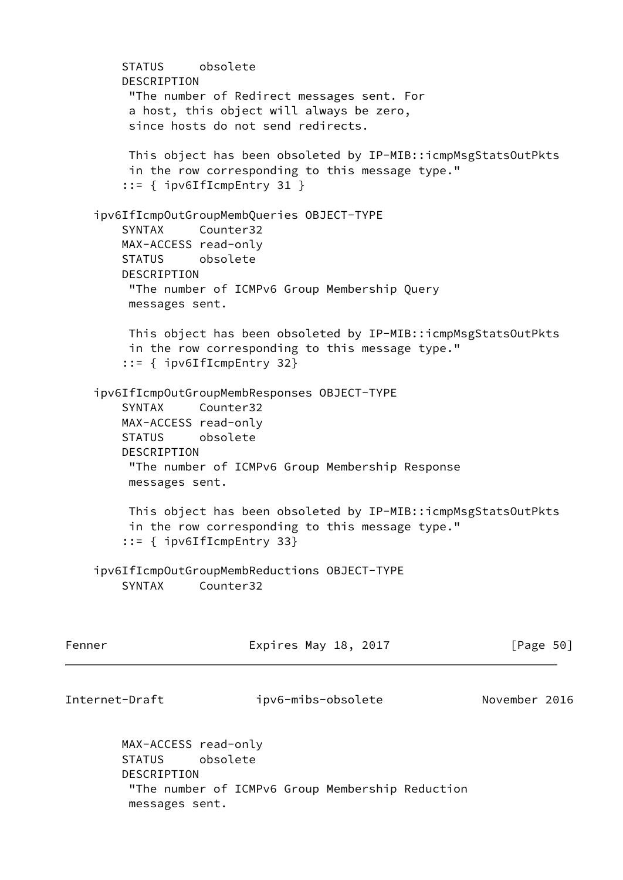```
        STATUS     obsolete
        DESCRIPTION
         "The number of Redirect messages sent. For
         a host, this object will always be zero,
         since hosts do not send redirects.

         This object has been obsoleted by IP-MIB::icmpMsgStatsOutPkts
         in the row corresponding to this message type."
        ::= { ipv6IfIcmpEntry 31 }

    ipv6IfIcmpOutGroupMembQueries OBJECT-TYPE
        SYNTAX     Counter32
        MAX-ACCESS read-only
        STATUS     obsolete
        DESCRIPTION
         "The number of ICMPv6 Group Membership Query
         messages sent.

         This object has been obsoleted by IP-MIB::icmpMsgStatsOutPkts
         in the row corresponding to this message type."
        ::= { ipv6IfIcmpEntry 32}

    ipv6IfIcmpOutGroupMembResponses OBJECT-TYPE
        SYNTAX     Counter32
        MAX-ACCESS read-only
        STATUS     obsolete
        DESCRIPTION
         "The number of ICMPv6 Group Membership Response
         messages sent.

         This object has been obsoleted by IP-MIB::icmpMsgStatsOutPkts
         in the row corresponding to this message type."
        ::= { ipv6IfIcmpEntry 33}

    ipv6IfIcmpOutGroupMembReductions OBJECT-TYPE
        SYNTAX     Counter32
        MAX-ACCESS read-only
        STATUS     obsolete
        DESCRIPTION
         "The number of ICMPv6 Group Membership Reduction
         messages sent.
```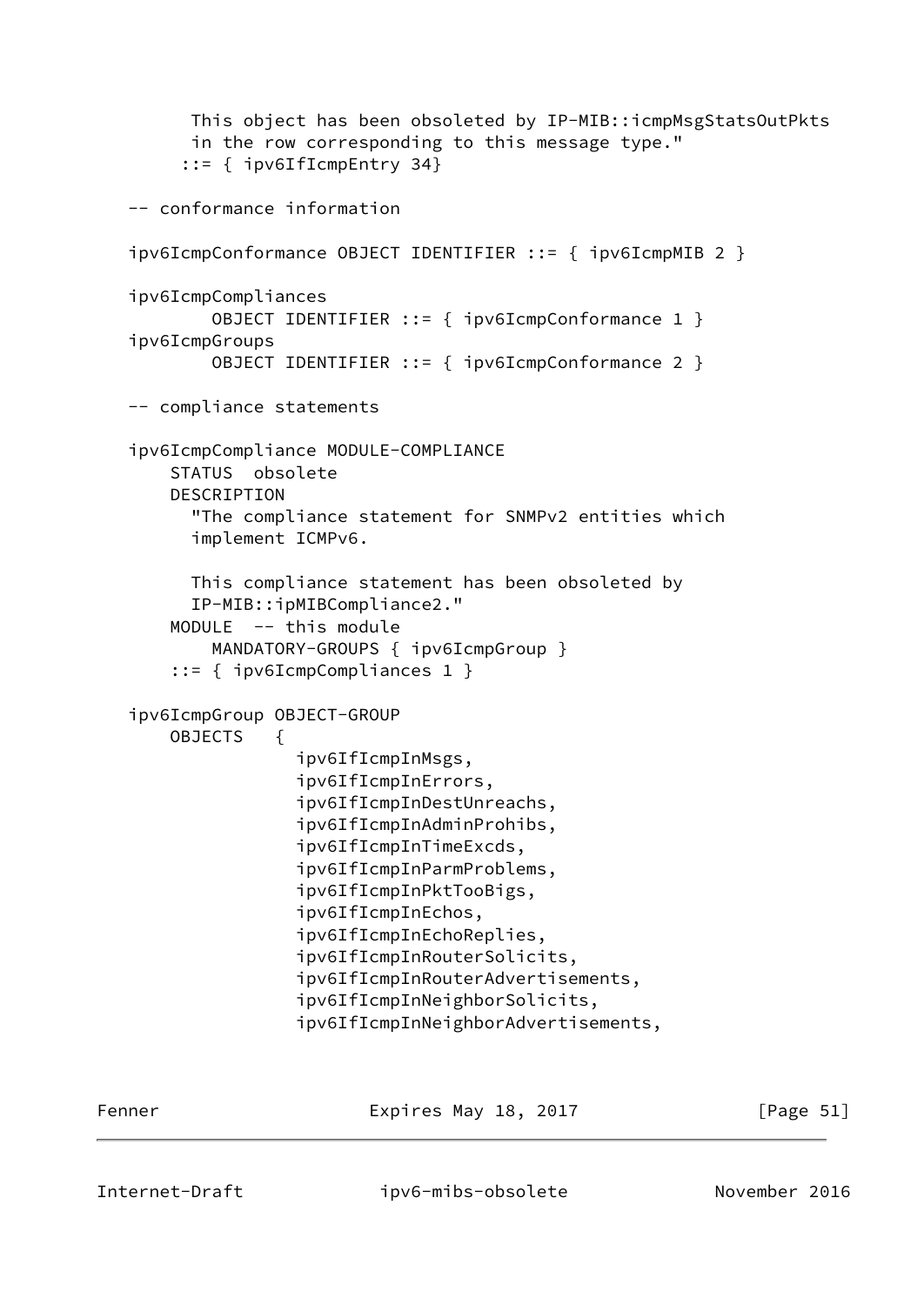```
         This object has been obsoleted by IP-MIB::icmpMsgStatsOutPkts
         in the row corresponding to this message type."
        ::= { ipv6IfIcmpEntry 34}

   -- conformance information

   ipv6IcmpConformance OBJECT IDENTIFIER ::= { ipv6IcmpMIB 2 }

   ipv6IcmpCompliances
           OBJECT IDENTIFIER ::= { ipv6IcmpConformance 1 }
   ipv6IcmpGroups
           OBJECT IDENTIFIER ::= { ipv6IcmpConformance 2 }

   -- compliance statements

   ipv6IcmpCompliance MODULE-COMPLIANCE
       STATUS  obsolete
       DESCRIPTION
         "The compliance statement for SNMPv2 entities which
         implement ICMPv6.

         This compliance statement has been obsoleted by
         IP-MIB::ipMIBCompliance2."
       MODULE  -- this module
           MANDATORY-GROUPS { ipv6IcmpGroup }
       ::= { ipv6IcmpCompliances 1 }

   ipv6IcmpGroup OBJECT-GROUP
       OBJECTS   {
                   ipv6IfIcmpInMsgs,
                   ipv6IfIcmpInErrors,
                   ipv6IfIcmpInDestUnreachs,
                   ipv6IfIcmpInAdminProhibs,
                   ipv6IfIcmpInTimeExcds,
                   ipv6IfIcmpInParmProblems,
                   ipv6IfIcmpInPktTooBigs,
                   ipv6IfIcmpInEchos,
                   ipv6IfIcmpInEchoReplies,
                   ipv6IfIcmpInRouterSolicits,
                   ipv6IfIcmpInRouterAdvertisements,
                   ipv6IfIcmpInNeighborSolicits,
                   ipv6IfIcmpInNeighborAdvertisements,
```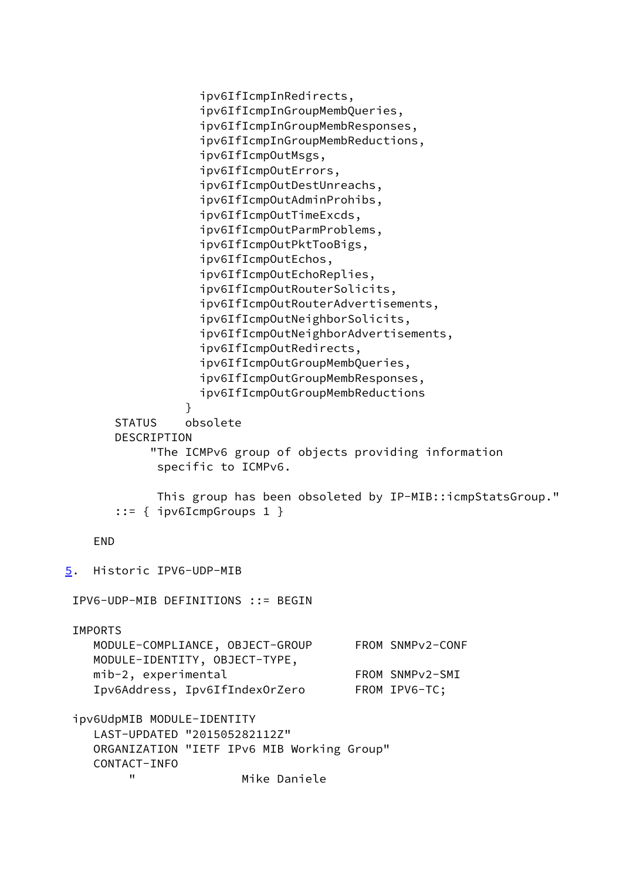```
                  ipv6IfIcmpInRedirects,
                  ipv6IfIcmpInGroupMembQueries,
                  ipv6IfIcmpInGroupMembResponses,
                  ipv6IfIcmpInGroupMembReductions,
                  ipv6IfIcmpOutMsgs,
                  ipv6IfIcmpOutErrors,
                  ipv6IfIcmpOutDestUnreachs,
                  ipv6IfIcmpOutAdminProhibs,
                  ipv6IfIcmpOutTimeExcds,
                  ipv6IfIcmpOutParmProblems,
                  ipv6IfIcmpOutPktTooBigs,
                  ipv6IfIcmpOutEchos,
                  ipv6IfIcmpOutEchoReplies,
                  ipv6IfIcmpOutRouterSolicits,
                  ipv6IfIcmpOutRouterAdvertisements,
                  ipv6IfIcmpOutNeighborSolicits,
                  ipv6IfIcmpOutNeighborAdvertisements,
                  ipv6IfIcmpOutRedirects,
                  ipv6IfIcmpOutGroupMembQueries,
                  ipv6IfIcmpOutGroupMembResponses,
                  ipv6IfIcmpOutGroupMembReductions
                }
       STATUS    obsolete
       DESCRIPTION
            "The ICMPv6 group of objects providing information
             specific to ICMPv6.

             This group has been obsoleted by IP-MIB::icmpStatsGroup."
       ::= { ipv6IcmpGroups 1 }

    END
```

## 5. Historic IPV6-UDP-MIB

```
 IPV6-UDP-MIB DEFINITIONS ::= BEGIN

 IMPORTS
    MODULE-COMPLIANCE, OBJECT-GROUP      FROM SNMPv2-CONF
    MODULE-IDENTITY, OBJECT-TYPE,
    mib-2, experimental                  FROM SNMPv2-SMI
    Ipv6Address, Ipv6IfIndexOrZero       FROM IPV6-TC;

 ipv6UdpMIB MODULE-IDENTITY
    LAST-UPDATED "201505282112Z"
    ORGANIZATION "IETF IPv6 MIB Working Group"
    CONTACT-INFO
         "                Mike Daniele
```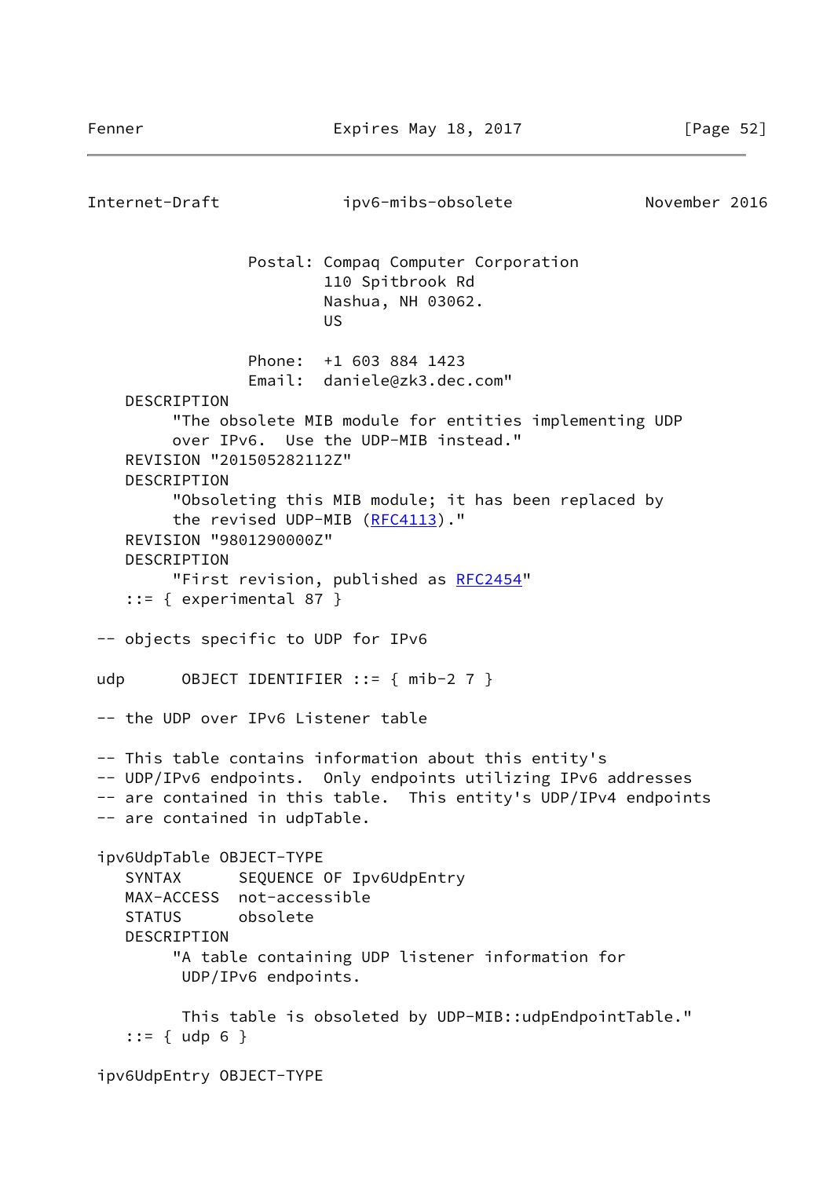```
                 Postal: Compaq Computer Corporation
                         110 Spitbrook Rd
                         Nashua, NH 03062.
                         US

                 Phone:  +1 603 884 1423
                 Email:  daniele@zk3.dec.com"
    DESCRIPTION
         "The obsolete MIB module for entities implementing UDP
         over IPv6.  Use the UDP-MIB instead."
    REVISION "201505282112Z"
    DESCRIPTION
         "Obsoleting this MIB module; it has been replaced by
         the revised UDP-MIB (RFC4113)."
    REVISION "9801290000Z"
    DESCRIPTION
         "First revision, published as RFC2454"
    ::= { experimental 87 }

 -- objects specific to UDP for IPv6

 udp      OBJECT IDENTIFIER ::= { mib-2 7 }

 -- the UDP over IPv6 Listener table

 -- This table contains information about this entity's
 -- UDP/IPv6 endpoints.  Only endpoints utilizing IPv6 addresses
 -- are contained in this table.  This entity's UDP/IPv4 endpoints
 -- are contained in udpTable.

 ipv6UdpTable OBJECT-TYPE
    SYNTAX      SEQUENCE OF Ipv6UdpEntry
    MAX-ACCESS  not-accessible
    STATUS      obsolete
    DESCRIPTION
         "A table containing UDP listener information for
          UDP/IPv6 endpoints.

          This table is obsoleted by UDP-MIB::udpEndpointTable."
    ::= { udp 6 }

 ipv6UdpEntry OBJECT-TYPE
```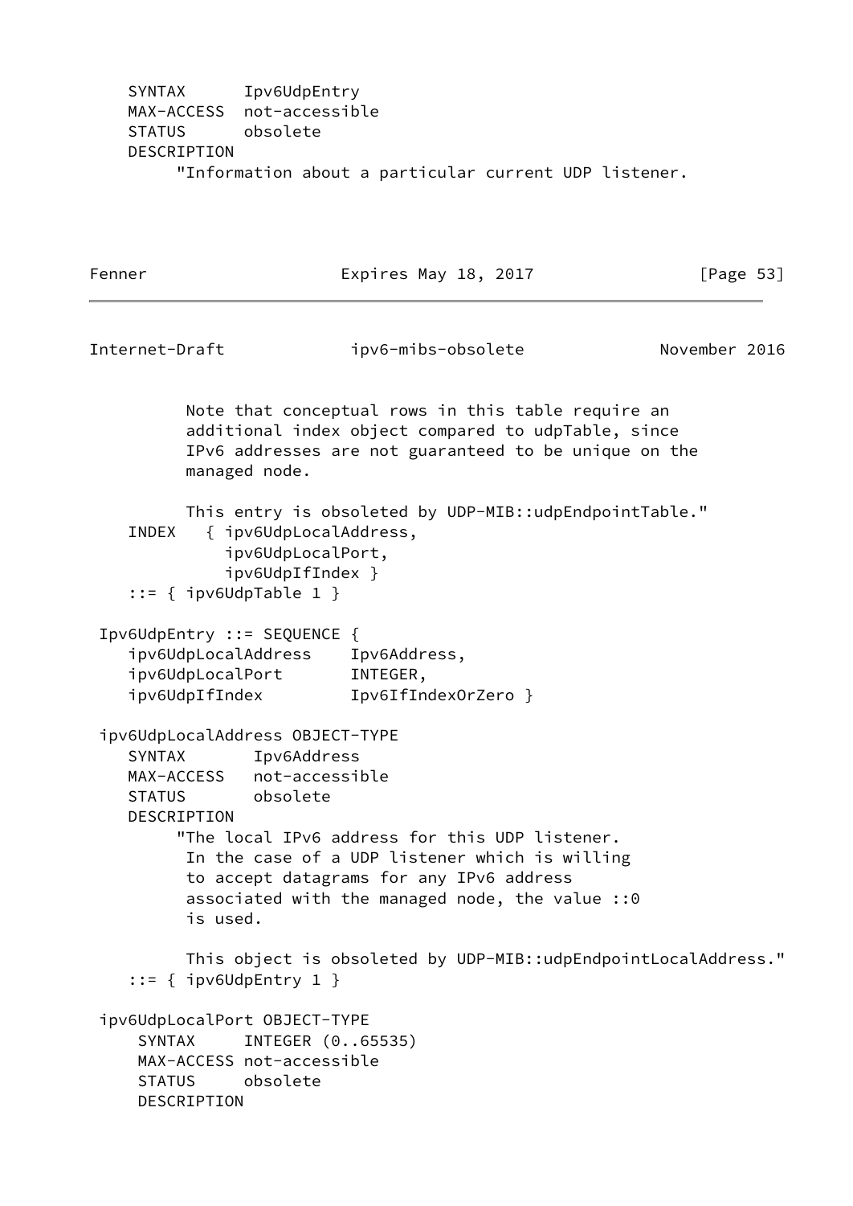```
    SYNTAX      Ipv6UdpEntry
    MAX-ACCESS  not-accessible
    STATUS      obsolete
    DESCRIPTION
         "Information about a particular current UDP listener.

          Note that conceptual rows in this table require an
          additional index object compared to udpTable, since
          IPv6 addresses are not guaranteed to be unique on the
          managed node.

          This entry is obsoleted by UDP-MIB::udpEndpointTable."
    INDEX   { ipv6UdpLocalAddress,
              ipv6UdpLocalPort,
              ipv6UdpIfIndex }
    ::= { ipv6UdpTable 1 }

 Ipv6UdpEntry ::= SEQUENCE {
    ipv6UdpLocalAddress    Ipv6Address,
    ipv6UdpLocalPort       INTEGER,
    ipv6UdpIfIndex         Ipv6IfIndexOrZero }

 ipv6UdpLocalAddress OBJECT-TYPE
    SYNTAX       Ipv6Address
    MAX-ACCESS   not-accessible
    STATUS       obsolete
    DESCRIPTION
         "The local IPv6 address for this UDP listener.
          In the case of a UDP listener which is willing
          to accept datagrams for any IPv6 address
          associated with the managed node, the value ::0
          is used.

          This object is obsoleted by UDP-MIB::udpEndpointLocalAddress."
    ::= { ipv6UdpEntry 1 }

 ipv6UdpLocalPort OBJECT-TYPE
     SYNTAX     INTEGER (0..65535)
     MAX-ACCESS not-accessible
     STATUS     obsolete
     DESCRIPTION
```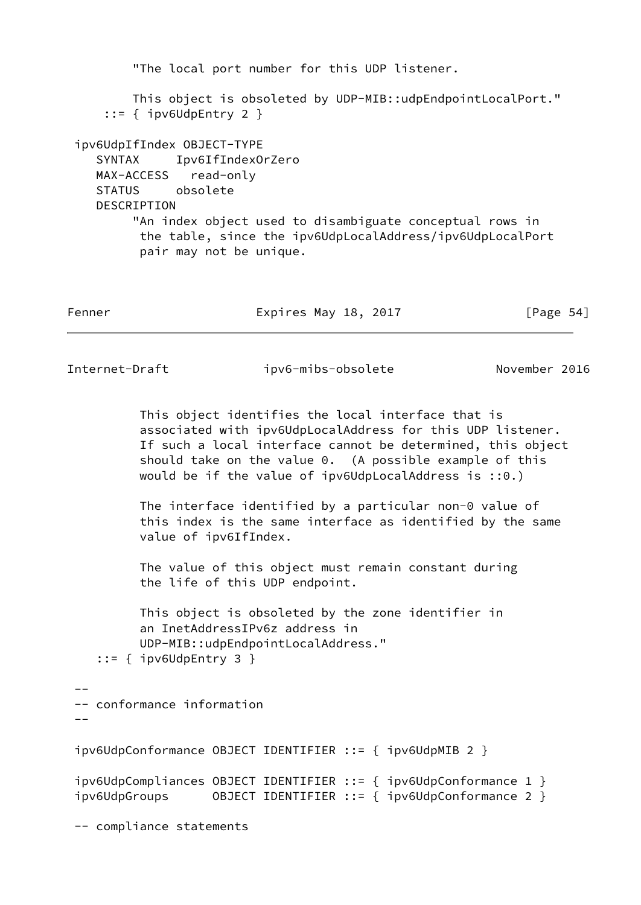```
         "The local port number for this UDP listener.

         This object is obsoleted by UDP-MIB::udpEndpointLocalPort."
     ::= { ipv6UdpEntry 2 }

 ipv6UdpIfIndex OBJECT-TYPE
    SYNTAX     Ipv6IfIndexOrZero
    MAX-ACCESS   read-only
    STATUS     obsolete
    DESCRIPTION
         "An index object used to disambiguate conceptual rows in
          the table, since the ipv6UdpLocalAddress/ipv6UdpLocalPort
          pair may not be unique.

          This object identifies the local interface that is
          associated with ipv6UdpLocalAddress for this UDP listener.
          If such a local interface cannot be determined, this object
          should take on the value 0.  (A possible example of this
          would be if the value of ipv6UdpLocalAddress is ::0.)

          The interface identified by a particular non-0 value of
          this index is the same interface as identified by the same
          value of ipv6IfIndex.

          The value of this object must remain constant during
          the life of this UDP endpoint.

          This object is obsoleted by the zone identifier in
          an InetAddressIPv6z address in
          UDP-MIB::udpEndpointLocalAddress."
    ::= { ipv6UdpEntry 3 }

 --
 -- conformance information
 --

 ipv6UdpConformance OBJECT IDENTIFIER ::= { ipv6UdpMIB 2 }

 ipv6UdpCompliances OBJECT IDENTIFIER ::= { ipv6UdpConformance 1 }
 ipv6UdpGroups      OBJECT IDENTIFIER ::= { ipv6UdpConformance 2 }

 -- compliance statements
```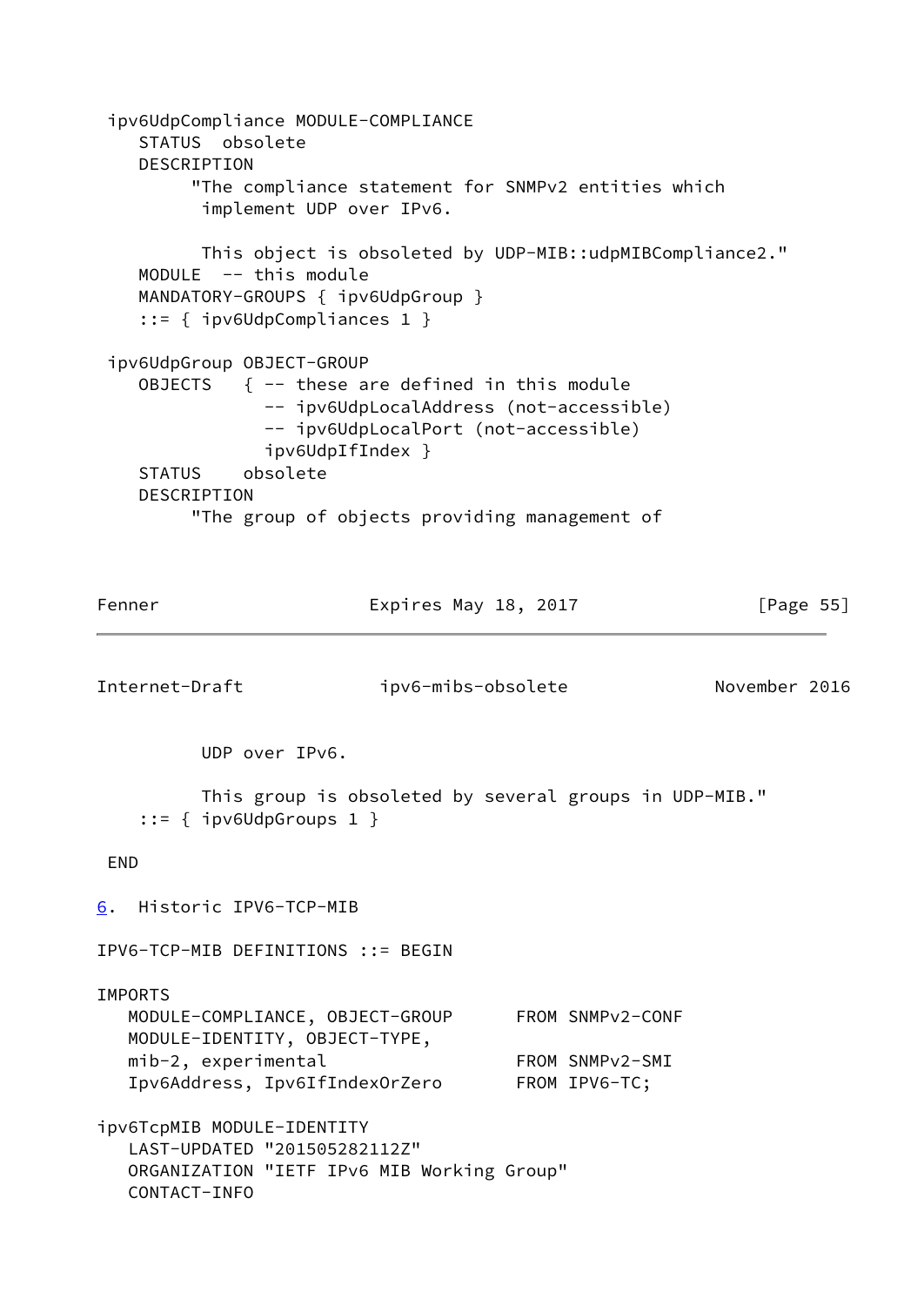```
 ipv6UdpCompliance MODULE-COMPLIANCE
    STATUS  obsolete
    DESCRIPTION
         "The compliance statement for SNMPv2 entities which
          implement UDP over IPv6.

          This object is obsoleted by UDP-MIB::udpMIBCompliance2."
    MODULE  -- this module
    MANDATORY-GROUPS { ipv6UdpGroup }
    ::= { ipv6UdpCompliances 1 }

 ipv6UdpGroup OBJECT-GROUP
    OBJECTS   { -- these are defined in this module
                -- ipv6UdpLocalAddress (not-accessible)
                -- ipv6UdpLocalPort (not-accessible)
                ipv6UdpIfIndex }
    STATUS    obsolete
    DESCRIPTION
         "The group of objects providing management of
          UDP over IPv6.

          This group is obsoleted by several groups in UDP-MIB."
    ::= { ipv6UdpGroups 1 }

 END
```

## 6. Historic IPV6-TCP-MIB

```
IPV6-TCP-MIB DEFINITIONS ::= BEGIN

IMPORTS
   MODULE-COMPLIANCE, OBJECT-GROUP      FROM SNMPv2-CONF
   MODULE-IDENTITY, OBJECT-TYPE,
   mib-2, experimental                  FROM SNMPv2-SMI
   Ipv6Address, Ipv6IfIndexOrZero       FROM IPV6-TC;

ipv6TcpMIB MODULE-IDENTITY
   LAST-UPDATED "201505282112Z"
   ORGANIZATION "IETF IPv6 MIB Working Group"
   CONTACT-INFO
```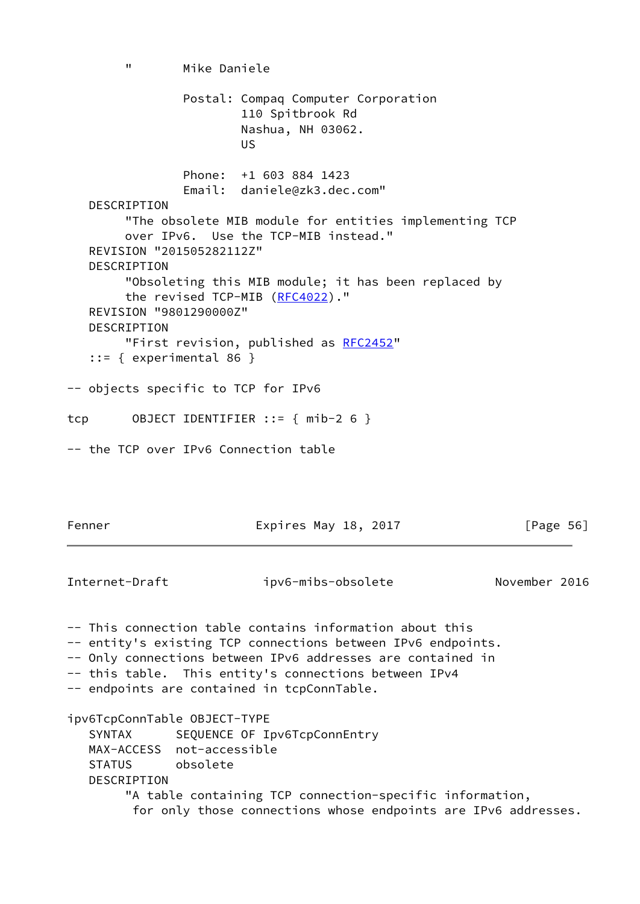```
        "       Mike Daniele

                Postal: Compaq Computer Corporation
                        110 Spitbrook Rd
                        Nashua, NH 03062.
                        US

                Phone:  +1 603 884 1423
                Email:  daniele@zk3.dec.com"
   DESCRIPTION
        "The obsolete MIB module for entities implementing TCP
        over IPv6.  Use the TCP-MIB instead."
   REVISION "201505282112Z"
   DESCRIPTION
        "Obsoleting this MIB module; it has been replaced by
        the revised TCP-MIB (RFC4022)."
   REVISION "9801290000Z"
   DESCRIPTION
        "First revision, published as RFC2452"
   ::= { experimental 86 }

-- objects specific to TCP for IPv6

tcp      OBJECT IDENTIFIER ::= { mib-2 6 }

-- the TCP over IPv6 Connection table
```

```
-- This connection table contains information about this
-- entity's existing TCP connections between IPv6 endpoints.
-- Only connections between IPv6 addresses are contained in
-- this table.  This entity's connections between IPv4
-- endpoints are contained in tcpConnTable.

ipv6TcpConnTable OBJECT-TYPE
   SYNTAX      SEQUENCE OF Ipv6TcpConnEntry
   MAX-ACCESS  not-accessible
   STATUS      obsolete
   DESCRIPTION
        "A table containing TCP connection-specific information,
         for only those connections whose endpoints are IPv6 addresses.
```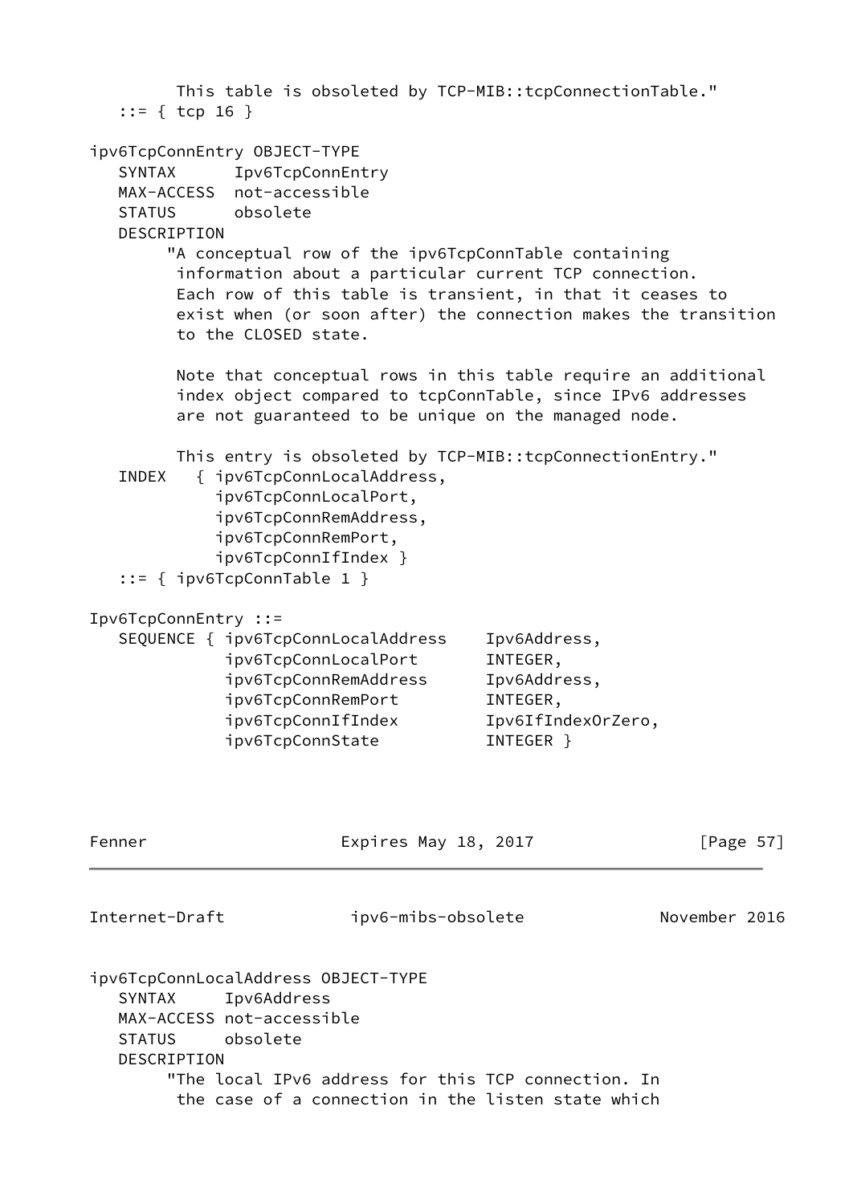```
         This table is obsoleted by TCP-MIB::tcpConnectionTable."
   ::= { tcp 16 }

ipv6TcpConnEntry OBJECT-TYPE
   SYNTAX      Ipv6TcpConnEntry
   MAX-ACCESS  not-accessible
   STATUS      obsolete
   DESCRIPTION
        "A conceptual row of the ipv6TcpConnTable containing
         information about a particular current TCP connection.
         Each row of this table is transient, in that it ceases to
         exist when (or soon after) the connection makes the transition
         to the CLOSED state.

         Note that conceptual rows in this table require an additional
         index object compared to tcpConnTable, since IPv6 addresses
         are not guaranteed to be unique on the managed node.

         This entry is obsoleted by TCP-MIB::tcpConnectionEntry."
   INDEX   { ipv6TcpConnLocalAddress,
             ipv6TcpConnLocalPort,
             ipv6TcpConnRemAddress,
             ipv6TcpConnRemPort,
             ipv6TcpConnIfIndex }
   ::= { ipv6TcpConnTable 1 }

Ipv6TcpConnEntry ::=
   SEQUENCE { ipv6TcpConnLocalAddress    Ipv6Address,
              ipv6TcpConnLocalPort       INTEGER,
              ipv6TcpConnRemAddress      Ipv6Address,
              ipv6TcpConnRemPort         INTEGER,
              ipv6TcpConnIfIndex         Ipv6IfIndexOrZero,
              ipv6TcpConnState           INTEGER }
```

```
ipv6TcpConnLocalAddress OBJECT-TYPE
   SYNTAX     Ipv6Address
   MAX-ACCESS not-accessible
   STATUS     obsolete
   DESCRIPTION
        "The local IPv6 address for this TCP connection. In
         the case of a connection in the listen state which
```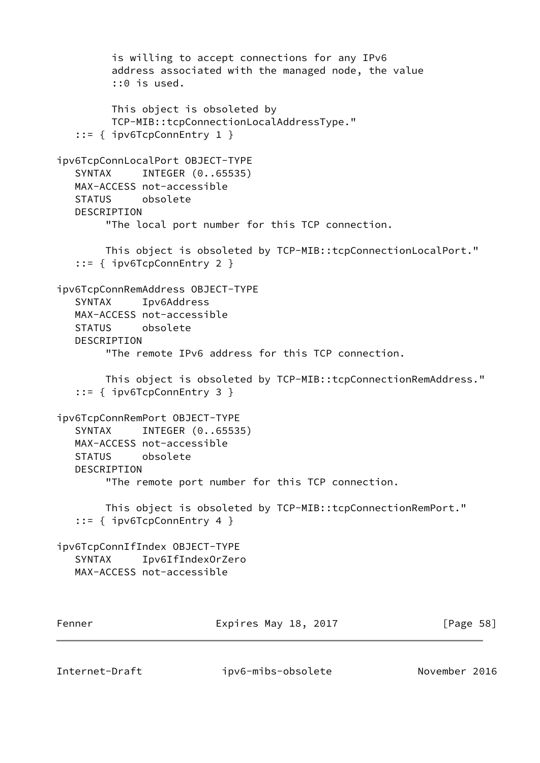```
          is willing to accept connections for any IPv6
          address associated with the managed node, the value
          ::0 is used.

          This object is obsoleted by
          TCP-MIB::tcpConnectionLocalAddressType."
   ::= { ipv6TcpConnEntry 1 }

ipv6TcpConnLocalPort OBJECT-TYPE
   SYNTAX     INTEGER (0..65535)
   MAX-ACCESS not-accessible
   STATUS     obsolete
   DESCRIPTION
        "The local port number for this TCP connection.

        This object is obsoleted by TCP-MIB::tcpConnectionLocalPort."
   ::= { ipv6TcpConnEntry 2 }

ipv6TcpConnRemAddress OBJECT-TYPE
   SYNTAX     Ipv6Address
   MAX-ACCESS not-accessible
   STATUS     obsolete
   DESCRIPTION
        "The remote IPv6 address for this TCP connection.

        This object is obsoleted by TCP-MIB::tcpConnectionRemAddress."
   ::= { ipv6TcpConnEntry 3 }

ipv6TcpConnRemPort OBJECT-TYPE
   SYNTAX     INTEGER (0..65535)
   MAX-ACCESS not-accessible
   STATUS     obsolete
   DESCRIPTION
        "The remote port number for this TCP connection.

        This object is obsoleted by TCP-MIB::tcpConnectionRemPort."
   ::= { ipv6TcpConnEntry 4 }

ipv6TcpConnIfIndex OBJECT-TYPE
   SYNTAX     Ipv6IfIndexOrZero
   MAX-ACCESS not-accessible
```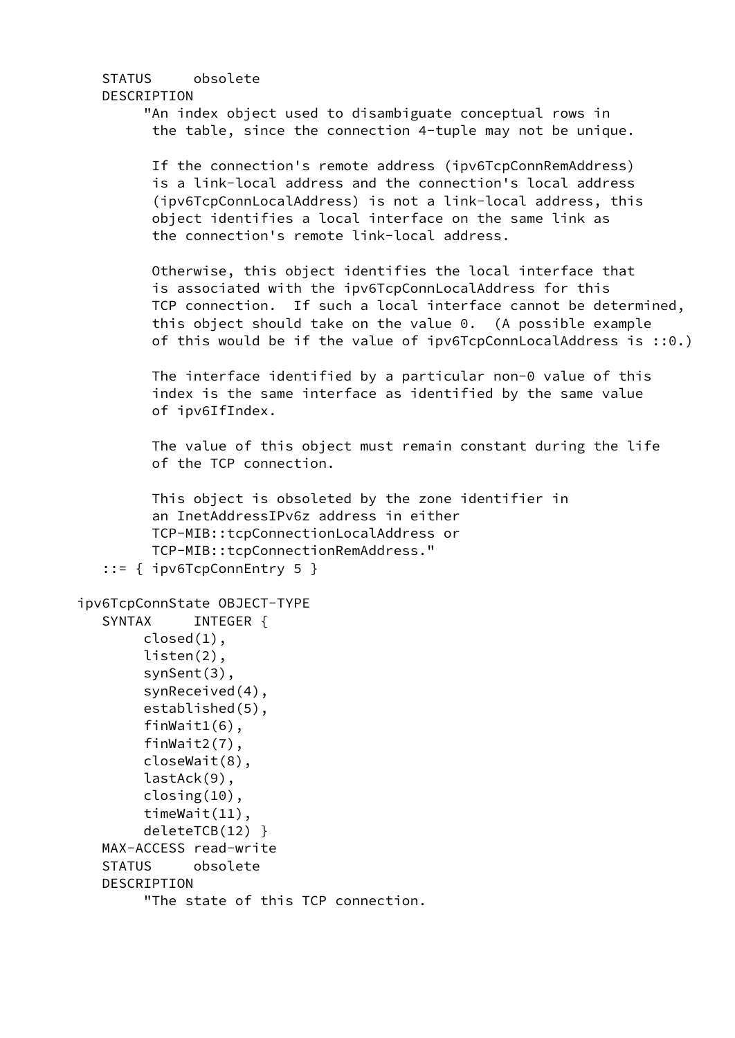```
   STATUS     obsolete
   DESCRIPTION
        "An index object used to disambiguate conceptual rows in
         the table, since the connection 4-tuple may not be unique.

         If the connection's remote address (ipv6TcpConnRemAddress)
         is a link-local address and the connection's local address
         (ipv6TcpConnLocalAddress) is not a link-local address, this
         object identifies a local interface on the same link as
         the connection's remote link-local address.

         Otherwise, this object identifies the local interface that
         is associated with the ipv6TcpConnLocalAddress for this
         TCP connection.  If such a local interface cannot be determined,
         this object should take on the value 0.  (A possible example
         of this would be if the value of ipv6TcpConnLocalAddress is ::0.)

         The interface identified by a particular non-0 value of this
         index is the same interface as identified by the same value
         of ipv6IfIndex.

         The value of this object must remain constant during the life
         of the TCP connection.

         This object is obsoleted by the zone identifier in
         an InetAddressIPv6z address in either
         TCP-MIB::tcpConnectionLocalAddress or
         TCP-MIB::tcpConnectionRemAddress."
   ::= { ipv6TcpConnEntry 5 }

ipv6TcpConnState OBJECT-TYPE
   SYNTAX     INTEGER {
        closed(1),
        listen(2),
        synSent(3),
        synReceived(4),
        established(5),
        finWait1(6),
        finWait2(7),
        closeWait(8),
        lastAck(9),
        closing(10),
        timeWait(11),
        deleteTCB(12) }
   MAX-ACCESS read-write
   STATUS     obsolete
   DESCRIPTION
        "The state of this TCP connection.
```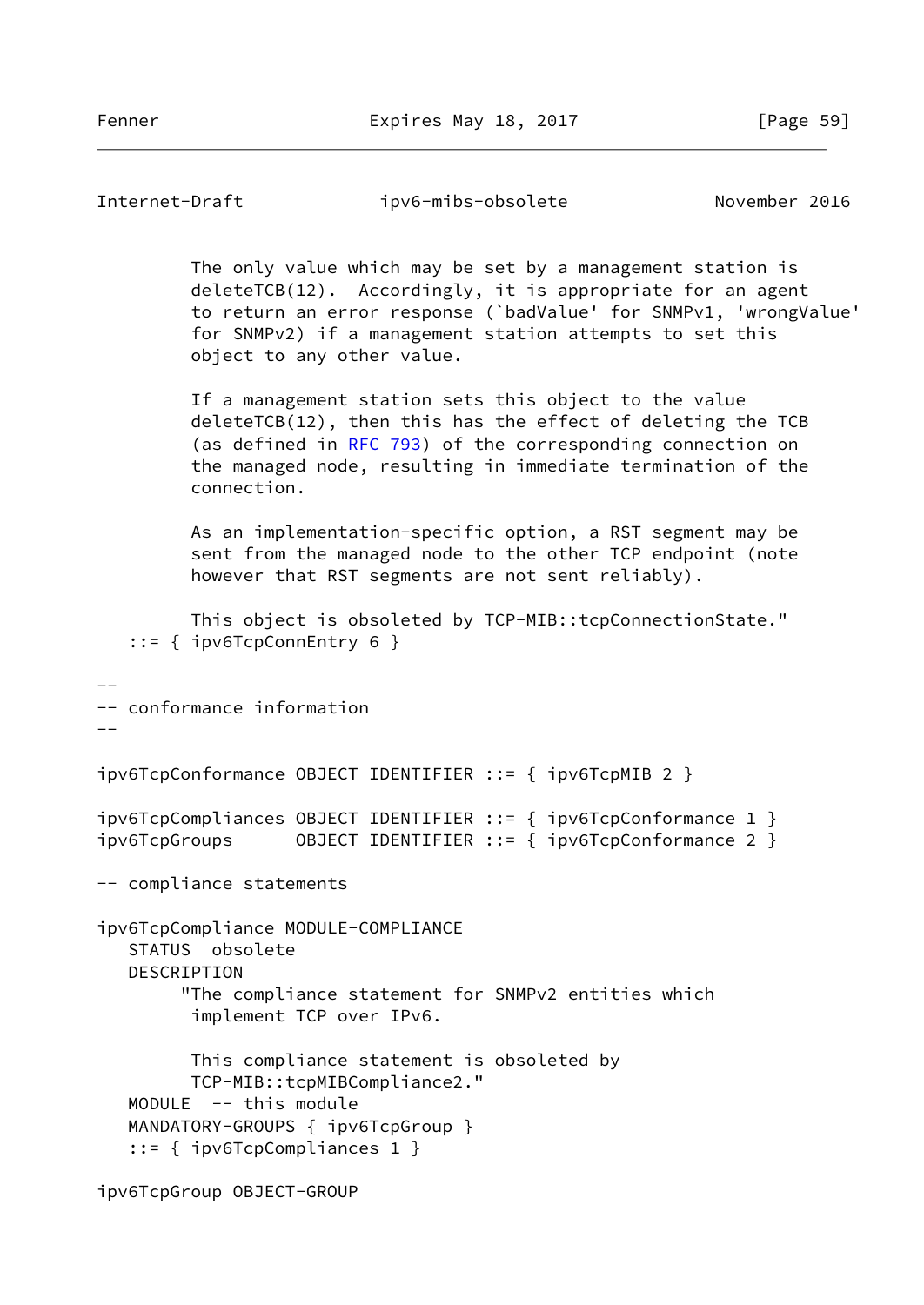```
          The only value which may be set by a management station is
          deleteTCB(12).  Accordingly, it is appropriate for an agent
          to return an error response (`badValue' for SNMPv1, 'wrongValue'
          for SNMPv2) if a management station attempts to set this
          object to any other value.

          If a management station sets this object to the value
          deleteTCB(12), then this has the effect of deleting the TCB
          (as defined in RFC 793) of the corresponding connection on
          the managed node, resulting in immediate termination of the
          connection.

          As an implementation-specific option, a RST segment may be
          sent from the managed node to the other TCP endpoint (note
          however that RST segments are not sent reliably).

          This object is obsoleted by TCP-MIB::tcpConnectionState."
   ::= { ipv6TcpConnEntry 6 }

--
-- conformance information
--

ipv6TcpConformance OBJECT IDENTIFIER ::= { ipv6TcpMIB 2 }

ipv6TcpCompliances OBJECT IDENTIFIER ::= { ipv6TcpConformance 1 }
ipv6TcpGroups      OBJECT IDENTIFIER ::= { ipv6TcpConformance 2 }

-- compliance statements

ipv6TcpCompliance MODULE-COMPLIANCE
   STATUS  obsolete
   DESCRIPTION
         "The compliance statement for SNMPv2 entities which
          implement TCP over IPv6.

          This compliance statement is obsoleted by
          TCP-MIB::tcpMIBCompliance2."
   MODULE  -- this module
   MANDATORY-GROUPS { ipv6TcpGroup }
   ::= { ipv6TcpCompliances 1 }

ipv6TcpGroup OBJECT-GROUP
```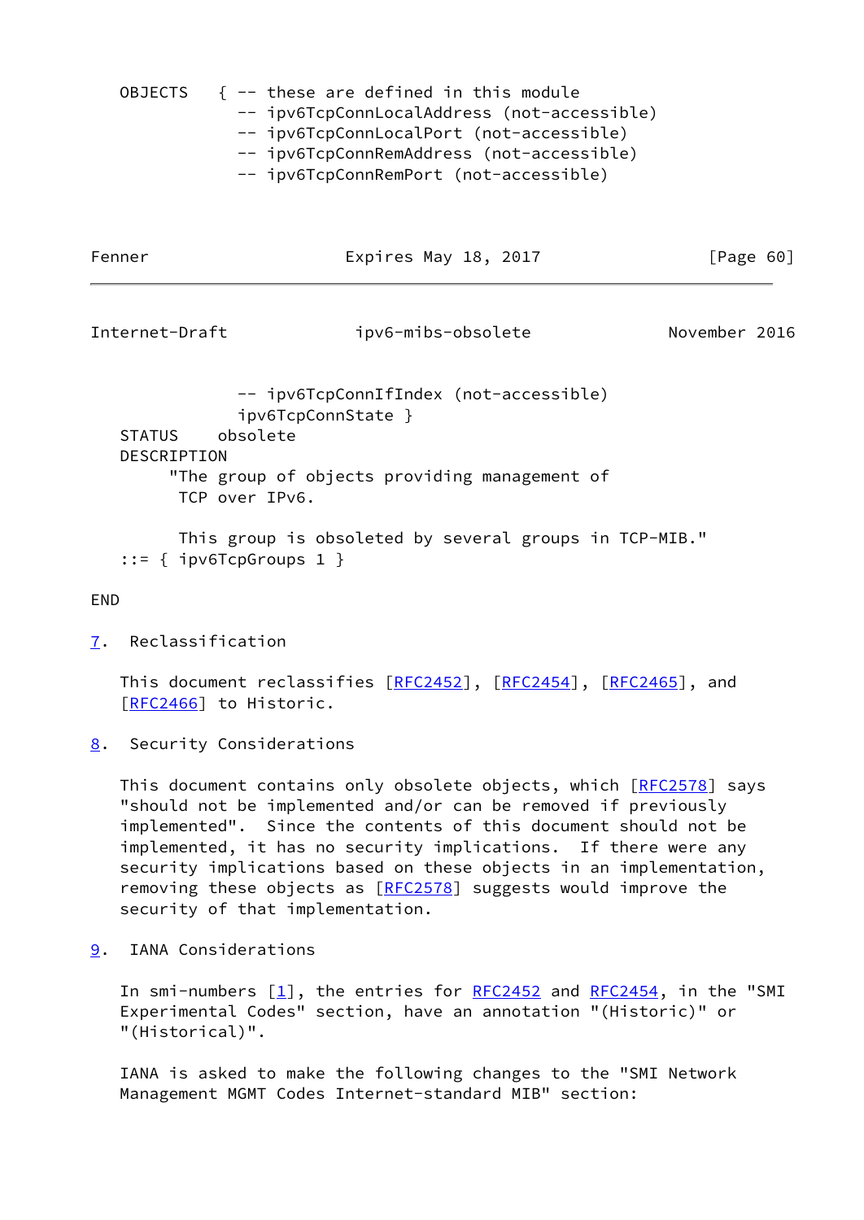```
   OBJECTS   { -- these are defined in this module
               -- ipv6TcpConnLocalAddress (not-accessible)
               -- ipv6TcpConnLocalPort (not-accessible)
               -- ipv6TcpConnRemAddress (not-accessible)
               -- ipv6TcpConnRemPort (not-accessible)
               -- ipv6TcpConnIfIndex (not-accessible)
               ipv6TcpConnState }
   STATUS    obsolete
   DESCRIPTION
        "The group of objects providing management of
         TCP over IPv6.

         This group is obsoleted by several groups in TCP-MIB."
   ::= { ipv6TcpGroups 1 }

END
```

## 7. Reclassification

This document reclassifies [RFC2452], [RFC2454], [RFC2465], and [RFC2466] to Historic.

## 8. Security Considerations

This document contains only obsolete objects, which [RFC2578] says "should not be implemented and/or can be removed if previously implemented". Since the contents of this document should not be implemented, it has no security implications. If there were any security implications based on these objects in an implementation, removing these objects as [RFC2578] suggests would improve the security of that implementation.

## 9. IANA Considerations

In smi-numbers [1], the entries for RFC2452 and RFC2454, in the "SMI Experimental Codes" section, have an annotation "(Historic)" or "(Historical)".

IANA is asked to make the following changes to the "SMI Network Management MGMT Codes Internet-standard MIB" section: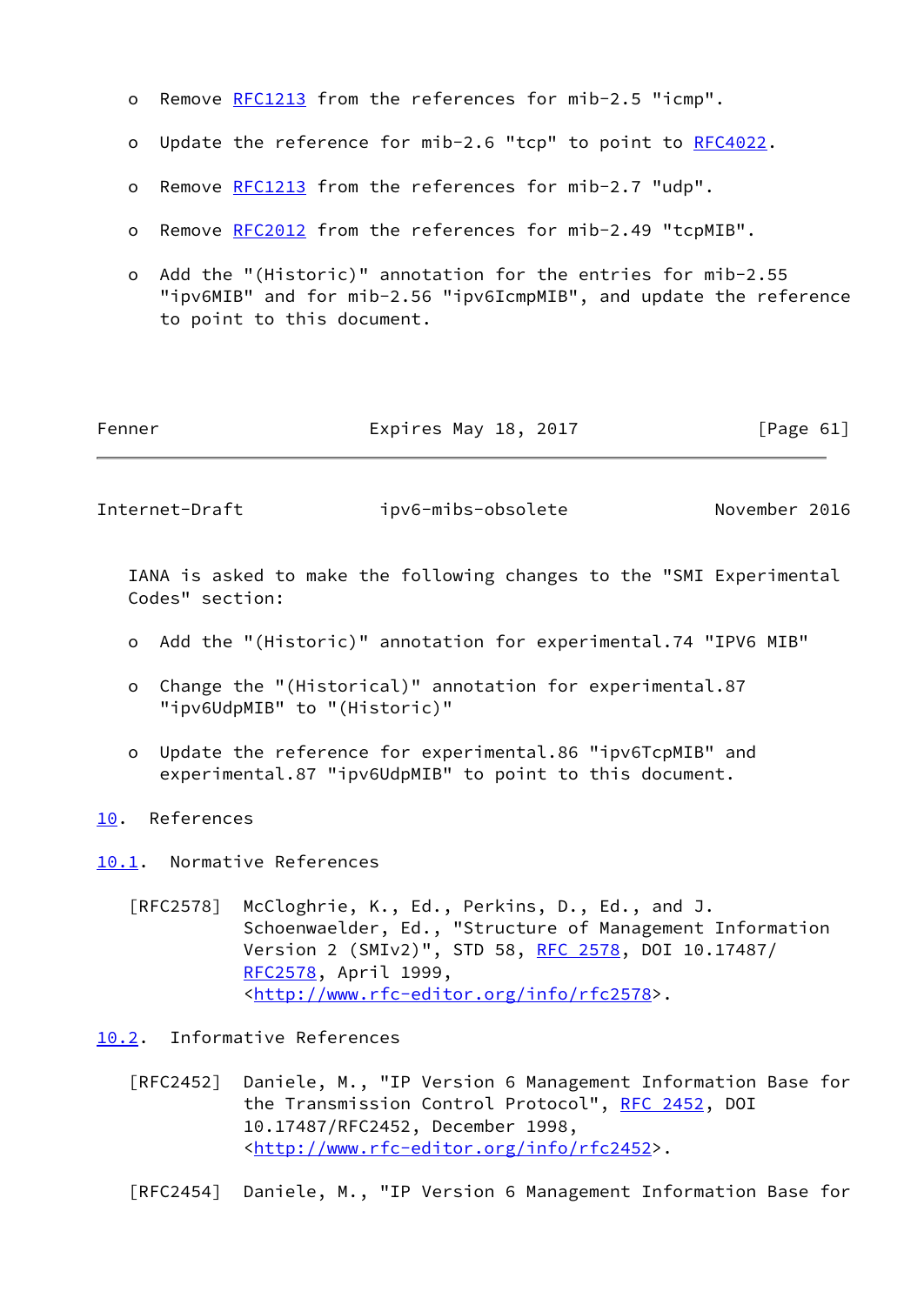- Remove RFC1213 from the references for mib-2.5 "icmp".

- Update the reference for mib-2.6 "tcp" to point to RFC4022.

- Remove RFC1213 from the references for mib-2.7 "udp".

- Remove RFC2012 from the references for mib-2.49 "tcpMIB".

- Add the "(Historic)" annotation for the entries for mib-2.55 "ipv6MIB" and for mib-2.56 "ipv6IcmpMIB", and update the reference to point to this document.

IANA is asked to make the following changes to the "SMI Experimental Codes" section:

- Add the "(Historic)" annotation for experimental.74 "IPV6 MIB"

- Change the "(Historical)" annotation for experimental.87 "ipv6UdpMIB" to "(Historic)"

- Update the reference for experimental.86 "ipv6TcpMIB" and experimental.87 "ipv6UdpMIB" to point to this document.

## 10. References

### 10.1. Normative References

[RFC2578] McCloghrie, K., Ed., Perkins, D., Ed., and J. Schoenwaelder, Ed., "Structure of Management Information Version 2 (SMIv2)", STD 58, RFC 2578, DOI 10.17487/RFC2578, April 1999, <http://www.rfc-editor.org/info/rfc2578>.

### 10.2. Informative References

[RFC2452] Daniele, M., "IP Version 6 Management Information Base for the Transmission Control Protocol", RFC 2452, DOI 10.17487/RFC2452, December 1998, <http://www.rfc-editor.org/info/rfc2452>.

[RFC2454] Daniele, M., "IP Version 6 Management Information Base for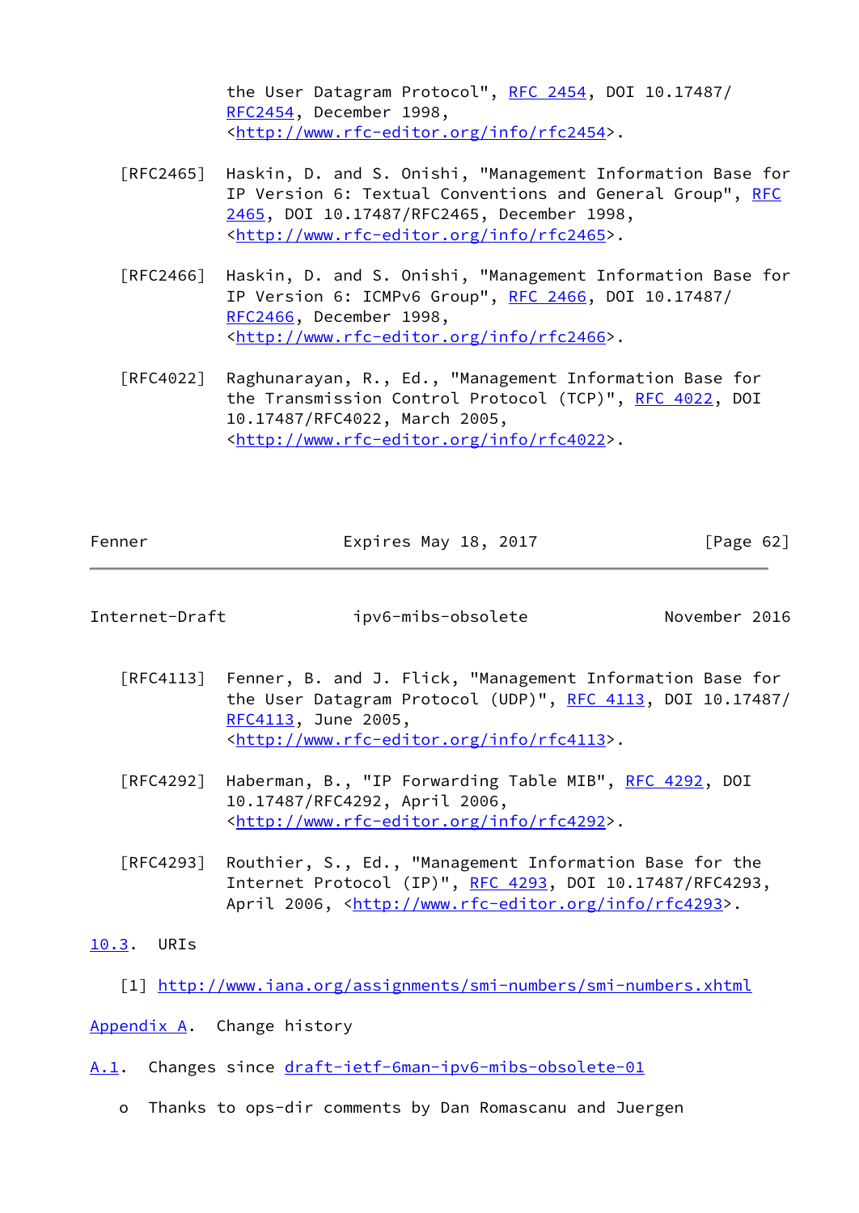the User Datagram Protocol", RFC 2454, DOI 10.17487/RFC2454, December 1998, <http://www.rfc-editor.org/info/rfc2454>.

[RFC2465] Haskin, D. and S. Onishi, "Management Information Base for IP Version 6: Textual Conventions and General Group", RFC 2465, DOI 10.17487/RFC2465, December 1998, <http://www.rfc-editor.org/info/rfc2465>.

[RFC2466] Haskin, D. and S. Onishi, "Management Information Base for IP Version 6: ICMPv6 Group", RFC 2466, DOI 10.17487/RFC2466, December 1998, <http://www.rfc-editor.org/info/rfc2466>.

[RFC4022] Raghunarayan, R., Ed., "Management Information Base for the Transmission Control Protocol (TCP)", RFC 4022, DOI 10.17487/RFC4022, March 2005, <http://www.rfc-editor.org/info/rfc4022>.

[RFC4113] Fenner, B. and J. Flick, "Management Information Base for the User Datagram Protocol (UDP)", RFC 4113, DOI 10.17487/RFC4113, June 2005, <http://www.rfc-editor.org/info/rfc4113>.

[RFC4292] Haberman, B., "IP Forwarding Table MIB", RFC 4292, DOI 10.17487/RFC4292, April 2006, <http://www.rfc-editor.org/info/rfc4292>.

[RFC4293] Routhier, S., Ed., "Management Information Base for the Internet Protocol (IP)", RFC 4293, DOI 10.17487/RFC4293, April 2006, <http://www.rfc-editor.org/info/rfc4293>.

### 10.3. URIs

[1] http://www.iana.org/assignments/smi-numbers/smi-numbers.xhtml

## Appendix A. Change history

### A.1. Changes since draft-ietf-6man-ipv6-mibs-obsolete-01

- Thanks to ops-dir comments by Dan Romascanu and Juergen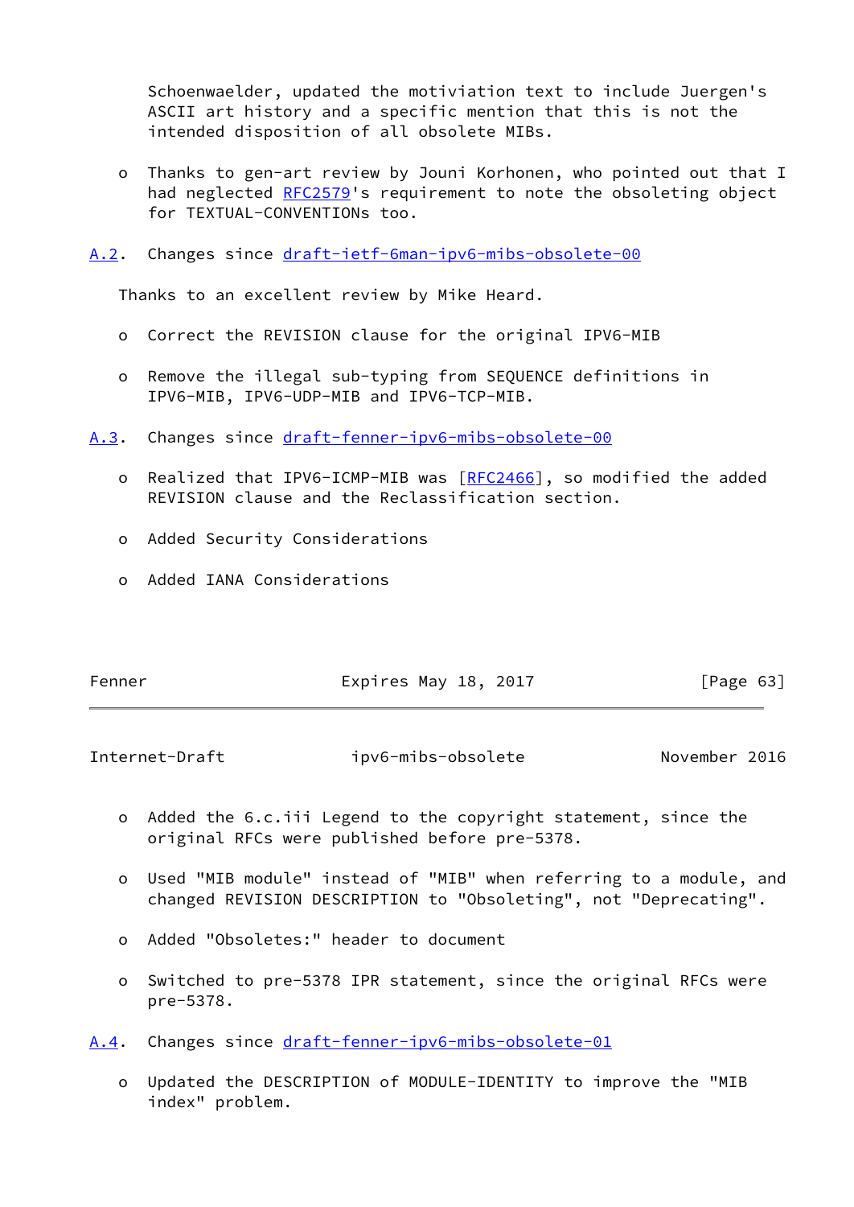Schoenwaelder, updated the motiviation text to include Juergen's ASCII art history and a specific mention that this is not the intended disposition of all obsolete MIBs.

- Thanks to gen-art review by Jouni Korhonen, who pointed out that I had neglected RFC2579's requirement to note the obsoleting object for TEXTUAL-CONVENTIONs too.

### A.2. Changes since draft-ietf-6man-ipv6-mibs-obsolete-00

Thanks to an excellent review by Mike Heard.

- Correct the REVISION clause for the original IPV6-MIB
- Remove the illegal sub-typing from SEQUENCE definitions in IPV6-MIB, IPV6-UDP-MIB and IPV6-TCP-MIB.

### A.3. Changes since draft-fenner-ipv6-mibs-obsolete-00

- Realized that IPV6-ICMP-MIB was [RFC2466], so modified the added REVISION clause and the Reclassification section.
- Added Security Considerations
- Added IANA Considerations
- Added the 6.c.iii Legend to the copyright statement, since the original RFCs were published before pre-5378.
- Used "MIB module" instead of "MIB" when referring to a module, and changed REVISION DESCRIPTION to "Obsoleting", not "Deprecating".
- Added "Obsoletes:" header to document
- Switched to pre-5378 IPR statement, since the original RFCs were pre-5378.

### A.4. Changes since draft-fenner-ipv6-mibs-obsolete-01

- Updated the DESCRIPTION of MODULE-IDENTITY to improve the "MIB index" problem.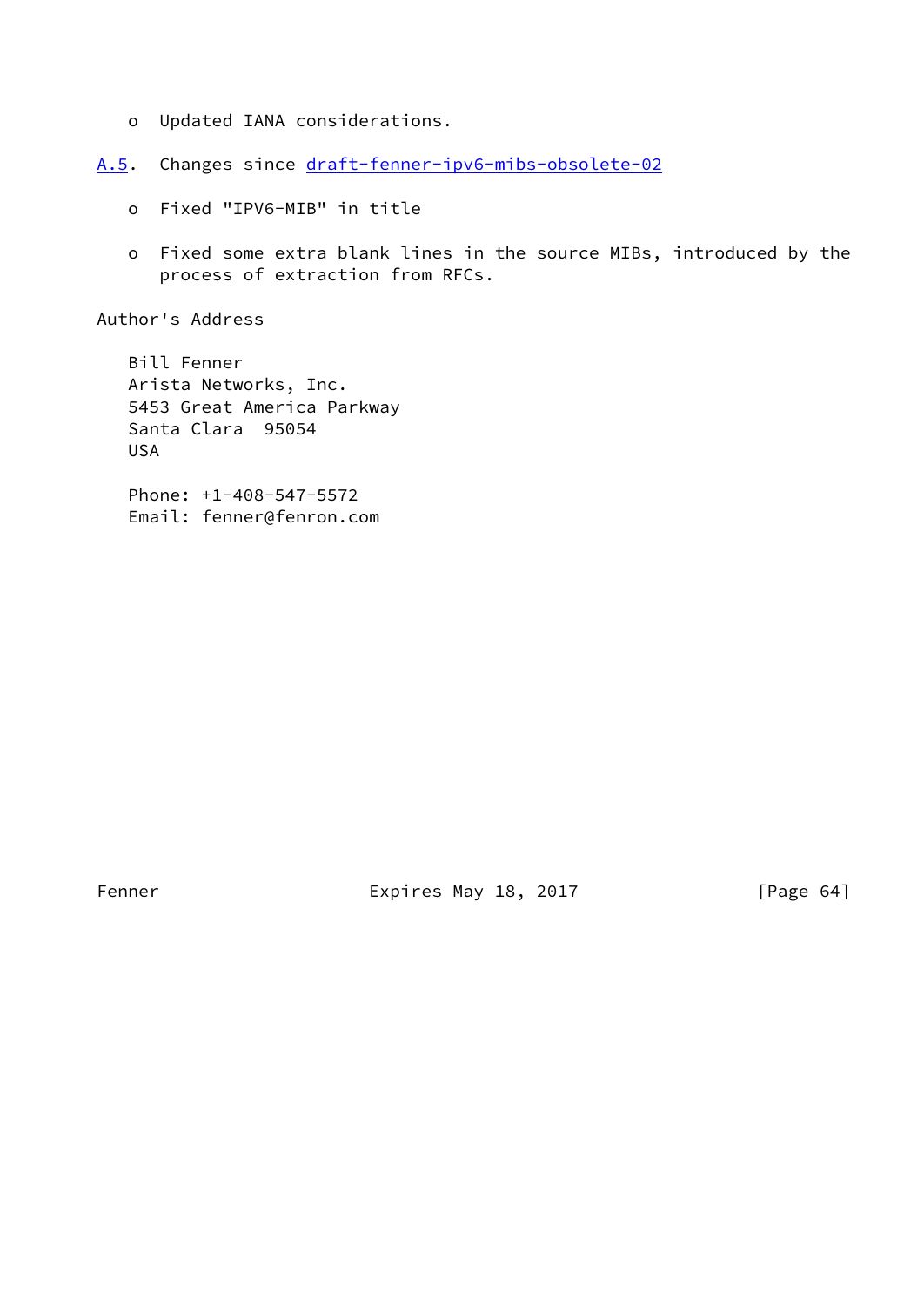- Updated IANA considerations.

### A.5. Changes since draft-fenner-ipv6-mibs-obsolete-02

- Fixed "IPV6-MIB" in title

- Fixed some extra blank lines in the source MIBs, introduced by the process of extraction from RFCs.

## Author's Address

Bill Fenner
Arista Networks, Inc.
5453 Great America Parkway
Santa Clara  95054
USA

Phone: +1-408-547-5572
Email: fenner@fenron.com